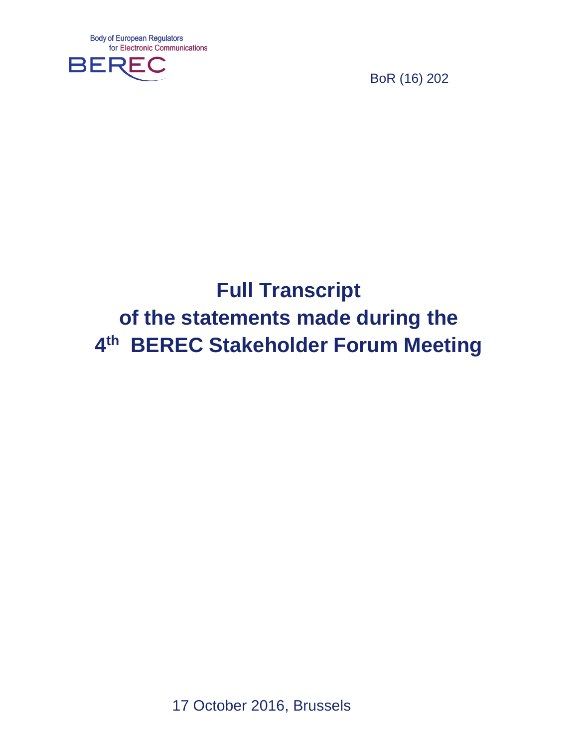Body of European Regulators
for Electronic Communications

BEREC

BoR (16) 202

# Full Transcript of the statements made during the 4th BEREC Stakeholder Forum Meeting

17 October 2016, Brussels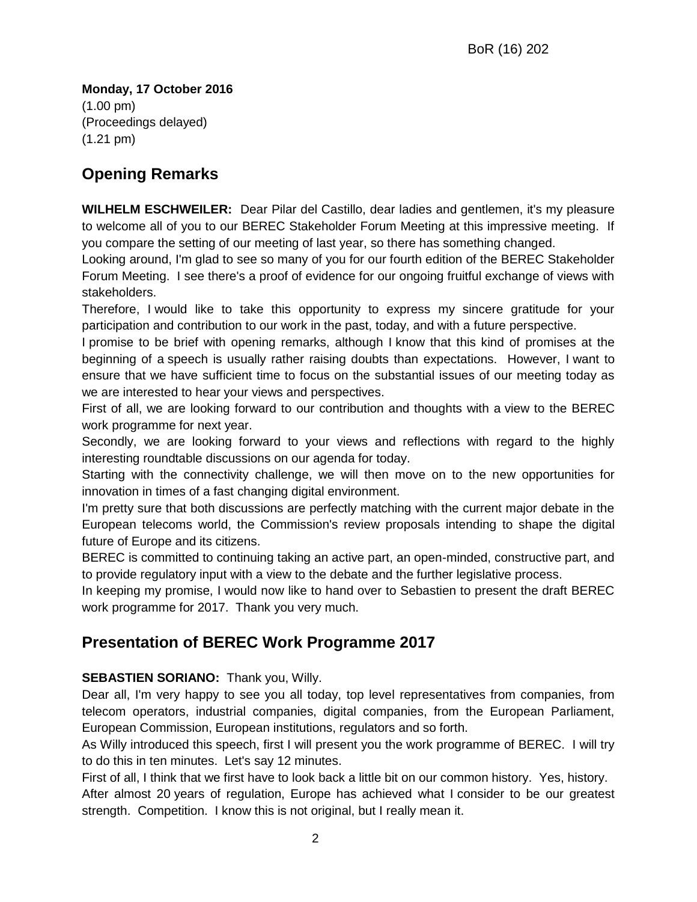**Monday, 17 October 2016**
(1.00 pm)
(Proceedings delayed)
(1.21 pm)

## Opening Remarks

**WILHELM ESCHWEILER:** Dear Pilar del Castillo, dear ladies and gentlemen, it's my pleasure to welcome all of you to our BEREC Stakeholder Forum Meeting at this impressive meeting. If you compare the setting of our meeting of last year, so there has something changed.

Looking around, I'm glad to see so many of you for our fourth edition of the BEREC Stakeholder Forum Meeting. I see there's a proof of evidence for our ongoing fruitful exchange of views with stakeholders.

Therefore, I would like to take this opportunity to express my sincere gratitude for your participation and contribution to our work in the past, today, and with a future perspective.

I promise to be brief with opening remarks, although I know that this kind of promises at the beginning of a speech is usually rather raising doubts than expectations. However, I want to ensure that we have sufficient time to focus on the substantial issues of our meeting today as we are interested to hear your views and perspectives.

First of all, we are looking forward to our contribution and thoughts with a view to the BEREC work programme for next year.

Secondly, we are looking forward to your views and reflections with regard to the highly interesting roundtable discussions on our agenda for today.

Starting with the connectivity challenge, we will then move on to the new opportunities for innovation in times of a fast changing digital environment.

I'm pretty sure that both discussions are perfectly matching with the current major debate in the European telecoms world, the Commission's review proposals intending to shape the digital future of Europe and its citizens.

BEREC is committed to continuing taking an active part, an open-minded, constructive part, and to provide regulatory input with a view to the debate and the further legislative process.

In keeping my promise, I would now like to hand over to Sebastien to present the draft BEREC work programme for 2017. Thank you very much.

## Presentation of BEREC Work Programme 2017

**SEBASTIEN SORIANO:** Thank you, Willy.

Dear all, I'm very happy to see you all today, top level representatives from companies, from telecom operators, industrial companies, digital companies, from the European Parliament, European Commission, European institutions, regulators and so forth.

As Willy introduced this speech, first I will present you the work programme of BEREC. I will try to do this in ten minutes. Let's say 12 minutes.

First of all, I think that we first have to look back a little bit on our common history. Yes, history.

After almost 20 years of regulation, Europe has achieved what I consider to be our greatest strength. Competition. I know this is not original, but I really mean it.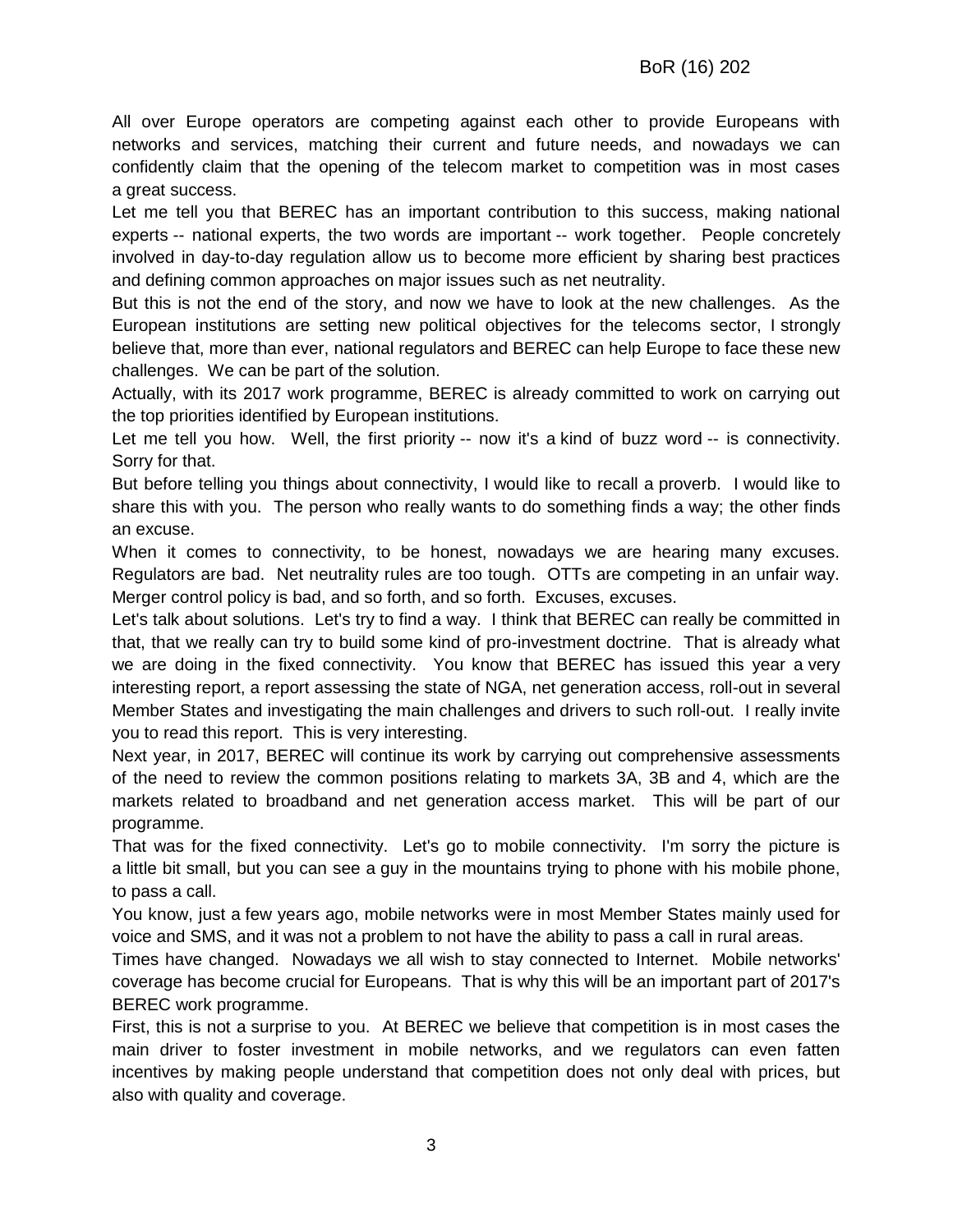All over Europe operators are competing against each other to provide Europeans with networks and services, matching their current and future needs, and nowadays we can confidently claim that the opening of the telecom market to competition was in most cases a great success.

Let me tell you that BEREC has an important contribution to this success, making national experts -- national experts, the two words are important -- work together. People concretely involved in day-to-day regulation allow us to become more efficient by sharing best practices and defining common approaches on major issues such as net neutrality.

But this is not the end of the story, and now we have to look at the new challenges. As the European institutions are setting new political objectives for the telecoms sector, I strongly believe that, more than ever, national regulators and BEREC can help Europe to face these new challenges. We can be part of the solution.

Actually, with its 2017 work programme, BEREC is already committed to work on carrying out the top priorities identified by European institutions.

Let me tell you how. Well, the first priority -- now it's a kind of buzz word -- is connectivity. Sorry for that.

But before telling you things about connectivity, I would like to recall a proverb. I would like to share this with you. The person who really wants to do something finds a way; the other finds an excuse.

When it comes to connectivity, to be honest, nowadays we are hearing many excuses. Regulators are bad. Net neutrality rules are too tough. OTTs are competing in an unfair way. Merger control policy is bad, and so forth, and so forth. Excuses, excuses.

Let's talk about solutions. Let's try to find a way. I think that BEREC can really be committed in that, that we really can try to build some kind of pro-investment doctrine. That is already what we are doing in the fixed connectivity. You know that BEREC has issued this year a very interesting report, a report assessing the state of NGA, net generation access, roll-out in several Member States and investigating the main challenges and drivers to such roll-out. I really invite you to read this report. This is very interesting.

Next year, in 2017, BEREC will continue its work by carrying out comprehensive assessments of the need to review the common positions relating to markets 3A, 3B and 4, which are the markets related to broadband and net generation access market. This will be part of our programme.

That was for the fixed connectivity. Let's go to mobile connectivity. I'm sorry the picture is a little bit small, but you can see a guy in the mountains trying to phone with his mobile phone, to pass a call.

You know, just a few years ago, mobile networks were in most Member States mainly used for voice and SMS, and it was not a problem to not have the ability to pass a call in rural areas.

Times have changed. Nowadays we all wish to stay connected to Internet. Mobile networks' coverage has become crucial for Europeans. That is why this will be an important part of 2017's BEREC work programme.

First, this is not a surprise to you. At BEREC we believe that competition is in most cases the main driver to foster investment in mobile networks, and we regulators can even fatten incentives by making people understand that competition does not only deal with prices, but also with quality and coverage.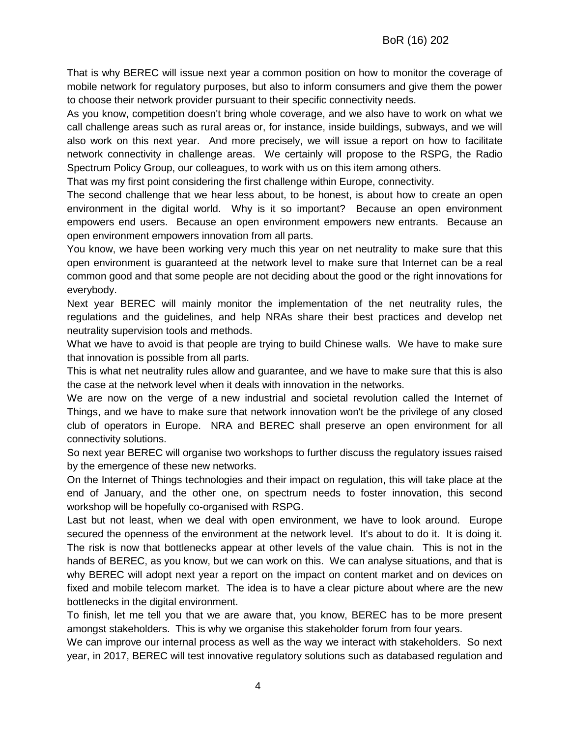That is why BEREC will issue next year a common position on how to monitor the coverage of mobile network for regulatory purposes, but also to inform consumers and give them the power to choose their network provider pursuant to their specific connectivity needs.

As you know, competition doesn't bring whole coverage, and we also have to work on what we call challenge areas such as rural areas or, for instance, inside buildings, subways, and we will also work on this next year. And more precisely, we will issue a report on how to facilitate network connectivity in challenge areas. We certainly will propose to the RSPG, the Radio Spectrum Policy Group, our colleagues, to work with us on this item among others.

That was my first point considering the first challenge within Europe, connectivity.

The second challenge that we hear less about, to be honest, is about how to create an open environment in the digital world. Why is it so important? Because an open environment empowers end users. Because an open environment empowers new entrants. Because an open environment empowers innovation from all parts.

You know, we have been working very much this year on net neutrality to make sure that this open environment is guaranteed at the network level to make sure that Internet can be a real common good and that some people are not deciding about the good or the right innovations for everybody.

Next year BEREC will mainly monitor the implementation of the net neutrality rules, the regulations and the guidelines, and help NRAs share their best practices and develop net neutrality supervision tools and methods.

What we have to avoid is that people are trying to build Chinese walls. We have to make sure that innovation is possible from all parts.

This is what net neutrality rules allow and guarantee, and we have to make sure that this is also the case at the network level when it deals with innovation in the networks.

We are now on the verge of a new industrial and societal revolution called the Internet of Things, and we have to make sure that network innovation won't be the privilege of any closed club of operators in Europe. NRA and BEREC shall preserve an open environment for all connectivity solutions.

So next year BEREC will organise two workshops to further discuss the regulatory issues raised by the emergence of these new networks.

On the Internet of Things technologies and their impact on regulation, this will take place at the end of January, and the other one, on spectrum needs to foster innovation, this second workshop will be hopefully co-organised with RSPG.

Last but not least, when we deal with open environment, we have to look around. Europe secured the openness of the environment at the network level. It's about to do it. It is doing it. The risk is now that bottlenecks appear at other levels of the value chain. This is not in the hands of BEREC, as you know, but we can work on this. We can analyse situations, and that is why BEREC will adopt next year a report on the impact on content market and on devices on fixed and mobile telecom market. The idea is to have a clear picture about where are the new bottlenecks in the digital environment.

To finish, let me tell you that we are aware that, you know, BEREC has to be more present amongst stakeholders. This is why we organise this stakeholder forum from four years.

We can improve our internal process as well as the way we interact with stakeholders. So next year, in 2017, BEREC will test innovative regulatory solutions such as databased regulation and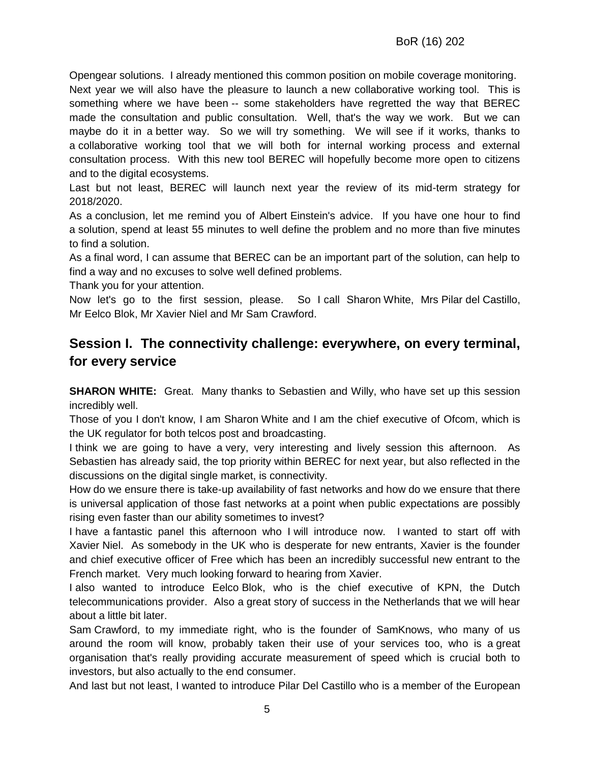Opengear solutions. I already mentioned this common position on mobile coverage monitoring.

Next year we will also have the pleasure to launch a new collaborative working tool. This is something where we have been -- some stakeholders have regretted the way that BEREC made the consultation and public consultation. Well, that's the way we work. But we can maybe do it in a better way. So we will try something. We will see if it works, thanks to a collaborative working tool that we will both for internal working process and external consultation process. With this new tool BEREC will hopefully become more open to citizens and to the digital ecosystems.

Last but not least, BEREC will launch next year the review of its mid-term strategy for 2018/2020.

As a conclusion, let me remind you of Albert Einstein's advice. If you have one hour to find a solution, spend at least 55 minutes to well define the problem and no more than five minutes to find a solution.

As a final word, I can assume that BEREC can be an important part of the solution, can help to find a way and no excuses to solve well defined problems.

Thank you for your attention.

Now let's go to the first session, please. So I call Sharon White, Mrs Pilar del Castillo, Mr Eelco Blok, Mr Xavier Niel and Mr Sam Crawford.

## Session I. The connectivity challenge: everywhere, on every terminal, for every service

**SHARON WHITE:** Great. Many thanks to Sebastien and Willy, who have set up this session incredibly well.

Those of you I don't know, I am Sharon White and I am the chief executive of Ofcom, which is the UK regulator for both telcos post and broadcasting.

I think we are going to have a very, very interesting and lively session this afternoon. As Sebastien has already said, the top priority within BEREC for next year, but also reflected in the discussions on the digital single market, is connectivity.

How do we ensure there is take-up availability of fast networks and how do we ensure that there is universal application of those fast networks at a point when public expectations are possibly rising even faster than our ability sometimes to invest?

I have a fantastic panel this afternoon who I will introduce now. I wanted to start off with Xavier Niel. As somebody in the UK who is desperate for new entrants, Xavier is the founder and chief executive officer of Free which has been an incredibly successful new entrant to the French market. Very much looking forward to hearing from Xavier.

I also wanted to introduce Eelco Blok, who is the chief executive of KPN, the Dutch telecommunications provider. Also a great story of success in the Netherlands that we will hear about a little bit later.

Sam Crawford, to my immediate right, who is the founder of SamKnows, who many of us around the room will know, probably taken their use of your services too, who is a great organisation that's really providing accurate measurement of speed which is crucial both to investors, but also actually to the end consumer.

And last but not least, I wanted to introduce Pilar Del Castillo who is a member of the European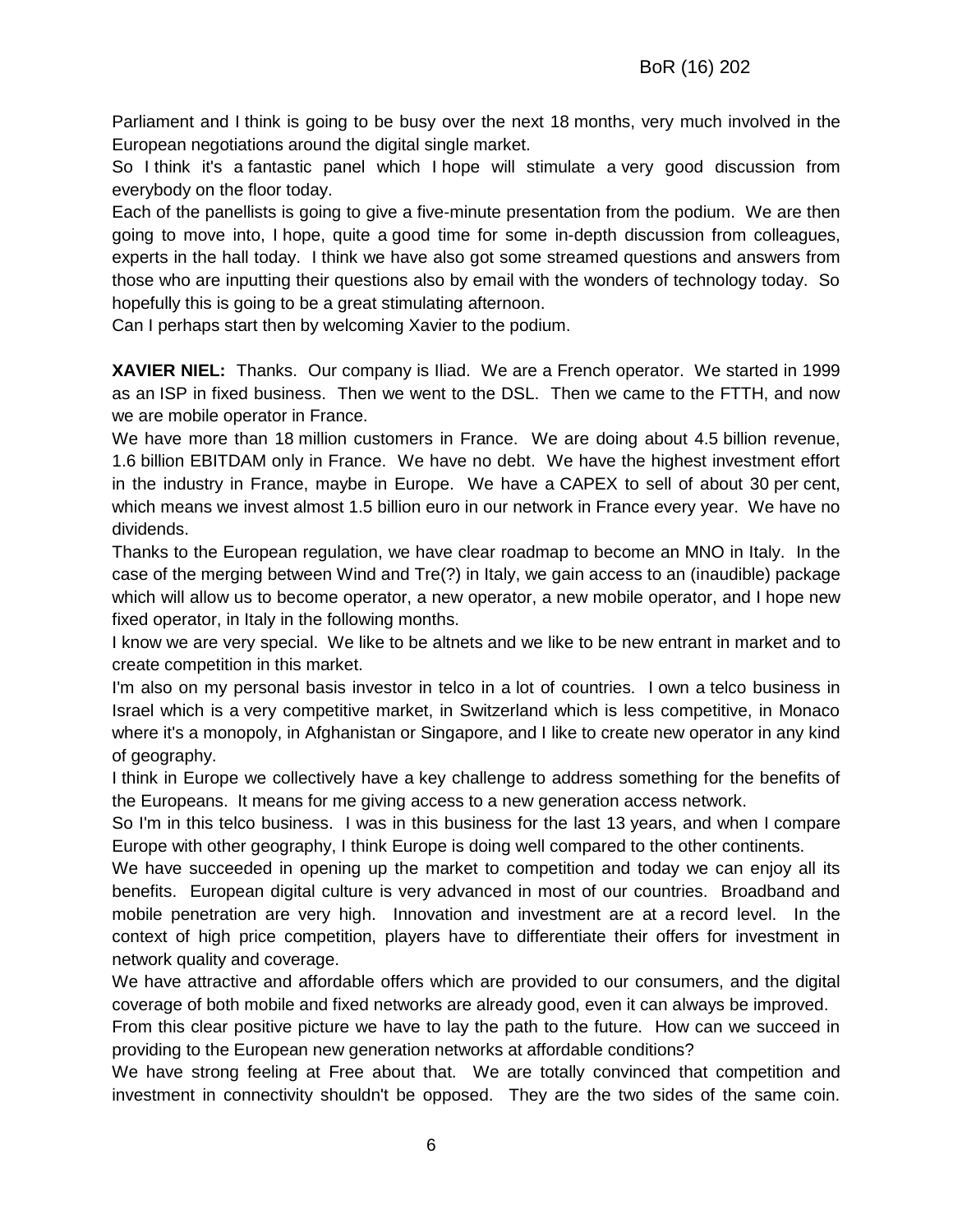Parliament and I think is going to be busy over the next 18 months, very much involved in the European negotiations around the digital single market.

So I think it's a fantastic panel which I hope will stimulate a very good discussion from everybody on the floor today.

Each of the panellists is going to give a five-minute presentation from the podium. We are then going to move into, I hope, quite a good time for some in-depth discussion from colleagues, experts in the hall today. I think we have also got some streamed questions and answers from those who are inputting their questions also by email with the wonders of technology today. So hopefully this is going to be a great stimulating afternoon.

Can I perhaps start then by welcoming Xavier to the podium.

**XAVIER NIEL:** Thanks. Our company is Iliad. We are a French operator. We started in 1999 as an ISP in fixed business. Then we went to the DSL. Then we came to the FTTH, and now we are mobile operator in France.

We have more than 18 million customers in France. We are doing about 4.5 billion revenue, 1.6 billion EBITDAM only in France. We have no debt. We have the highest investment effort in the industry in France, maybe in Europe. We have a CAPEX to sell of about 30 per cent, which means we invest almost 1.5 billion euro in our network in France every year. We have no dividends.

Thanks to the European regulation, we have clear roadmap to become an MNO in Italy. In the case of the merging between Wind and Tre(?) in Italy, we gain access to an (inaudible) package which will allow us to become operator, a new operator, a new mobile operator, and I hope new fixed operator, in Italy in the following months.

I know we are very special. We like to be altnets and we like to be new entrant in market and to create competition in this market.

I'm also on my personal basis investor in telco in a lot of countries. I own a telco business in Israel which is a very competitive market, in Switzerland which is less competitive, in Monaco where it's a monopoly, in Afghanistan or Singapore, and I like to create new operator in any kind of geography.

I think in Europe we collectively have a key challenge to address something for the benefits of the Europeans. It means for me giving access to a new generation access network.

So I'm in this telco business. I was in this business for the last 13 years, and when I compare Europe with other geography, I think Europe is doing well compared to the other continents.

We have succeeded in opening up the market to competition and today we can enjoy all its benefits. European digital culture is very advanced in most of our countries. Broadband and mobile penetration are very high. Innovation and investment are at a record level. In the context of high price competition, players have to differentiate their offers for investment in network quality and coverage.

We have attractive and affordable offers which are provided to our consumers, and the digital coverage of both mobile and fixed networks are already good, even it can always be improved.

From this clear positive picture we have to lay the path to the future. How can we succeed in providing to the European new generation networks at affordable conditions?

We have strong feeling at Free about that. We are totally convinced that competition and investment in connectivity shouldn't be opposed. They are the two sides of the same coin.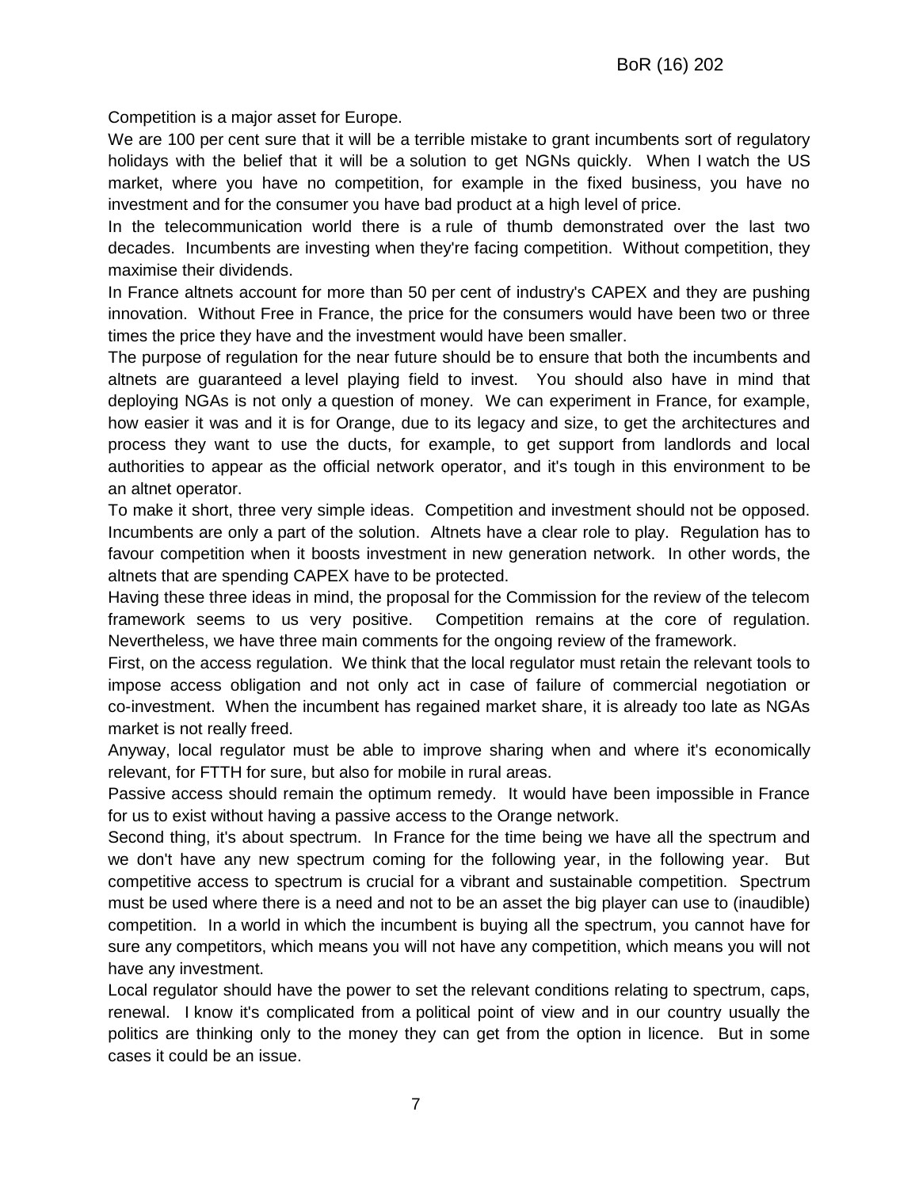Competition is a major asset for Europe.

We are 100 per cent sure that it will be a terrible mistake to grant incumbents sort of regulatory holidays with the belief that it will be a solution to get NGNs quickly. When I watch the US market, where you have no competition, for example in the fixed business, you have no investment and for the consumer you have bad product at a high level of price.

In the telecommunication world there is a rule of thumb demonstrated over the last two decades. Incumbents are investing when they're facing competition. Without competition, they maximise their dividends.

In France altnets account for more than 50 per cent of industry's CAPEX and they are pushing innovation. Without Free in France, the price for the consumers would have been two or three times the price they have and the investment would have been smaller.

The purpose of regulation for the near future should be to ensure that both the incumbents and altnets are guaranteed a level playing field to invest. You should also have in mind that deploying NGAs is not only a question of money. We can experiment in France, for example, how easier it was and it is for Orange, due to its legacy and size, to get the architectures and process they want to use the ducts, for example, to get support from landlords and local authorities to appear as the official network operator, and it's tough in this environment to be an altnet operator.

To make it short, three very simple ideas. Competition and investment should not be opposed. Incumbents are only a part of the solution. Altnets have a clear role to play. Regulation has to favour competition when it boosts investment in new generation network. In other words, the altnets that are spending CAPEX have to be protected.

Having these three ideas in mind, the proposal for the Commission for the review of the telecom framework seems to us very positive. Competition remains at the core of regulation. Nevertheless, we have three main comments for the ongoing review of the framework.

First, on the access regulation. We think that the local regulator must retain the relevant tools to impose access obligation and not only act in case of failure of commercial negotiation or co-investment. When the incumbent has regained market share, it is already too late as NGAs market is not really freed.

Anyway, local regulator must be able to improve sharing when and where it's economically relevant, for FTTH for sure, but also for mobile in rural areas.

Passive access should remain the optimum remedy. It would have been impossible in France for us to exist without having a passive access to the Orange network.

Second thing, it's about spectrum. In France for the time being we have all the spectrum and we don't have any new spectrum coming for the following year, in the following year. But competitive access to spectrum is crucial for a vibrant and sustainable competition. Spectrum must be used where there is a need and not to be an asset the big player can use to (inaudible) competition. In a world in which the incumbent is buying all the spectrum, you cannot have for sure any competitors, which means you will not have any competition, which means you will not have any investment.

Local regulator should have the power to set the relevant conditions relating to spectrum, caps, renewal. I know it's complicated from a political point of view and in our country usually the politics are thinking only to the money they can get from the option in licence. But in some cases it could be an issue.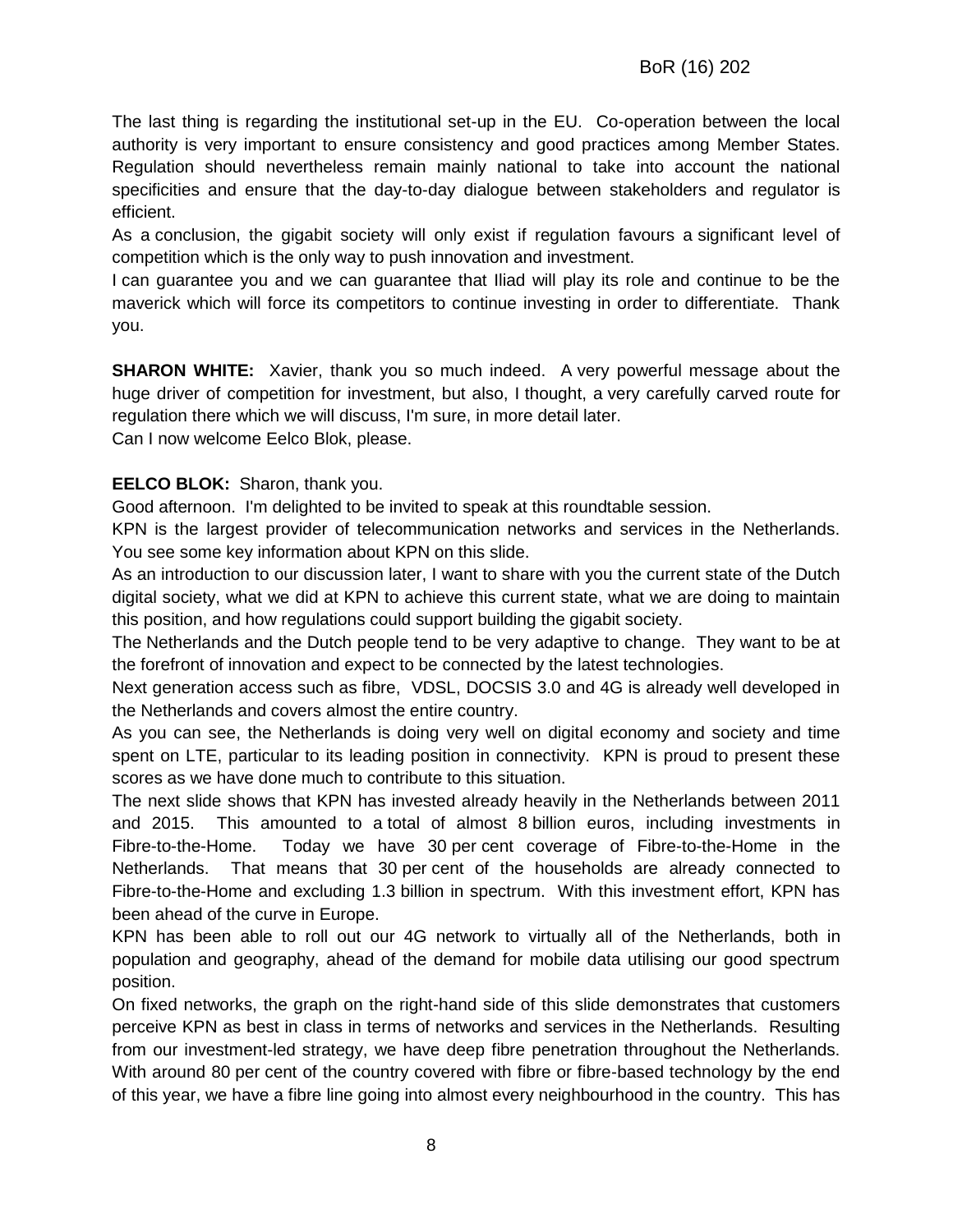The last thing is regarding the institutional set-up in the EU. Co-operation between the local authority is very important to ensure consistency and good practices among Member States. Regulation should nevertheless remain mainly national to take into account the national specificities and ensure that the day-to-day dialogue between stakeholders and regulator is efficient.

As a conclusion, the gigabit society will only exist if regulation favours a significant level of competition which is the only way to push innovation and investment.

I can guarantee you and we can guarantee that Iliad will play its role and continue to be the maverick which will force its competitors to continue investing in order to differentiate. Thank you.

**SHARON WHITE:** Xavier, thank you so much indeed. A very powerful message about the huge driver of competition for investment, but also, I thought, a very carefully carved route for regulation there which we will discuss, I'm sure, in more detail later.

Can I now welcome Eelco Blok, please.

**EELCO BLOK:** Sharon, thank you.

Good afternoon. I'm delighted to be invited to speak at this roundtable session.

KPN is the largest provider of telecommunication networks and services in the Netherlands. You see some key information about KPN on this slide.

As an introduction to our discussion later, I want to share with you the current state of the Dutch digital society, what we did at KPN to achieve this current state, what we are doing to maintain this position, and how regulations could support building the gigabit society.

The Netherlands and the Dutch people tend to be very adaptive to change. They want to be at the forefront of innovation and expect to be connected by the latest technologies.

Next generation access such as fibre, VDSL, DOCSIS 3.0 and 4G is already well developed in the Netherlands and covers almost the entire country.

As you can see, the Netherlands is doing very well on digital economy and society and time spent on LTE, particular to its leading position in connectivity. KPN is proud to present these scores as we have done much to contribute to this situation.

The next slide shows that KPN has invested already heavily in the Netherlands between 2011 and 2015. This amounted to a total of almost 8 billion euros, including investments in Fibre-to-the-Home. Today we have 30 per cent coverage of Fibre-to-the-Home in the Netherlands. That means that 30 per cent of the households are already connected to Fibre-to-the-Home and excluding 1.3 billion in spectrum. With this investment effort, KPN has been ahead of the curve in Europe.

KPN has been able to roll out our 4G network to virtually all of the Netherlands, both in population and geography, ahead of the demand for mobile data utilising our good spectrum position.

On fixed networks, the graph on the right-hand side of this slide demonstrates that customers perceive KPN as best in class in terms of networks and services in the Netherlands. Resulting from our investment-led strategy, we have deep fibre penetration throughout the Netherlands. With around 80 per cent of the country covered with fibre or fibre-based technology by the end of this year, we have a fibre line going into almost every neighbourhood in the country. This has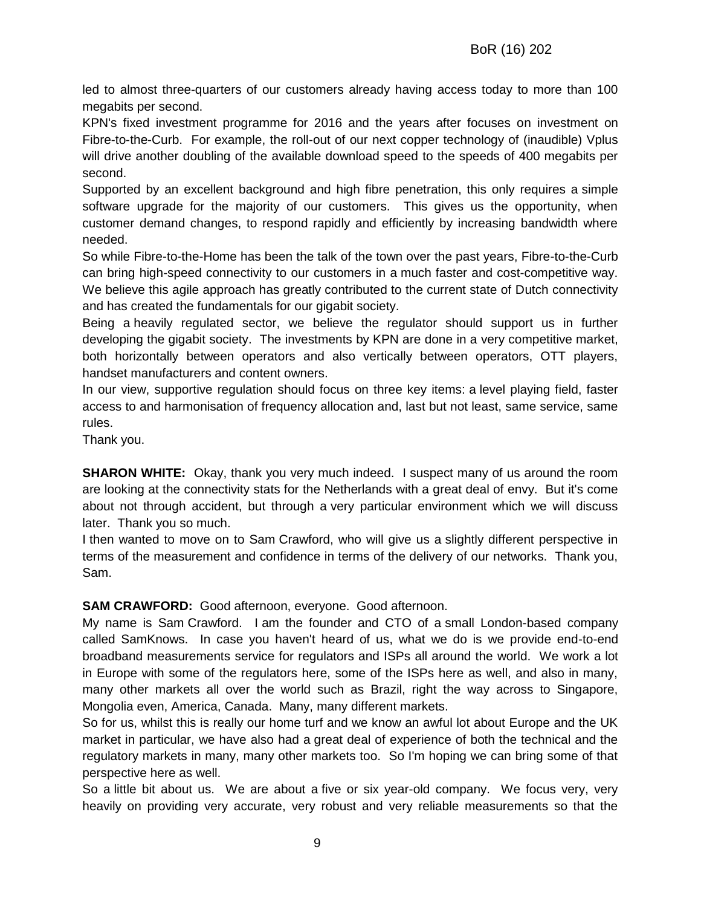led to almost three-quarters of our customers already having access today to more than 100 megabits per second.

KPN's fixed investment programme for 2016 and the years after focuses on investment on Fibre-to-the-Curb. For example, the roll-out of our next copper technology of (inaudible) Vplus will drive another doubling of the available download speed to the speeds of 400 megabits per second.

Supported by an excellent background and high fibre penetration, this only requires a simple software upgrade for the majority of our customers. This gives us the opportunity, when customer demand changes, to respond rapidly and efficiently by increasing bandwidth where needed.

So while Fibre-to-the-Home has been the talk of the town over the past years, Fibre-to-the-Curb can bring high-speed connectivity to our customers in a much faster and cost-competitive way. We believe this agile approach has greatly contributed to the current state of Dutch connectivity and has created the fundamentals for our gigabit society.

Being a heavily regulated sector, we believe the regulator should support us in further developing the gigabit society. The investments by KPN are done in a very competitive market, both horizontally between operators and also vertically between operators, OTT players, handset manufacturers and content owners.

In our view, supportive regulation should focus on three key items: a level playing field, faster access to and harmonisation of frequency allocation and, last but not least, same service, same rules.

Thank you.

**SHARON WHITE:** Okay, thank you very much indeed. I suspect many of us around the room are looking at the connectivity stats for the Netherlands with a great deal of envy. But it's come about not through accident, but through a very particular environment which we will discuss later. Thank you so much.

I then wanted to move on to Sam Crawford, who will give us a slightly different perspective in terms of the measurement and confidence in terms of the delivery of our networks. Thank you, Sam.

**SAM CRAWFORD:** Good afternoon, everyone. Good afternoon.

My name is Sam Crawford. I am the founder and CTO of a small London-based company called SamKnows. In case you haven't heard of us, what we do is we provide end-to-end broadband measurements service for regulators and ISPs all around the world. We work a lot in Europe with some of the regulators here, some of the ISPs here as well, and also in many, many other markets all over the world such as Brazil, right the way across to Singapore, Mongolia even, America, Canada. Many, many different markets.

So for us, whilst this is really our home turf and we know an awful lot about Europe and the UK market in particular, we have also had a great deal of experience of both the technical and the regulatory markets in many, many other markets too. So I'm hoping we can bring some of that perspective here as well.

So a little bit about us. We are about a five or six year-old company. We focus very, very heavily on providing very accurate, very robust and very reliable measurements so that the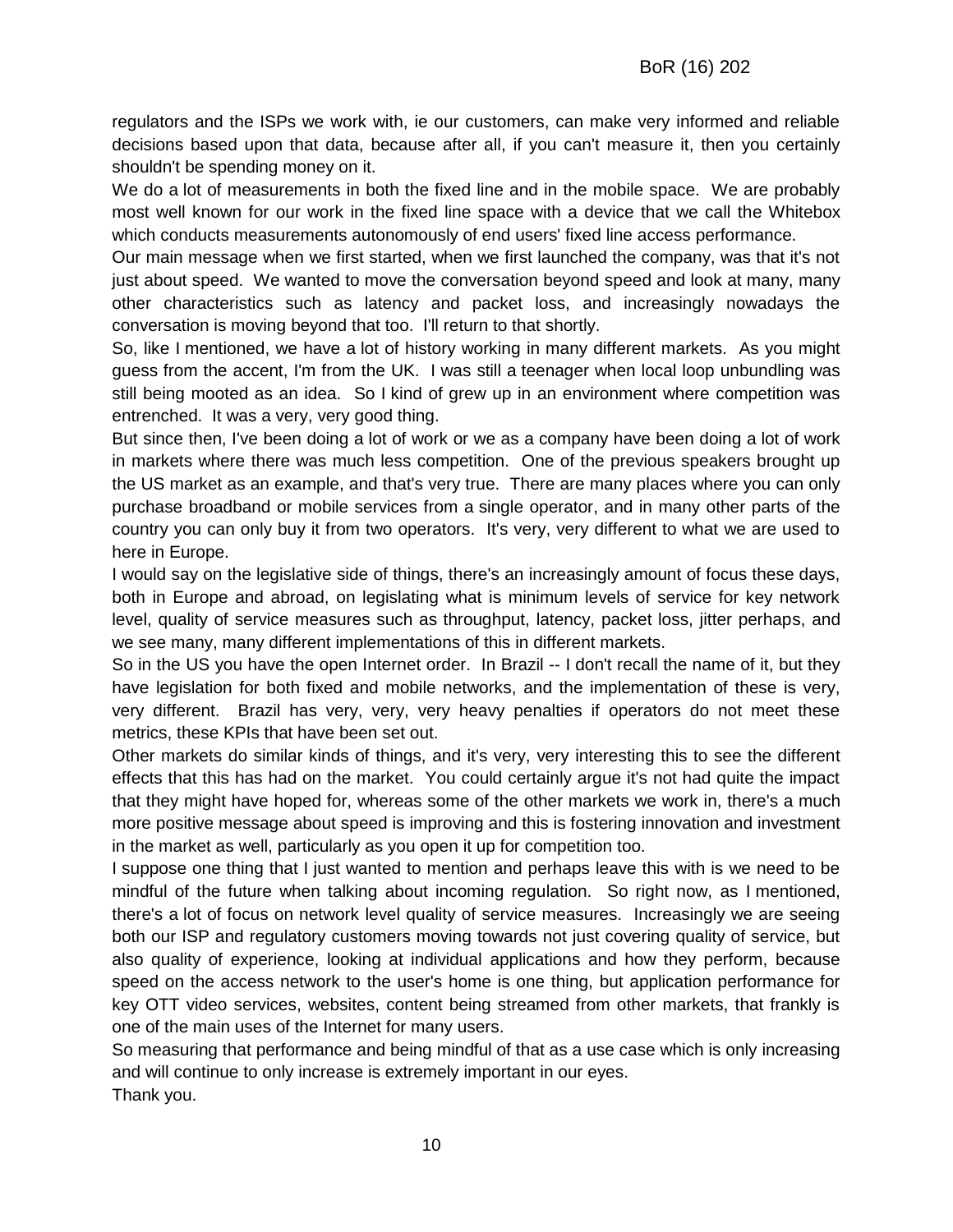regulators and the ISPs we work with, ie our customers, can make very informed and reliable decisions based upon that data, because after all, if you can't measure it, then you certainly shouldn't be spending money on it.

We do a lot of measurements in both the fixed line and in the mobile space. We are probably most well known for our work in the fixed line space with a device that we call the Whitebox which conducts measurements autonomously of end users' fixed line access performance.

Our main message when we first started, when we first launched the company, was that it's not just about speed. We wanted to move the conversation beyond speed and look at many, many other characteristics such as latency and packet loss, and increasingly nowadays the conversation is moving beyond that too. I'll return to that shortly.

So, like I mentioned, we have a lot of history working in many different markets. As you might guess from the accent, I'm from the UK. I was still a teenager when local loop unbundling was still being mooted as an idea. So I kind of grew up in an environment where competition was entrenched. It was a very, very good thing.

But since then, I've been doing a lot of work or we as a company have been doing a lot of work in markets where there was much less competition. One of the previous speakers brought up the US market as an example, and that's very true. There are many places where you can only purchase broadband or mobile services from a single operator, and in many other parts of the country you can only buy it from two operators. It's very, very different to what we are used to here in Europe.

I would say on the legislative side of things, there's an increasingly amount of focus these days, both in Europe and abroad, on legislating what is minimum levels of service for key network level, quality of service measures such as throughput, latency, packet loss, jitter perhaps, and we see many, many different implementations of this in different markets.

So in the US you have the open Internet order. In Brazil -- I don't recall the name of it, but they have legislation for both fixed and mobile networks, and the implementation of these is very, very different. Brazil has very, very, very heavy penalties if operators do not meet these metrics, these KPIs that have been set out.

Other markets do similar kinds of things, and it's very, very interesting this to see the different effects that this has had on the market. You could certainly argue it's not had quite the impact that they might have hoped for, whereas some of the other markets we work in, there's a much more positive message about speed is improving and this is fostering innovation and investment in the market as well, particularly as you open it up for competition too.

I suppose one thing that I just wanted to mention and perhaps leave this with is we need to be mindful of the future when talking about incoming regulation. So right now, as I mentioned, there's a lot of focus on network level quality of service measures. Increasingly we are seeing both our ISP and regulatory customers moving towards not just covering quality of service, but also quality of experience, looking at individual applications and how they perform, because speed on the access network to the user's home is one thing, but application performance for key OTT video services, websites, content being streamed from other markets, that frankly is one of the main uses of the Internet for many users.

So measuring that performance and being mindful of that as a use case which is only increasing and will continue to only increase is extremely important in our eyes.

Thank you.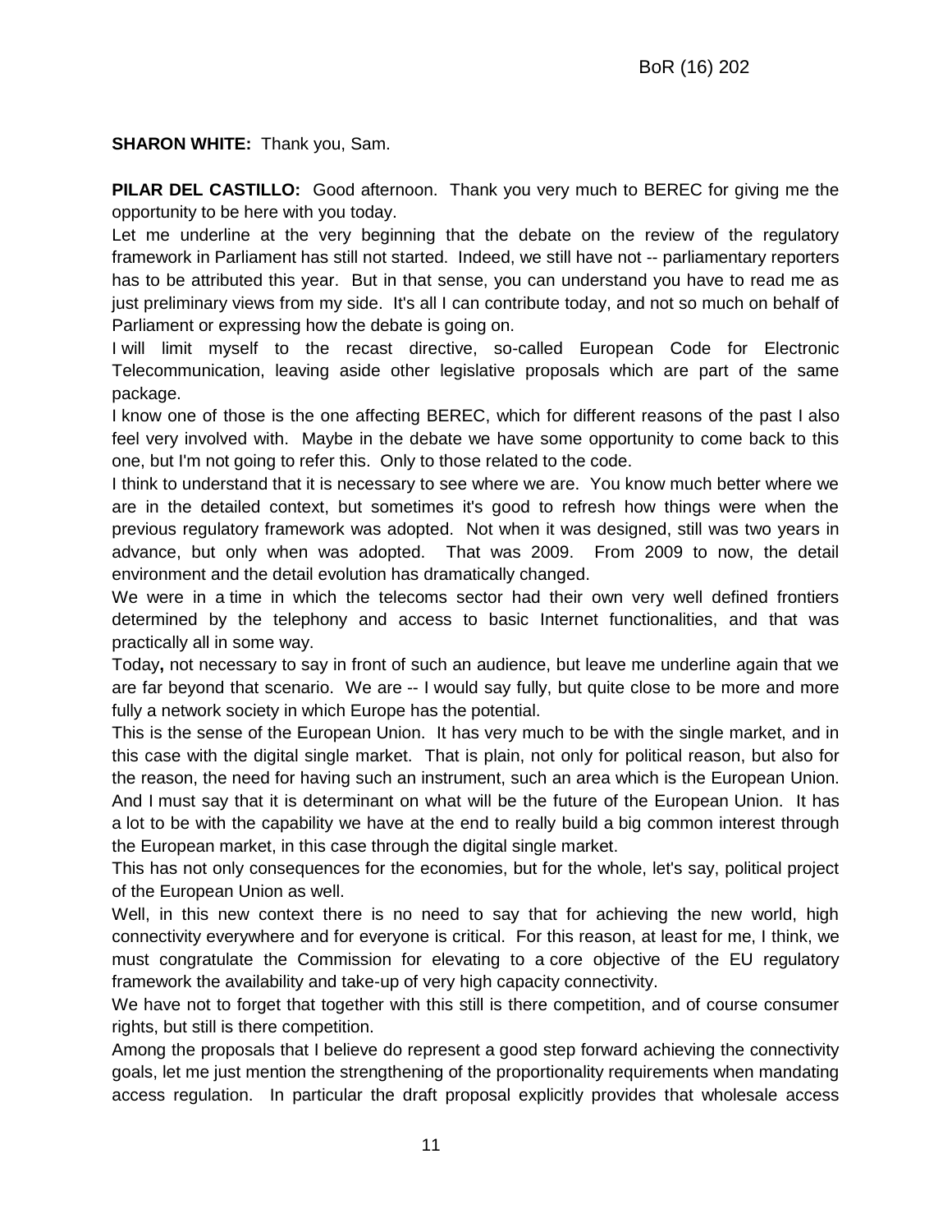**SHARON WHITE:** Thank you, Sam.

**PILAR DEL CASTILLO:** Good afternoon. Thank you very much to BEREC for giving me the opportunity to be here with you today.

Let me underline at the very beginning that the debate on the review of the regulatory framework in Parliament has still not started. Indeed, we still have not -- parliamentary reporters has to be attributed this year. But in that sense, you can understand you have to read me as just preliminary views from my side. It's all I can contribute today, and not so much on behalf of Parliament or expressing how the debate is going on.

I will limit myself to the recast directive, so-called European Code for Electronic Telecommunication, leaving aside other legislative proposals which are part of the same package.

I know one of those is the one affecting BEREC, which for different reasons of the past I also feel very involved with. Maybe in the debate we have some opportunity to come back to this one, but I'm not going to refer this. Only to those related to the code.

I think to understand that it is necessary to see where we are. You know much better where we are in the detailed context, but sometimes it's good to refresh how things were when the previous regulatory framework was adopted. Not when it was designed, still was two years in advance, but only when was adopted. That was 2009. From 2009 to now, the detail environment and the detail evolution has dramatically changed.

We were in a time in which the telecoms sector had their own very well defined frontiers determined by the telephony and access to basic Internet functionalities, and that was practically all in some way.

Today**,** not necessary to say in front of such an audience, but leave me underline again that we are far beyond that scenario. We are -- I would say fully, but quite close to be more and more fully a network society in which Europe has the potential.

This is the sense of the European Union. It has very much to be with the single market, and in this case with the digital single market. That is plain, not only for political reason, but also for the reason, the need for having such an instrument, such an area which is the European Union. And I must say that it is determinant on what will be the future of the European Union. It has a lot to be with the capability we have at the end to really build a big common interest through the European market, in this case through the digital single market.

This has not only consequences for the economies, but for the whole, let's say, political project of the European Union as well.

Well, in this new context there is no need to say that for achieving the new world, high connectivity everywhere and for everyone is critical. For this reason, at least for me, I think, we must congratulate the Commission for elevating to a core objective of the EU regulatory framework the availability and take-up of very high capacity connectivity.

We have not to forget that together with this still is there competition, and of course consumer rights, but still is there competition.

Among the proposals that I believe do represent a good step forward achieving the connectivity goals, let me just mention the strengthening of the proportionality requirements when mandating access regulation. In particular the draft proposal explicitly provides that wholesale access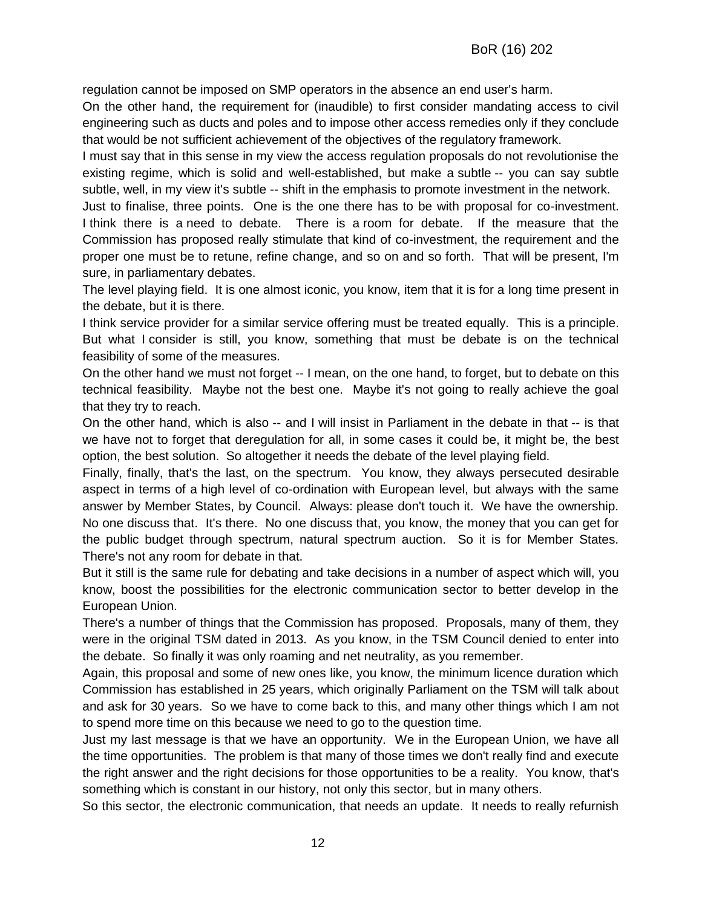regulation cannot be imposed on SMP operators in the absence an end user's harm.

On the other hand, the requirement for (inaudible) to first consider mandating access to civil engineering such as ducts and poles and to impose other access remedies only if they conclude that would be not sufficient achievement of the objectives of the regulatory framework.

I must say that in this sense in my view the access regulation proposals do not revolutionise the existing regime, which is solid and well-established, but make a subtle -- you can say subtle subtle, well, in my view it's subtle -- shift in the emphasis to promote investment in the network.

Just to finalise, three points. One is the one there has to be with proposal for co-investment. I think there is a need to debate. There is a room for debate. If the measure that the Commission has proposed really stimulate that kind of co-investment, the requirement and the proper one must be to retune, refine change, and so on and so forth. That will be present, I'm sure, in parliamentary debates.

The level playing field. It is one almost iconic, you know, item that it is for a long time present in the debate, but it is there.

I think service provider for a similar service offering must be treated equally. This is a principle. But what I consider is still, you know, something that must be debate is on the technical feasibility of some of the measures.

On the other hand we must not forget -- I mean, on the one hand, to forget, but to debate on this technical feasibility. Maybe not the best one. Maybe it's not going to really achieve the goal that they try to reach.

On the other hand, which is also -- and I will insist in Parliament in the debate in that -- is that we have not to forget that deregulation for all, in some cases it could be, it might be, the best option, the best solution. So altogether it needs the debate of the level playing field.

Finally, finally, that's the last, on the spectrum. You know, they always persecuted desirable aspect in terms of a high level of co-ordination with European level, but always with the same answer by Member States, by Council. Always: please don't touch it. We have the ownership. No one discuss that. It's there. No one discuss that, you know, the money that you can get for the public budget through spectrum, natural spectrum auction. So it is for Member States. There's not any room for debate in that.

But it still is the same rule for debating and take decisions in a number of aspect which will, you know, boost the possibilities for the electronic communication sector to better develop in the European Union.

There's a number of things that the Commission has proposed. Proposals, many of them, they were in the original TSM dated in 2013. As you know, in the TSM Council denied to enter into the debate. So finally it was only roaming and net neutrality, as you remember.

Again, this proposal and some of new ones like, you know, the minimum licence duration which Commission has established in 25 years, which originally Parliament on the TSM will talk about and ask for 30 years. So we have to come back to this, and many other things which I am not to spend more time on this because we need to go to the question time.

Just my last message is that we have an opportunity. We in the European Union, we have all the time opportunities. The problem is that many of those times we don't really find and execute the right answer and the right decisions for those opportunities to be a reality. You know, that's something which is constant in our history, not only this sector, but in many others.

So this sector, the electronic communication, that needs an update. It needs to really refurnish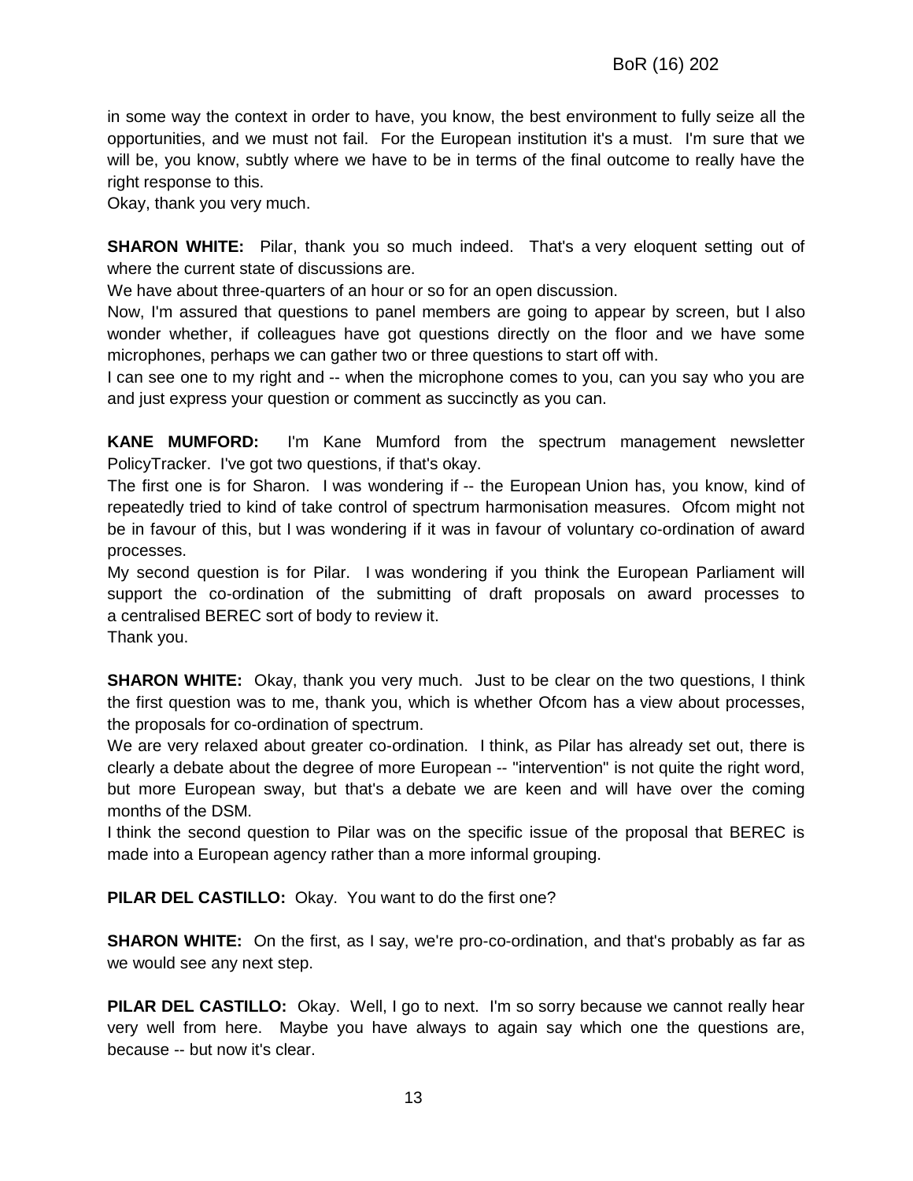in some way the context in order to have, you know, the best environment to fully seize all the opportunities, and we must not fail. For the European institution it's a must. I'm sure that we will be, you know, subtly where we have to be in terms of the final outcome to really have the right response to this.
Okay, thank you very much.

**SHARON WHITE:** Pilar, thank you so much indeed. That's a very eloquent setting out of where the current state of discussions are.
We have about three-quarters of an hour or so for an open discussion.
Now, I'm assured that questions to panel members are going to appear by screen, but I also wonder whether, if colleagues have got questions directly on the floor and we have some microphones, perhaps we can gather two or three questions to start off with.
I can see one to my right and -- when the microphone comes to you, can you say who you are and just express your question or comment as succinctly as you can.

**KANE MUMFORD:** I'm Kane Mumford from the spectrum management newsletter PolicyTracker. I've got two questions, if that's okay.
The first one is for Sharon. I was wondering if -- the European Union has, you know, kind of repeatedly tried to kind of take control of spectrum harmonisation measures. Ofcom might not be in favour of this, but I was wondering if it was in favour of voluntary co-ordination of award processes.
My second question is for Pilar. I was wondering if you think the European Parliament will support the co-ordination of the submitting of draft proposals on award processes to a centralised BEREC sort of body to review it.
Thank you.

**SHARON WHITE:** Okay, thank you very much. Just to be clear on the two questions, I think the first question was to me, thank you, which is whether Ofcom has a view about processes, the proposals for co-ordination of spectrum.
We are very relaxed about greater co-ordination. I think, as Pilar has already set out, there is clearly a debate about the degree of more European -- "intervention" is not quite the right word, but more European sway, but that's a debate we are keen and will have over the coming months of the DSM.
I think the second question to Pilar was on the specific issue of the proposal that BEREC is made into a European agency rather than a more informal grouping.

**PILAR DEL CASTILLO:** Okay. You want to do the first one?

**SHARON WHITE:** On the first, as I say, we're pro-co-ordination, and that's probably as far as we would see any next step.

**PILAR DEL CASTILLO:** Okay. Well, I go to next. I'm so sorry because we cannot really hear very well from here. Maybe you have always to again say which one the questions are, because -- but now it's clear.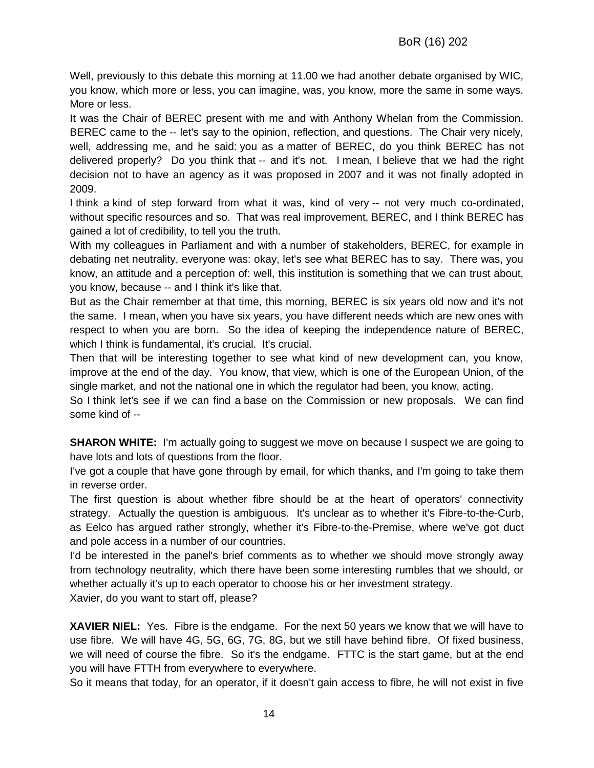Well, previously to this debate this morning at 11.00 we had another debate organised by WIC, you know, which more or less, you can imagine, was, you know, more the same in some ways. More or less.

It was the Chair of BEREC present with me and with Anthony Whelan from the Commission. BEREC came to the -- let's say to the opinion, reflection, and questions. The Chair very nicely, well, addressing me, and he said: you as a matter of BEREC, do you think BEREC has not delivered properly? Do you think that -- and it's not. I mean, I believe that we had the right decision not to have an agency as it was proposed in 2007 and it was not finally adopted in 2009.

I think a kind of step forward from what it was, kind of very -- not very much co-ordinated, without specific resources and so. That was real improvement, BEREC, and I think BEREC has gained a lot of credibility, to tell you the truth.

With my colleagues in Parliament and with a number of stakeholders, BEREC, for example in debating net neutrality, everyone was: okay, let's see what BEREC has to say. There was, you know, an attitude and a perception of: well, this institution is something that we can trust about, you know, because -- and I think it's like that.

But as the Chair remember at that time, this morning, BEREC is six years old now and it's not the same. I mean, when you have six years, you have different needs which are new ones with respect to when you are born. So the idea of keeping the independence nature of BEREC, which I think is fundamental, it's crucial. It's crucial.

Then that will be interesting together to see what kind of new development can, you know, improve at the end of the day. You know, that view, which is one of the European Union, of the single market, and not the national one in which the regulator had been, you know, acting.

So I think let's see if we can find a base on the Commission or new proposals. We can find some kind of --

**SHARON WHITE:** I'm actually going to suggest we move on because I suspect we are going to have lots and lots of questions from the floor.

I've got a couple that have gone through by email, for which thanks, and I'm going to take them in reverse order.

The first question is about whether fibre should be at the heart of operators' connectivity strategy. Actually the question is ambiguous. It's unclear as to whether it's Fibre-to-the-Curb, as Eelco has argued rather strongly, whether it's Fibre-to-the-Premise, where we've got duct and pole access in a number of our countries.

I'd be interested in the panel's brief comments as to whether we should move strongly away from technology neutrality, which there have been some interesting rumbles that we should, or whether actually it's up to each operator to choose his or her investment strategy.

Xavier, do you want to start off, please?

**XAVIER NIEL:** Yes. Fibre is the endgame. For the next 50 years we know that we will have to use fibre. We will have 4G, 5G, 6G, 7G, 8G, but we still have behind fibre. Of fixed business, we will need of course the fibre. So it's the endgame. FTTC is the start game, but at the end you will have FTTH from everywhere to everywhere.

So it means that today, for an operator, if it doesn't gain access to fibre, he will not exist in five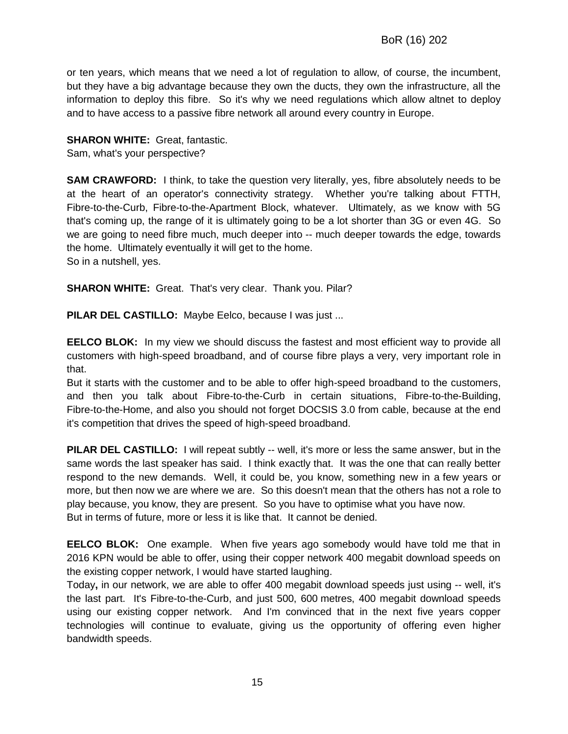or ten years, which means that we need a lot of regulation to allow, of course, the incumbent, but they have a big advantage because they own the ducts, they own the infrastructure, all the information to deploy this fibre. So it's why we need regulations which allow altnet to deploy and to have access to a passive fibre network all around every country in Europe.

**SHARON WHITE:** Great, fantastic.
Sam, what's your perspective?

**SAM CRAWFORD:** I think, to take the question very literally, yes, fibre absolutely needs to be at the heart of an operator's connectivity strategy. Whether you're talking about FTTH, Fibre-to-the-Curb, Fibre-to-the-Apartment Block, whatever. Ultimately, as we know with 5G that's coming up, the range of it is ultimately going to be a lot shorter than 3G or even 4G. So we are going to need fibre much, much deeper into -- much deeper towards the edge, towards the home. Ultimately eventually it will get to the home.
So in a nutshell, yes.

**SHARON WHITE:** Great. That's very clear. Thank you. Pilar?

**PILAR DEL CASTILLO:** Maybe Eelco, because I was just ...

**EELCO BLOK:** In my view we should discuss the fastest and most efficient way to provide all customers with high-speed broadband, and of course fibre plays a very, very important role in that.
But it starts with the customer and to be able to offer high-speed broadband to the customers, and then you talk about Fibre-to-the-Curb in certain situations, Fibre-to-the-Building, Fibre-to-the-Home, and also you should not forget DOCSIS 3.0 from cable, because at the end it's competition that drives the speed of high-speed broadband.

**PILAR DEL CASTILLO:** I will repeat subtly -- well, it's more or less the same answer, but in the same words the last speaker has said. I think exactly that. It was the one that can really better respond to the new demands. Well, it could be, you know, something new in a few years or more, but then now we are where we are. So this doesn't mean that the others has not a role to play because, you know, they are present. So you have to optimise what you have now.
But in terms of future, more or less it is like that. It cannot be denied.

**EELCO BLOK:** One example. When five years ago somebody would have told me that in 2016 KPN would be able to offer, using their copper network 400 megabit download speeds on the existing copper network, I would have started laughing.
Today**,** in our network, we are able to offer 400 megabit download speeds just using -- well, it's the last part. It's Fibre-to-the-Curb, and just 500, 600 metres, 400 megabit download speeds using our existing copper network. And I'm convinced that in the next five years copper technologies will continue to evaluate, giving us the opportunity of offering even higher bandwidth speeds.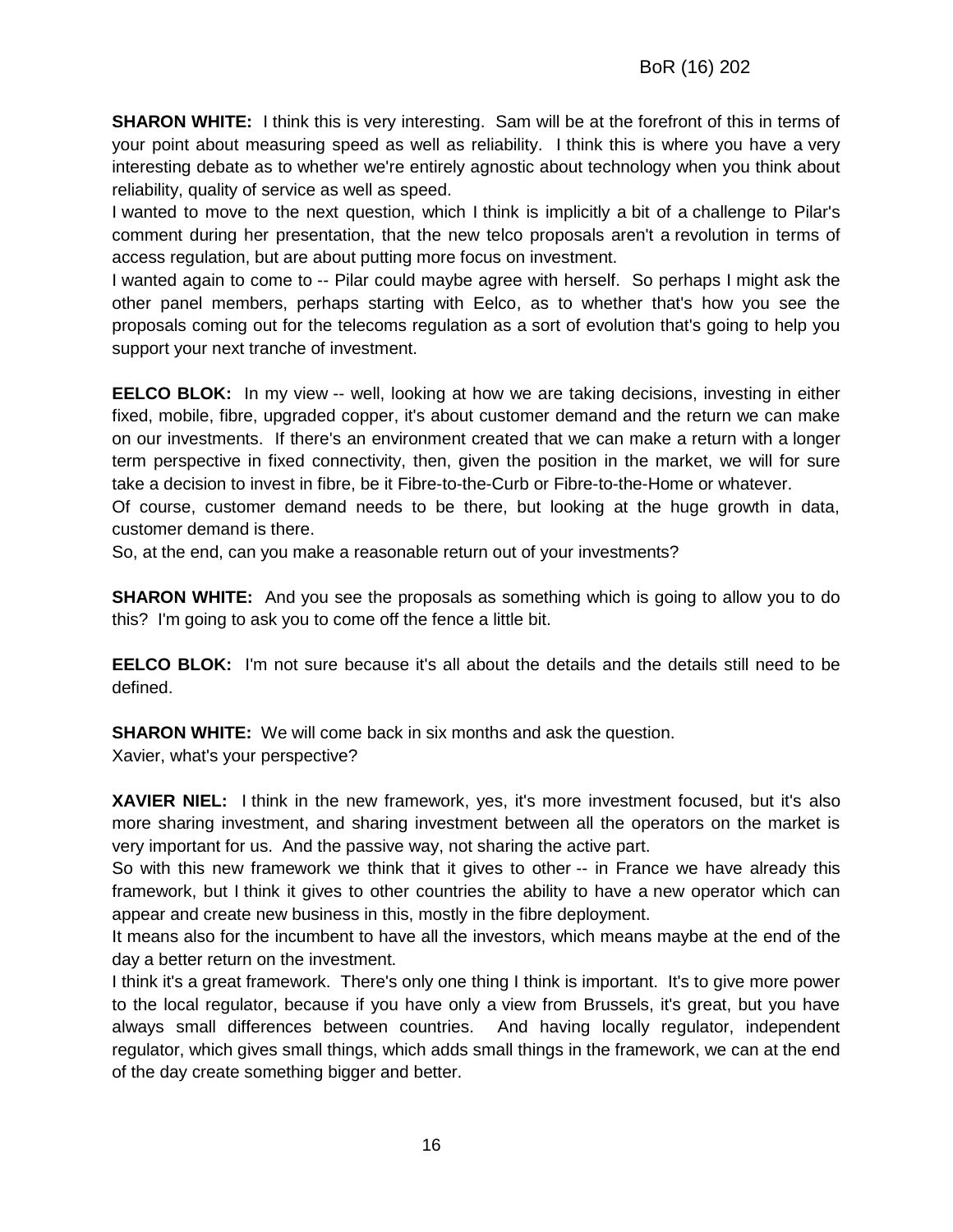**SHARON WHITE:** I think this is very interesting. Sam will be at the forefront of this in terms of your point about measuring speed as well as reliability. I think this is where you have a very interesting debate as to whether we're entirely agnostic about technology when you think about reliability, quality of service as well as speed.

I wanted to move to the next question, which I think is implicitly a bit of a challenge to Pilar's comment during her presentation, that the new telco proposals aren't a revolution in terms of access regulation, but are about putting more focus on investment.

I wanted again to come to -- Pilar could maybe agree with herself. So perhaps I might ask the other panel members, perhaps starting with Eelco, as to whether that's how you see the proposals coming out for the telecoms regulation as a sort of evolution that's going to help you support your next tranche of investment.

**EELCO BLOK:** In my view -- well, looking at how we are taking decisions, investing in either fixed, mobile, fibre, upgraded copper, it's about customer demand and the return we can make on our investments. If there's an environment created that we can make a return with a longer term perspective in fixed connectivity, then, given the position in the market, we will for sure take a decision to invest in fibre, be it Fibre-to-the-Curb or Fibre-to-the-Home or whatever.

Of course, customer demand needs to be there, but looking at the huge growth in data, customer demand is there.

So, at the end, can you make a reasonable return out of your investments?

**SHARON WHITE:** And you see the proposals as something which is going to allow you to do this? I'm going to ask you to come off the fence a little bit.

**EELCO BLOK:** I'm not sure because it's all about the details and the details still need to be defined.

**SHARON WHITE:** We will come back in six months and ask the question.

Xavier, what's your perspective?

**XAVIER NIEL:** I think in the new framework, yes, it's more investment focused, but it's also more sharing investment, and sharing investment between all the operators on the market is very important for us. And the passive way, not sharing the active part.

So with this new framework we think that it gives to other -- in France we have already this framework, but I think it gives to other countries the ability to have a new operator which can appear and create new business in this, mostly in the fibre deployment.

It means also for the incumbent to have all the investors, which means maybe at the end of the day a better return on the investment.

I think it's a great framework. There's only one thing I think is important. It's to give more power to the local regulator, because if you have only a view from Brussels, it's great, but you have always small differences between countries. And having locally regulator, independent regulator, which gives small things, which adds small things in the framework, we can at the end of the day create something bigger and better.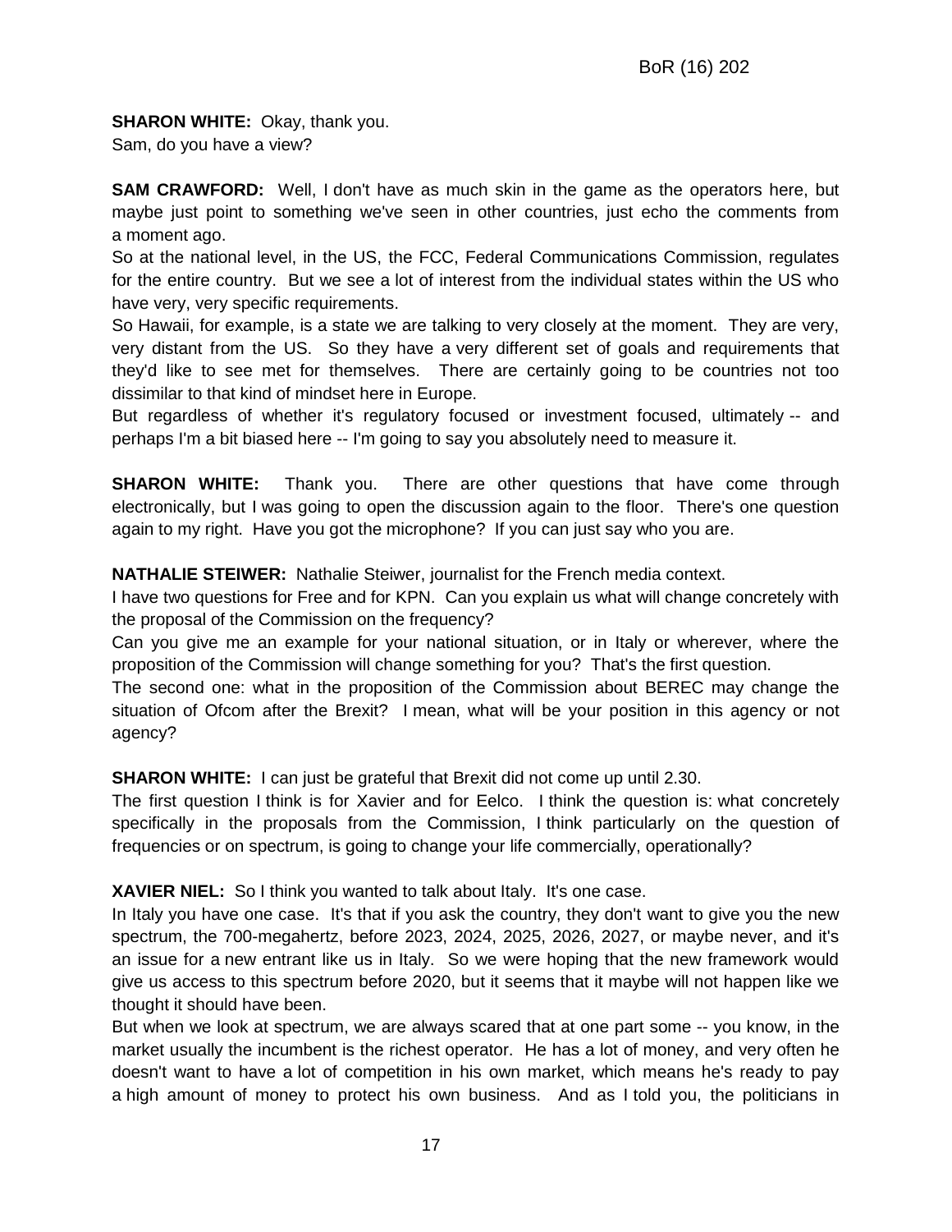**SHARON WHITE:** Okay, thank you.
Sam, do you have a view?

**SAM CRAWFORD:** Well, I don't have as much skin in the game as the operators here, but maybe just point to something we've seen in other countries, just echo the comments from a moment ago.
So at the national level, in the US, the FCC, Federal Communications Commission, regulates for the entire country. But we see a lot of interest from the individual states within the US who have very, very specific requirements.
So Hawaii, for example, is a state we are talking to very closely at the moment. They are very, very distant from the US. So they have a very different set of goals and requirements that they'd like to see met for themselves. There are certainly going to be countries not too dissimilar to that kind of mindset here in Europe.
But regardless of whether it's regulatory focused or investment focused, ultimately -- and perhaps I'm a bit biased here -- I'm going to say you absolutely need to measure it.

**SHARON WHITE:** Thank you. There are other questions that have come through electronically, but I was going to open the discussion again to the floor. There's one question again to my right. Have you got the microphone? If you can just say who you are.

**NATHALIE STEIWER:** Nathalie Steiwer, journalist for the French media context.
I have two questions for Free and for KPN. Can you explain us what will change concretely with the proposal of the Commission on the frequency?
Can you give me an example for your national situation, or in Italy or wherever, where the proposition of the Commission will change something for you? That's the first question.
The second one: what in the proposition of the Commission about BEREC may change the situation of Ofcom after the Brexit? I mean, what will be your position in this agency or not agency?

**SHARON WHITE:** I can just be grateful that Brexit did not come up until 2.30.
The first question I think is for Xavier and for Eelco. I think the question is: what concretely specifically in the proposals from the Commission, I think particularly on the question of frequencies or on spectrum, is going to change your life commercially, operationally?

**XAVIER NIEL:** So I think you wanted to talk about Italy. It's one case.
In Italy you have one case. It's that if you ask the country, they don't want to give you the new spectrum, the 700-megahertz, before 2023, 2024, 2025, 2026, 2027, or maybe never, and it's an issue for a new entrant like us in Italy. So we were hoping that the new framework would give us access to this spectrum before 2020, but it seems that it maybe will not happen like we thought it should have been.
But when we look at spectrum, we are always scared that at one part some -- you know, in the market usually the incumbent is the richest operator. He has a lot of money, and very often he doesn't want to have a lot of competition in his own market, which means he's ready to pay a high amount of money to protect his own business. And as I told you, the politicians in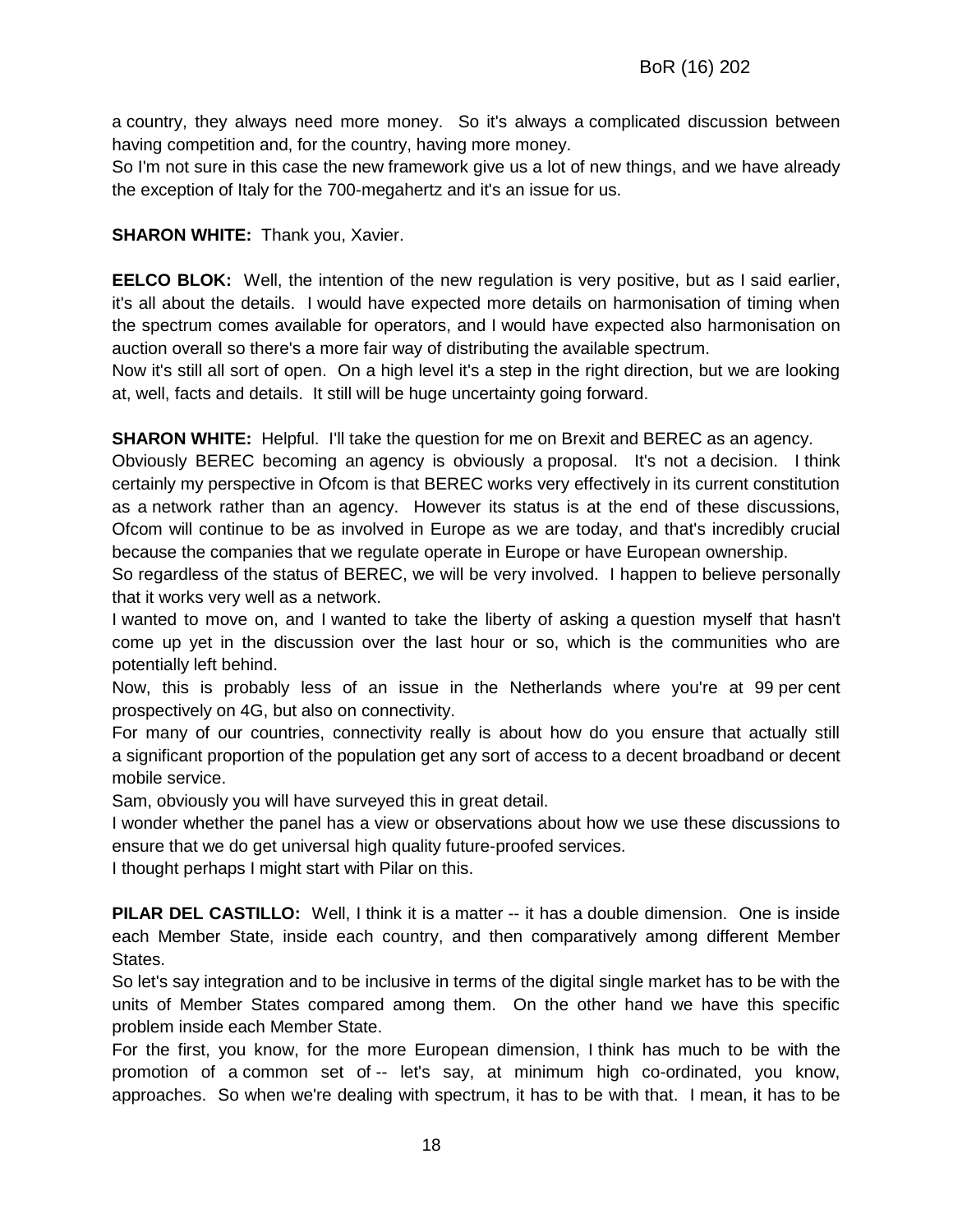a country, they always need more money. So it's always a complicated discussion between having competition and, for the country, having more money.

So I'm not sure in this case the new framework give us a lot of new things, and we have already the exception of Italy for the 700-megahertz and it's an issue for us.

**SHARON WHITE:** Thank you, Xavier.

**EELCO BLOK:** Well, the intention of the new regulation is very positive, but as I said earlier, it's all about the details. I would have expected more details on harmonisation of timing when the spectrum comes available for operators, and I would have expected also harmonisation on auction overall so there's a more fair way of distributing the available spectrum.

Now it's still all sort of open. On a high level it's a step in the right direction, but we are looking at, well, facts and details. It still will be huge uncertainty going forward.

**SHARON WHITE:** Helpful. I'll take the question for me on Brexit and BEREC as an agency.

Obviously BEREC becoming an agency is obviously a proposal. It's not a decision. I think certainly my perspective in Ofcom is that BEREC works very effectively in its current constitution as a network rather than an agency. However its status is at the end of these discussions, Ofcom will continue to be as involved in Europe as we are today, and that's incredibly crucial because the companies that we regulate operate in Europe or have European ownership.

So regardless of the status of BEREC, we will be very involved. I happen to believe personally that it works very well as a network.

I wanted to move on, and I wanted to take the liberty of asking a question myself that hasn't come up yet in the discussion over the last hour or so, which is the communities who are potentially left behind.

Now, this is probably less of an issue in the Netherlands where you're at 99 per cent prospectively on 4G, but also on connectivity.

For many of our countries, connectivity really is about how do you ensure that actually still a significant proportion of the population get any sort of access to a decent broadband or decent mobile service.

Sam, obviously you will have surveyed this in great detail.

I wonder whether the panel has a view or observations about how we use these discussions to ensure that we do get universal high quality future-proofed services.

I thought perhaps I might start with Pilar on this.

**PILAR DEL CASTILLO:** Well, I think it is a matter -- it has a double dimension. One is inside each Member State, inside each country, and then comparatively among different Member States.

So let's say integration and to be inclusive in terms of the digital single market has to be with the units of Member States compared among them. On the other hand we have this specific problem inside each Member State.

For the first, you know, for the more European dimension, I think has much to be with the promotion of a common set of -- let's say, at minimum high co-ordinated, you know, approaches. So when we're dealing with spectrum, it has to be with that. I mean, it has to be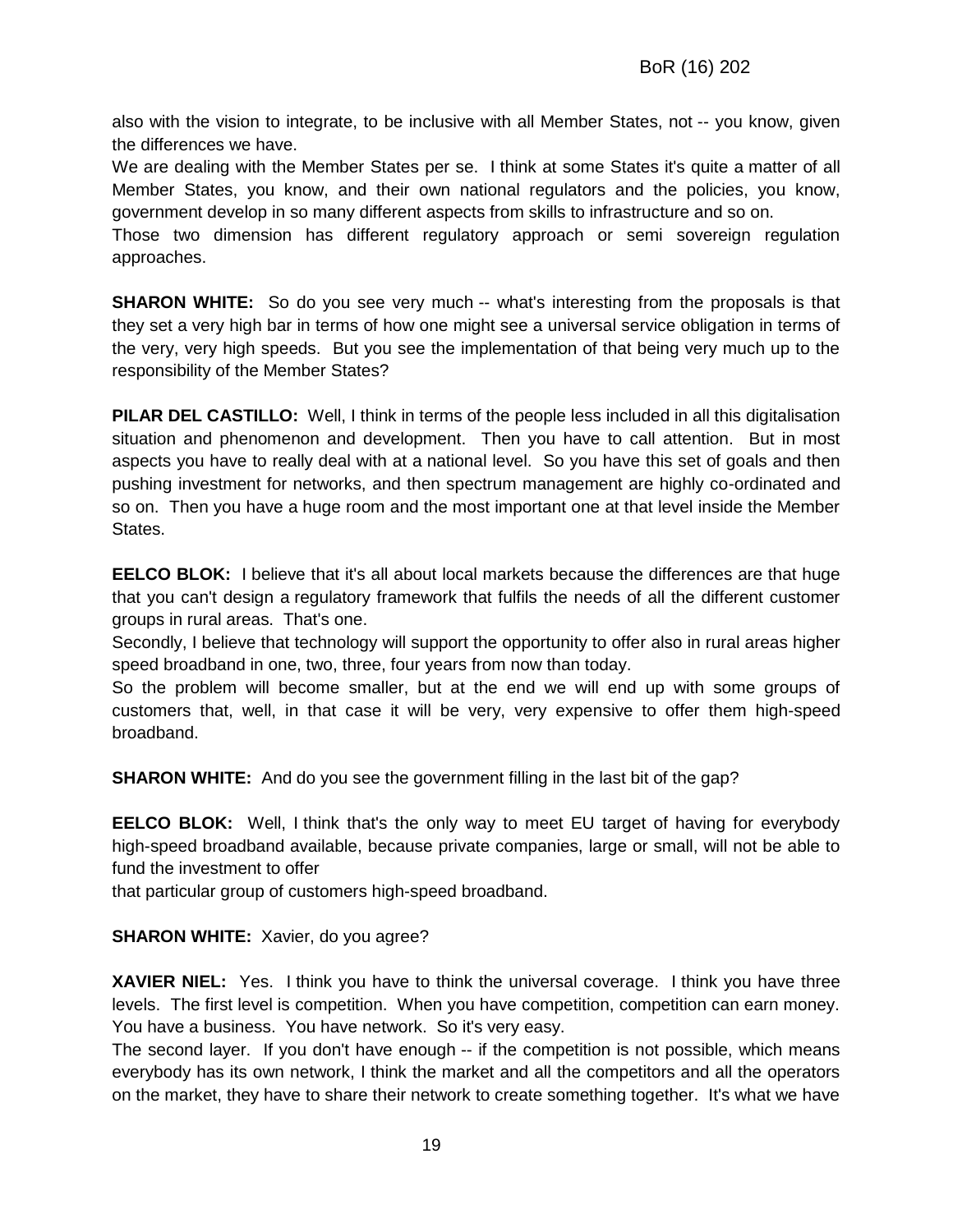also with the vision to integrate, to be inclusive with all Member States, not -- you know, given the differences we have.

We are dealing with the Member States per se. I think at some States it's quite a matter of all Member States, you know, and their own national regulators and the policies, you know, government develop in so many different aspects from skills to infrastructure and so on.

Those two dimension has different regulatory approach or semi sovereign regulation approaches.

**SHARON WHITE:** So do you see very much -- what's interesting from the proposals is that they set a very high bar in terms of how one might see a universal service obligation in terms of the very, very high speeds. But you see the implementation of that being very much up to the responsibility of the Member States?

**PILAR DEL CASTILLO:** Well, I think in terms of the people less included in all this digitalisation situation and phenomenon and development. Then you have to call attention. But in most aspects you have to really deal with at a national level. So you have this set of goals and then pushing investment for networks, and then spectrum management are highly co-ordinated and so on. Then you have a huge room and the most important one at that level inside the Member States.

**EELCO BLOK:** I believe that it's all about local markets because the differences are that huge that you can't design a regulatory framework that fulfils the needs of all the different customer groups in rural areas. That's one.

Secondly, I believe that technology will support the opportunity to offer also in rural areas higher speed broadband in one, two, three, four years from now than today.

So the problem will become smaller, but at the end we will end up with some groups of customers that, well, in that case it will be very, very expensive to offer them high-speed broadband.

**SHARON WHITE:** And do you see the government filling in the last bit of the gap?

**EELCO BLOK:** Well, I think that's the only way to meet EU target of having for everybody high-speed broadband available, because private companies, large or small, will not be able to fund the investment to offer that particular group of customers high-speed broadband.

**SHARON WHITE:** Xavier, do you agree?

**XAVIER NIEL:** Yes. I think you have to think the universal coverage. I think you have three levels. The first level is competition. When you have competition, competition can earn money. You have a business. You have network. So it's very easy.

The second layer. If you don't have enough -- if the competition is not possible, which means everybody has its own network, I think the market and all the competitors and all the operators on the market, they have to share their network to create something together. It's what we have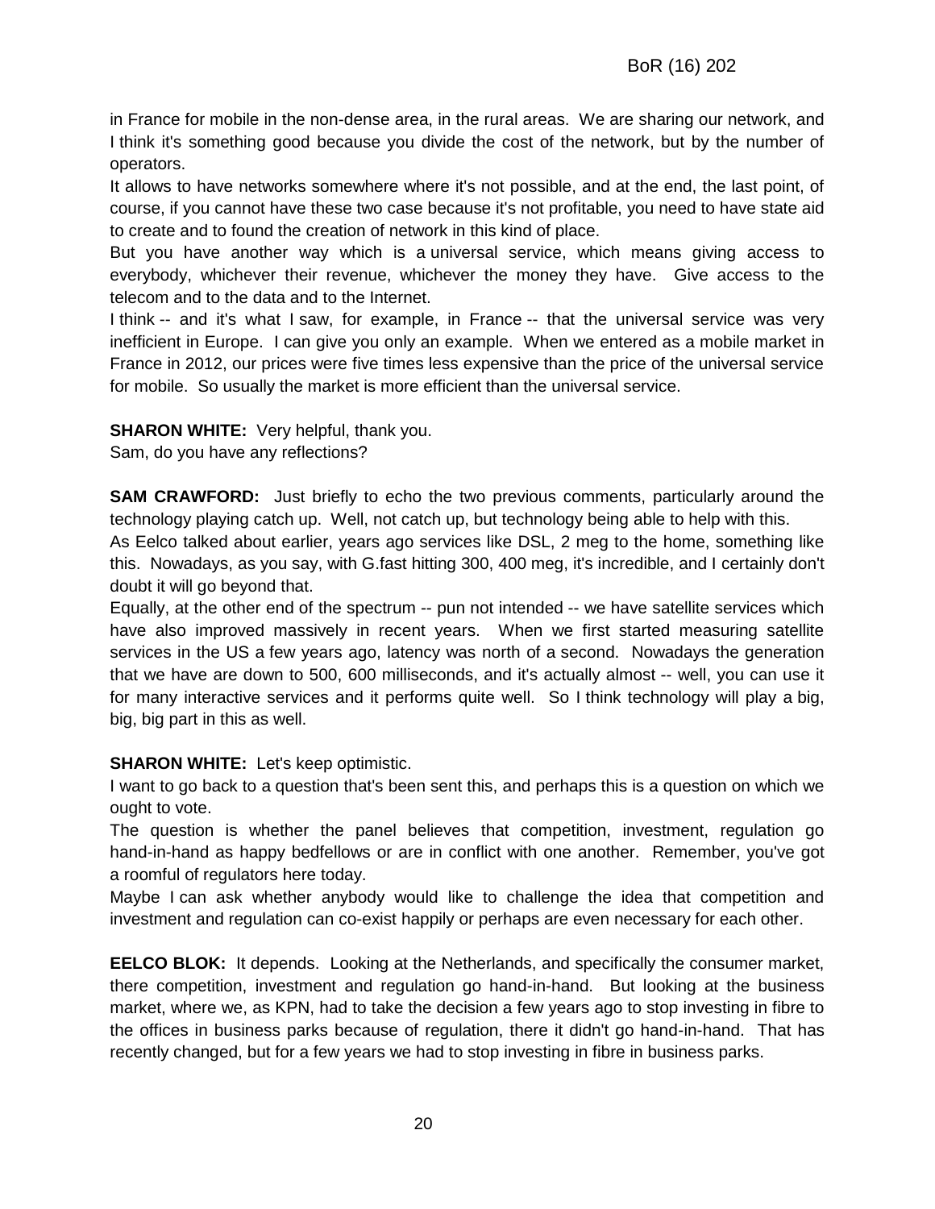in France for mobile in the non-dense area, in the rural areas. We are sharing our network, and I think it's something good because you divide the cost of the network, but by the number of operators.

It allows to have networks somewhere where it's not possible, and at the end, the last point, of course, if you cannot have these two case because it's not profitable, you need to have state aid to create and to found the creation of network in this kind of place.

But you have another way which is a universal service, which means giving access to everybody, whichever their revenue, whichever the money they have. Give access to the telecom and to the data and to the Internet.

I think -- and it's what I saw, for example, in France -- that the universal service was very inefficient in Europe. I can give you only an example. When we entered as a mobile market in France in 2012, our prices were five times less expensive than the price of the universal service for mobile. So usually the market is more efficient than the universal service.

**SHARON WHITE:** Very helpful, thank you.
Sam, do you have any reflections?

**SAM CRAWFORD:** Just briefly to echo the two previous comments, particularly around the technology playing catch up. Well, not catch up, but technology being able to help with this.

As Eelco talked about earlier, years ago services like DSL, 2 meg to the home, something like this. Nowadays, as you say, with G.fast hitting 300, 400 meg, it's incredible, and I certainly don't doubt it will go beyond that.

Equally, at the other end of the spectrum -- pun not intended -- we have satellite services which have also improved massively in recent years. When we first started measuring satellite services in the US a few years ago, latency was north of a second. Nowadays the generation that we have are down to 500, 600 milliseconds, and it's actually almost -- well, you can use it for many interactive services and it performs quite well. So I think technology will play a big, big, big part in this as well.

**SHARON WHITE:** Let's keep optimistic.

I want to go back to a question that's been sent this, and perhaps this is a question on which we ought to vote.

The question is whether the panel believes that competition, investment, regulation go hand-in-hand as happy bedfellows or are in conflict with one another. Remember, you've got a roomful of regulators here today.

Maybe I can ask whether anybody would like to challenge the idea that competition and investment and regulation can co-exist happily or perhaps are even necessary for each other.

**EELCO BLOK:** It depends. Looking at the Netherlands, and specifically the consumer market, there competition, investment and regulation go hand-in-hand. But looking at the business market, where we, as KPN, had to take the decision a few years ago to stop investing in fibre to the offices in business parks because of regulation, there it didn't go hand-in-hand. That has recently changed, but for a few years we had to stop investing in fibre in business parks.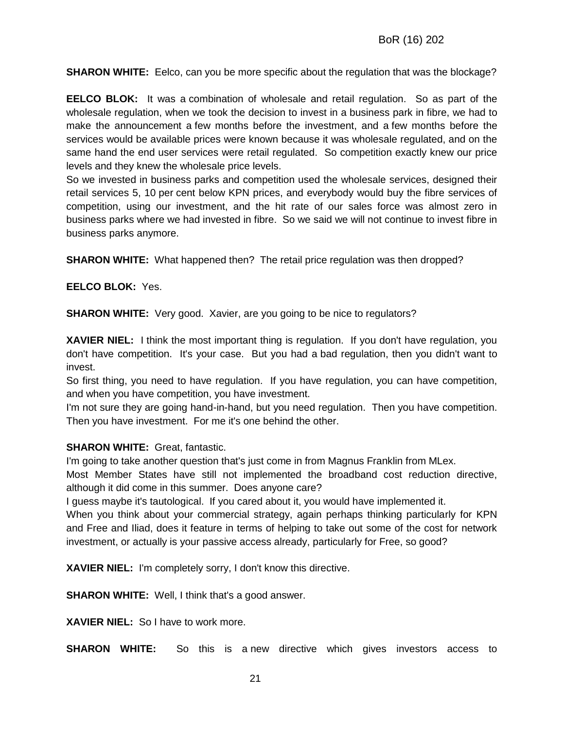**SHARON WHITE:** Eelco, can you be more specific about the regulation that was the blockage?

**EELCO BLOK:** It was a combination of wholesale and retail regulation. So as part of the wholesale regulation, when we took the decision to invest in a business park in fibre, we had to make the announcement a few months before the investment, and a few months before the services would be available prices were known because it was wholesale regulated, and on the same hand the end user services were retail regulated. So competition exactly knew our price levels and they knew the wholesale price levels.
So we invested in business parks and competition used the wholesale services, designed their retail services 5, 10 per cent below KPN prices, and everybody would buy the fibre services of competition, using our investment, and the hit rate of our sales force was almost zero in business parks where we had invested in fibre. So we said we will not continue to invest fibre in business parks anymore.

**SHARON WHITE:** What happened then? The retail price regulation was then dropped?

**EELCO BLOK:** Yes.

**SHARON WHITE:** Very good. Xavier, are you going to be nice to regulators?

**XAVIER NIEL:** I think the most important thing is regulation. If you don't have regulation, you don't have competition. It's your case. But you had a bad regulation, then you didn't want to invest.
So first thing, you need to have regulation. If you have regulation, you can have competition, and when you have competition, you have investment.
I'm not sure they are going hand-in-hand, but you need regulation. Then you have competition. Then you have investment. For me it's one behind the other.

**SHARON WHITE:** Great, fantastic.
I'm going to take another question that's just come in from Magnus Franklin from MLex.
Most Member States have still not implemented the broadband cost reduction directive, although it did come in this summer. Does anyone care?
I guess maybe it's tautological. If you cared about it, you would have implemented it.
When you think about your commercial strategy, again perhaps thinking particularly for KPN and Free and Iliad, does it feature in terms of helping to take out some of the cost for network investment, or actually is your passive access already, particularly for Free, so good?

**XAVIER NIEL:** I'm completely sorry, I don't know this directive.

**SHARON WHITE:** Well, I think that's a good answer.

**XAVIER NIEL:** So I have to work more.

**SHARON WHITE:** So this is a new directive which gives investors access to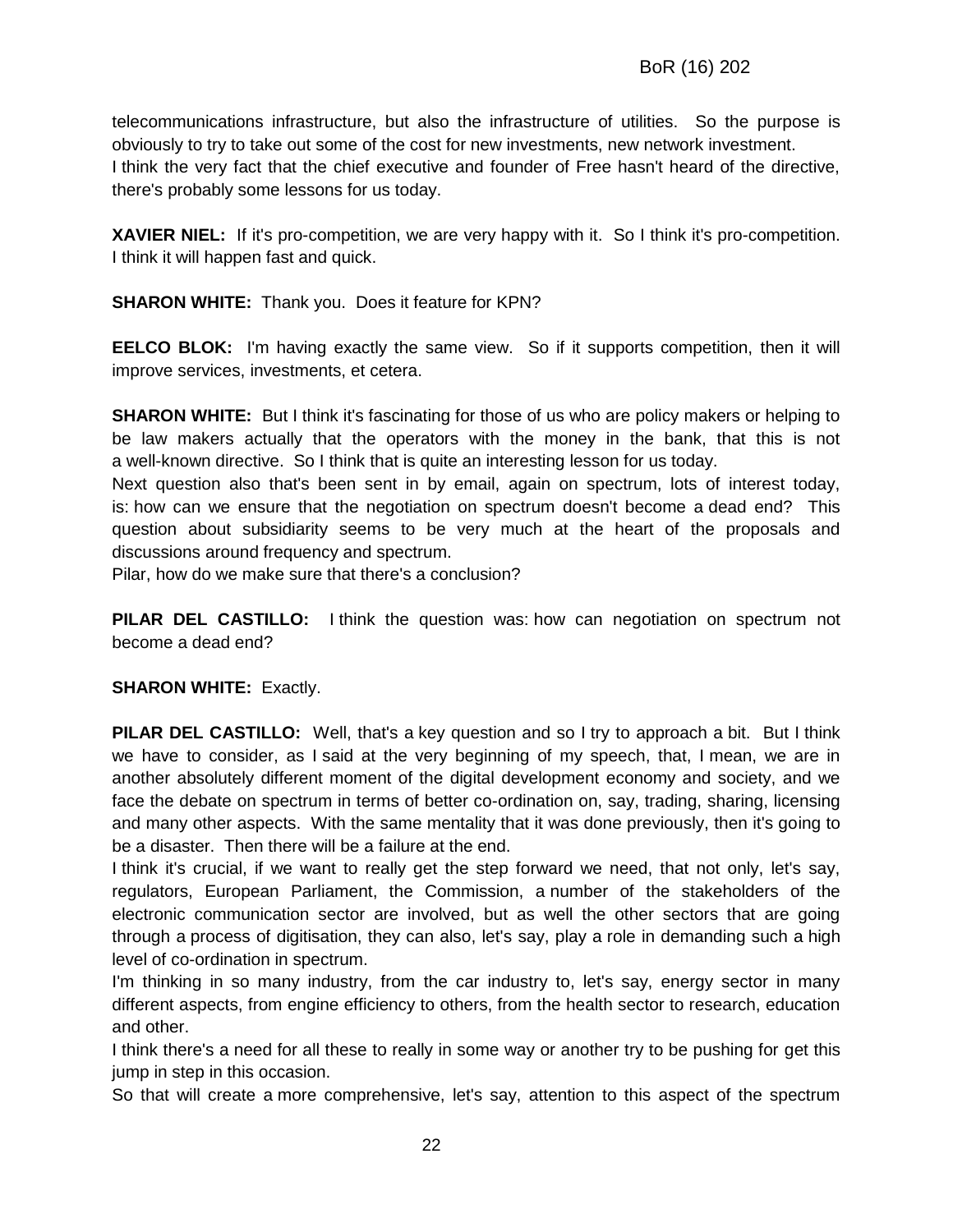telecommunications infrastructure, but also the infrastructure of utilities. So the purpose is obviously to try to take out some of the cost for new investments, new network investment.
I think the very fact that the chief executive and founder of Free hasn't heard of the directive, there's probably some lessons for us today.

**XAVIER NIEL:** If it's pro-competition, we are very happy with it. So I think it's pro-competition. I think it will happen fast and quick.

**SHARON WHITE:** Thank you. Does it feature for KPN?

**EELCO BLOK:** I'm having exactly the same view. So if it supports competition, then it will improve services, investments, et cetera.

**SHARON WHITE:** But I think it's fascinating for those of us who are policy makers or helping to be law makers actually that the operators with the money in the bank, that this is not a well-known directive. So I think that is quite an interesting lesson for us today.
Next question also that's been sent in by email, again on spectrum, lots of interest today, is: how can we ensure that the negotiation on spectrum doesn't become a dead end? This question about subsidiarity seems to be very much at the heart of the proposals and discussions around frequency and spectrum.
Pilar, how do we make sure that there's a conclusion?

**PILAR DEL CASTILLO:** I think the question was: how can negotiation on spectrum not become a dead end?

**SHARON WHITE:** Exactly.

**PILAR DEL CASTILLO:** Well, that's a key question and so I try to approach a bit. But I think we have to consider, as I said at the very beginning of my speech, that, I mean, we are in another absolutely different moment of the digital development economy and society, and we face the debate on spectrum in terms of better co-ordination on, say, trading, sharing, licensing and many other aspects. With the same mentality that it was done previously, then it's going to be a disaster. Then there will be a failure at the end.
I think it's crucial, if we want to really get the step forward we need, that not only, let's say, regulators, European Parliament, the Commission, a number of the stakeholders of the electronic communication sector are involved, but as well the other sectors that are going through a process of digitisation, they can also, let's say, play a role in demanding such a high level of co-ordination in spectrum.
I'm thinking in so many industry, from the car industry to, let's say, energy sector in many different aspects, from engine efficiency to others, from the health sector to research, education and other.
I think there's a need for all these to really in some way or another try to be pushing for get this jump in step in this occasion.
So that will create a more comprehensive, let's say, attention to this aspect of the spectrum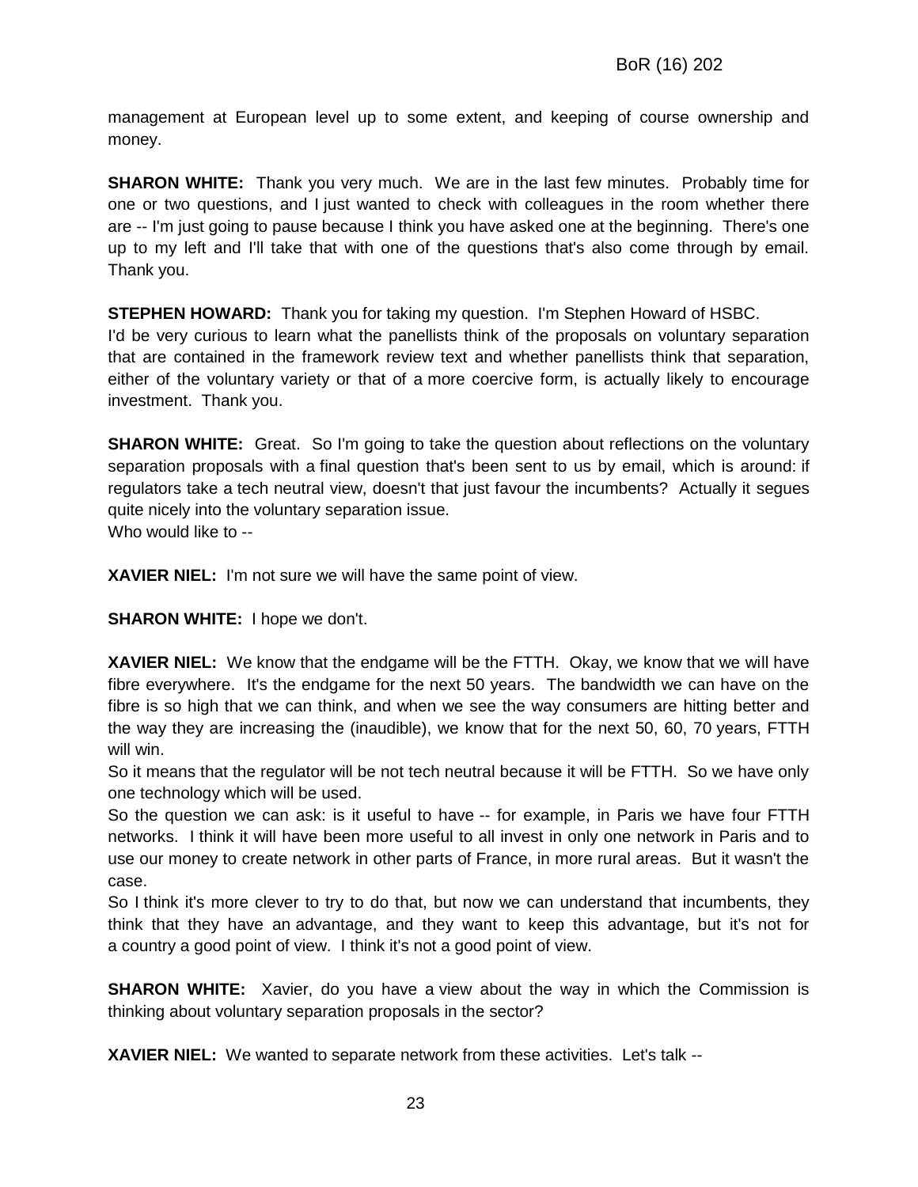management at European level up to some extent, and keeping of course ownership and money.

**SHARON WHITE:** Thank you very much. We are in the last few minutes. Probably time for one or two questions, and I just wanted to check with colleagues in the room whether there are -- I'm just going to pause because I think you have asked one at the beginning. There's one up to my left and I'll take that with one of the questions that's also come through by email. Thank you.

**STEPHEN HOWARD:** Thank you for taking my question. I'm Stephen Howard of HSBC.
I'd be very curious to learn what the panellists think of the proposals on voluntary separation that are contained in the framework review text and whether panellists think that separation, either of the voluntary variety or that of a more coercive form, is actually likely to encourage investment. Thank you.

**SHARON WHITE:** Great. So I'm going to take the question about reflections on the voluntary separation proposals with a final question that's been sent to us by email, which is around: if regulators take a tech neutral view, doesn't that just favour the incumbents? Actually it segues quite nicely into the voluntary separation issue.
Who would like to --

**XAVIER NIEL:** I'm not sure we will have the same point of view.

**SHARON WHITE:** I hope we don't.

**XAVIER NIEL:** We know that the endgame will be the FTTH. Okay, we know that we will have fibre everywhere. It's the endgame for the next 50 years. The bandwidth we can have on the fibre is so high that we can think, and when we see the way consumers are hitting better and the way they are increasing the (inaudible), we know that for the next 50, 60, 70 years, FTTH will win.
So it means that the regulator will be not tech neutral because it will be FTTH. So we have only one technology which will be used.
So the question we can ask: is it useful to have -- for example, in Paris we have four FTTH networks. I think it will have been more useful to all invest in only one network in Paris and to use our money to create network in other parts of France, in more rural areas. But it wasn't the case.
So I think it's more clever to try to do that, but now we can understand that incumbents, they think that they have an advantage, and they want to keep this advantage, but it's not for a country a good point of view. I think it's not a good point of view.

**SHARON WHITE:** Xavier, do you have a view about the way in which the Commission is thinking about voluntary separation proposals in the sector?

**XAVIER NIEL:** We wanted to separate network from these activities. Let's talk --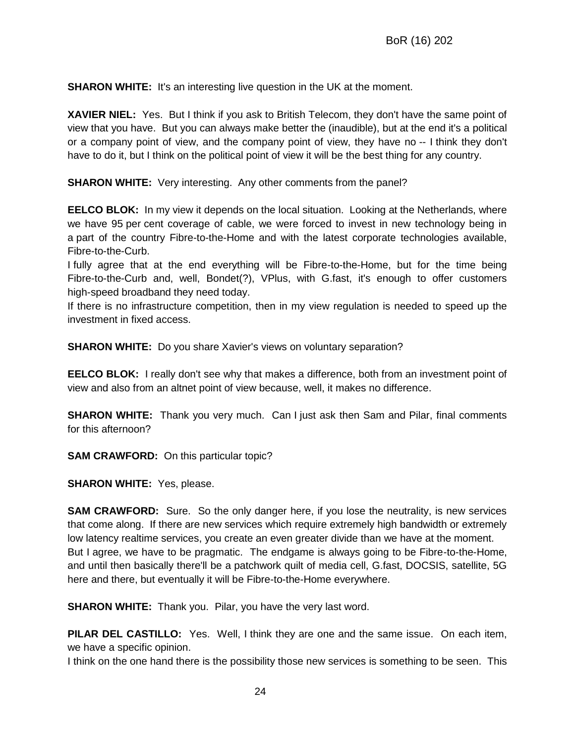**SHARON WHITE:** It's an interesting live question in the UK at the moment.

**XAVIER NIEL:** Yes. But I think if you ask to British Telecom, they don't have the same point of view that you have. But you can always make better the (inaudible), but at the end it's a political or a company point of view, and the company point of view, they have no -- I think they don't have to do it, but I think on the political point of view it will be the best thing for any country.

**SHARON WHITE:** Very interesting. Any other comments from the panel?

**EELCO BLOK:** In my view it depends on the local situation. Looking at the Netherlands, where we have 95 per cent coverage of cable, we were forced to invest in new technology being in a part of the country Fibre-to-the-Home and with the latest corporate technologies available, Fibre-to-the-Curb.

I fully agree that at the end everything will be Fibre-to-the-Home, but for the time being Fibre-to-the-Curb and, well, Bondet(?), VPlus, with G.fast, it's enough to offer customers high-speed broadband they need today.

If there is no infrastructure competition, then in my view regulation is needed to speed up the investment in fixed access.

**SHARON WHITE:** Do you share Xavier's views on voluntary separation?

**EELCO BLOK:** I really don't see why that makes a difference, both from an investment point of view and also from an altnet point of view because, well, it makes no difference.

**SHARON WHITE:** Thank you very much. Can I just ask then Sam and Pilar, final comments for this afternoon?

**SAM CRAWFORD:** On this particular topic?

**SHARON WHITE:** Yes, please.

**SAM CRAWFORD:** Sure. So the only danger here, if you lose the neutrality, is new services that come along. If there are new services which require extremely high bandwidth or extremely low latency realtime services, you create an even greater divide than we have at the moment.

But I agree, we have to be pragmatic. The endgame is always going to be Fibre-to-the-Home, and until then basically there'll be a patchwork quilt of media cell, G.fast, DOCSIS, satellite, 5G here and there, but eventually it will be Fibre-to-the-Home everywhere.

**SHARON WHITE:** Thank you. Pilar, you have the very last word.

**PILAR DEL CASTILLO:** Yes. Well, I think they are one and the same issue. On each item, we have a specific opinion.

I think on the one hand there is the possibility those new services is something to be seen. This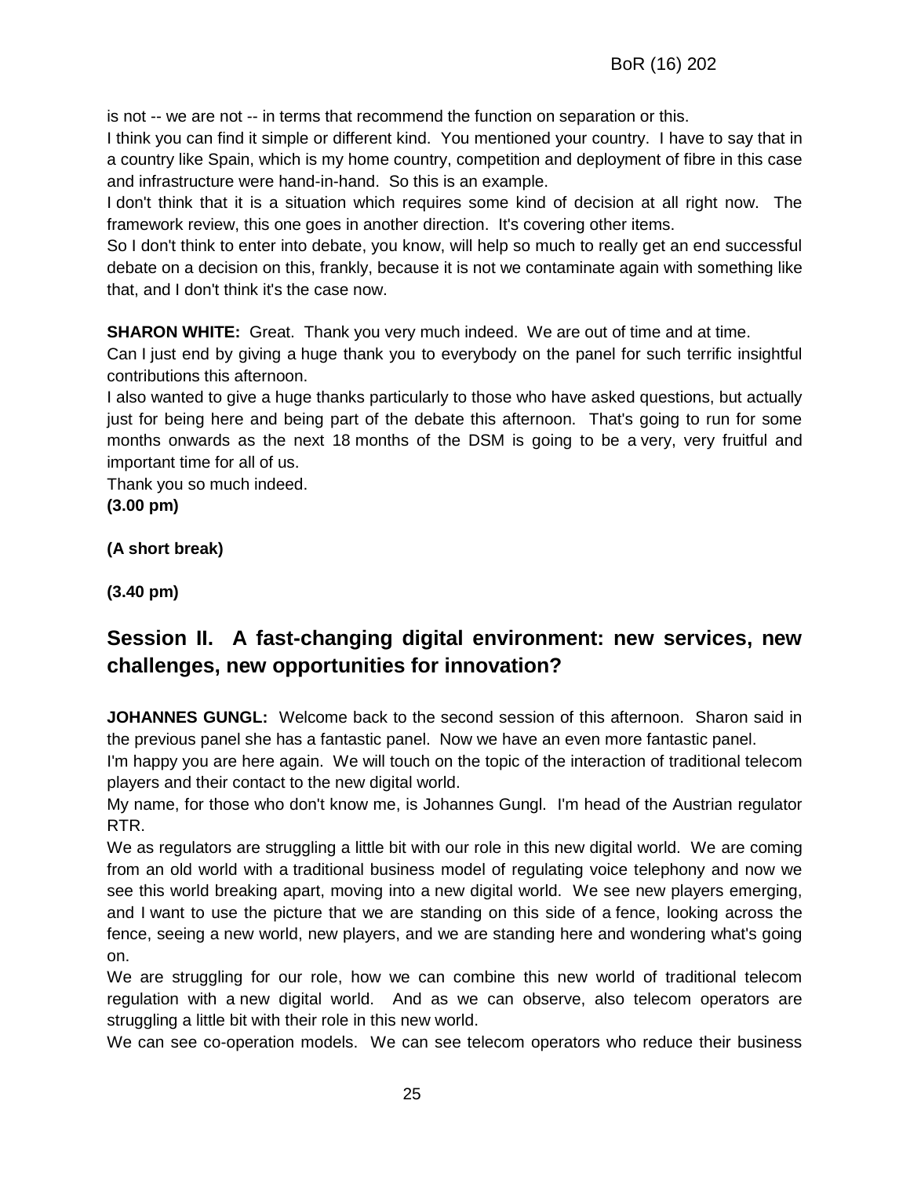is not -- we are not -- in terms that recommend the function on separation or this.

I think you can find it simple or different kind. You mentioned your country. I have to say that in a country like Spain, which is my home country, competition and deployment of fibre in this case and infrastructure were hand-in-hand. So this is an example.

I don't think that it is a situation which requires some kind of decision at all right now. The framework review, this one goes in another direction. It's covering other items.

So I don't think to enter into debate, you know, will help so much to really get an end successful debate on a decision on this, frankly, because it is not we contaminate again with something like that, and I don't think it's the case now.

**SHARON WHITE:** Great. Thank you very much indeed. We are out of time and at time.

Can I just end by giving a huge thank you to everybody on the panel for such terrific insightful contributions this afternoon.

I also wanted to give a huge thanks particularly to those who have asked questions, but actually just for being here and being part of the debate this afternoon. That's going to run for some months onwards as the next 18 months of the DSM is going to be a very, very fruitful and important time for all of us.

Thank you so much indeed.

**(3.00 pm)**

**(A short break)**

**(3.40 pm)**

## Session II. A fast-changing digital environment: new services, new challenges, new opportunities for innovation?

**JOHANNES GUNGL:** Welcome back to the second session of this afternoon. Sharon said in the previous panel she has a fantastic panel. Now we have an even more fantastic panel.

I'm happy you are here again. We will touch on the topic of the interaction of traditional telecom players and their contact to the new digital world.

My name, for those who don't know me, is Johannes Gungl. I'm head of the Austrian regulator RTR.

We as regulators are struggling a little bit with our role in this new digital world. We are coming from an old world with a traditional business model of regulating voice telephony and now we see this world breaking apart, moving into a new digital world. We see new players emerging, and I want to use the picture that we are standing on this side of a fence, looking across the fence, seeing a new world, new players, and we are standing here and wondering what's going on.

We are struggling for our role, how we can combine this new world of traditional telecom regulation with a new digital world. And as we can observe, also telecom operators are struggling a little bit with their role in this new world.

We can see co-operation models. We can see telecom operators who reduce their business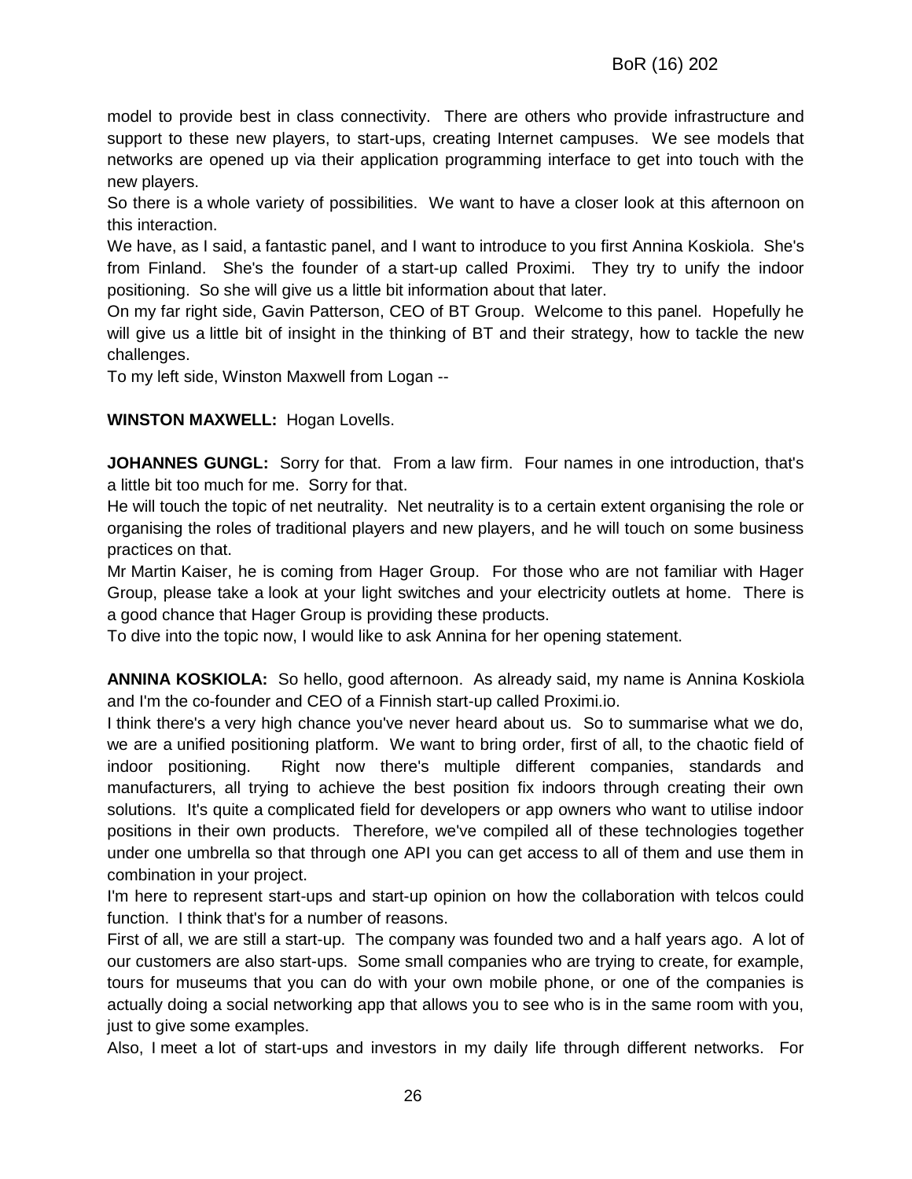model to provide best in class connectivity. There are others who provide infrastructure and support to these new players, to start-ups, creating Internet campuses. We see models that networks are opened up via their application programming interface to get into touch with the new players.

So there is a whole variety of possibilities. We want to have a closer look at this afternoon on this interaction.

We have, as I said, a fantastic panel, and I want to introduce to you first Annina Koskiola. She's from Finland. She's the founder of a start-up called Proximi. They try to unify the indoor positioning. So she will give us a little bit information about that later.

On my far right side, Gavin Patterson, CEO of BT Group. Welcome to this panel. Hopefully he will give us a little bit of insight in the thinking of BT and their strategy, how to tackle the new challenges.

To my left side, Winston Maxwell from Logan --

**WINSTON MAXWELL:** Hogan Lovells.

**JOHANNES GUNGL:** Sorry for that. From a law firm. Four names in one introduction, that's a little bit too much for me. Sorry for that.

He will touch the topic of net neutrality. Net neutrality is to a certain extent organising the role or organising the roles of traditional players and new players, and he will touch on some business practices on that.

Mr Martin Kaiser, he is coming from Hager Group. For those who are not familiar with Hager Group, please take a look at your light switches and your electricity outlets at home. There is a good chance that Hager Group is providing these products.

To dive into the topic now, I would like to ask Annina for her opening statement.

**ANNINA KOSKIOLA:** So hello, good afternoon. As already said, my name is Annina Koskiola and I'm the co-founder and CEO of a Finnish start-up called Proximi.io.

I think there's a very high chance you've never heard about us. So to summarise what we do, we are a unified positioning platform. We want to bring order, first of all, to the chaotic field of indoor positioning. Right now there's multiple different companies, standards and manufacturers, all trying to achieve the best position fix indoors through creating their own solutions. It's quite a complicated field for developers or app owners who want to utilise indoor positions in their own products. Therefore, we've compiled all of these technologies together under one umbrella so that through one API you can get access to all of them and use them in combination in your project.

I'm here to represent start-ups and start-up opinion on how the collaboration with telcos could function. I think that's for a number of reasons.

First of all, we are still a start-up. The company was founded two and a half years ago. A lot of our customers are also start-ups. Some small companies who are trying to create, for example, tours for museums that you can do with your own mobile phone, or one of the companies is actually doing a social networking app that allows you to see who is in the same room with you, just to give some examples.

Also, I meet a lot of start-ups and investors in my daily life through different networks. For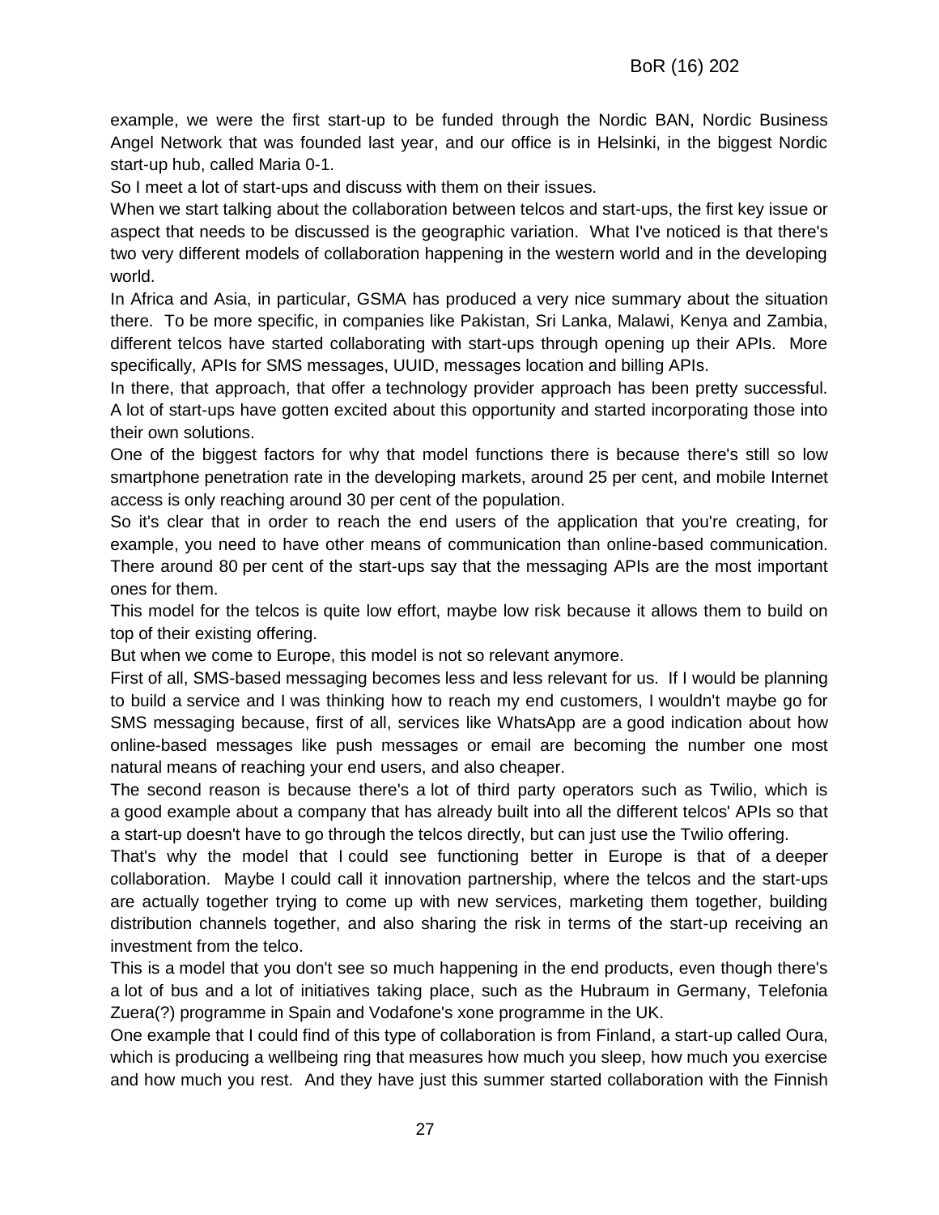example, we were the first start-up to be funded through the Nordic BAN, Nordic Business Angel Network that was founded last year, and our office is in Helsinki, in the biggest Nordic start-up hub, called Maria 0-1.

So I meet a lot of start-ups and discuss with them on their issues.

When we start talking about the collaboration between telcos and start-ups, the first key issue or aspect that needs to be discussed is the geographic variation. What I've noticed is that there's two very different models of collaboration happening in the western world and in the developing world.

In Africa and Asia, in particular, GSMA has produced a very nice summary about the situation there. To be more specific, in companies like Pakistan, Sri Lanka, Malawi, Kenya and Zambia, different telcos have started collaborating with start-ups through opening up their APIs. More specifically, APIs for SMS messages, UUID, messages location and billing APIs.

In there, that approach, that offer a technology provider approach has been pretty successful. A lot of start-ups have gotten excited about this opportunity and started incorporating those into their own solutions.

One of the biggest factors for why that model functions there is because there's still so low smartphone penetration rate in the developing markets, around 25 per cent, and mobile Internet access is only reaching around 30 per cent of the population.

So it's clear that in order to reach the end users of the application that you're creating, for example, you need to have other means of communication than online-based communication. There around 80 per cent of the start-ups say that the messaging APIs are the most important ones for them.

This model for the telcos is quite low effort, maybe low risk because it allows them to build on top of their existing offering.

But when we come to Europe, this model is not so relevant anymore.

First of all, SMS-based messaging becomes less and less relevant for us. If I would be planning to build a service and I was thinking how to reach my end customers, I wouldn't maybe go for SMS messaging because, first of all, services like WhatsApp are a good indication about how online-based messages like push messages or email are becoming the number one most natural means of reaching your end users, and also cheaper.

The second reason is because there's a lot of third party operators such as Twilio, which is a good example about a company that has already built into all the different telcos' APIs so that a start-up doesn't have to go through the telcos directly, but can just use the Twilio offering.

That's why the model that I could see functioning better in Europe is that of a deeper collaboration. Maybe I could call it innovation partnership, where the telcos and the start-ups are actually together trying to come up with new services, marketing them together, building distribution channels together, and also sharing the risk in terms of the start-up receiving an investment from the telco.

This is a model that you don't see so much happening in the end products, even though there's a lot of bus and a lot of initiatives taking place, such as the Hubraum in Germany, Telefonia Zuera(?) programme in Spain and Vodafone's xone programme in the UK.

One example that I could find of this type of collaboration is from Finland, a start-up called Oura, which is producing a wellbeing ring that measures how much you sleep, how much you exercise and how much you rest. And they have just this summer started collaboration with the Finnish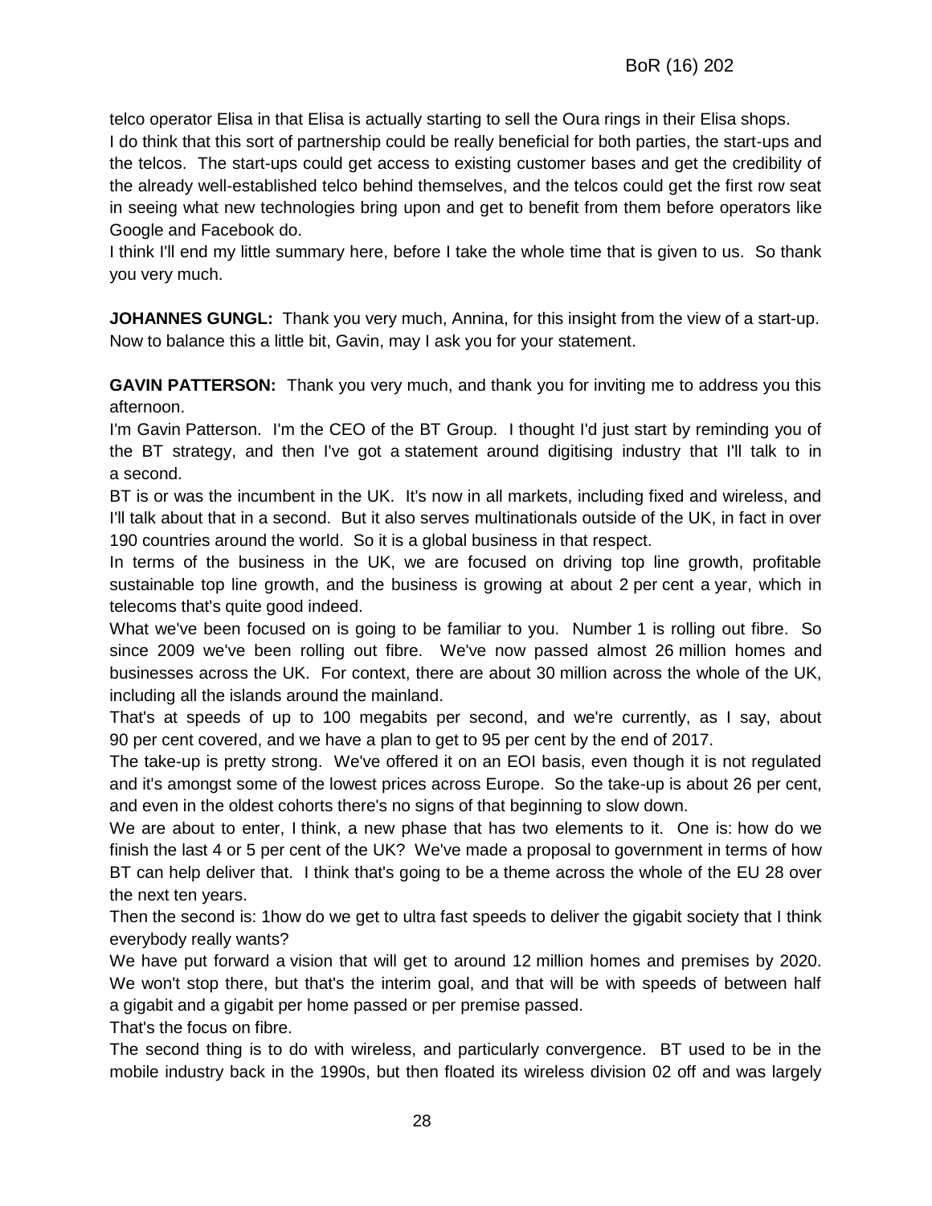telco operator Elisa in that Elisa is actually starting to sell the Oura rings in their Elisa shops.
I do think that this sort of partnership could be really beneficial for both parties, the start-ups and the telcos. The start-ups could get access to existing customer bases and get the credibility of the already well-established telco behind themselves, and the telcos could get the first row seat in seeing what new technologies bring upon and get to benefit from them before operators like Google and Facebook do.
I think I'll end my little summary here, before I take the whole time that is given to us. So thank you very much.

**JOHANNES GUNGL:** Thank you very much, Annina, for this insight from the view of a start-up. Now to balance this a little bit, Gavin, may I ask you for your statement.

**GAVIN PATTERSON:** Thank you very much, and thank you for inviting me to address you this afternoon.
I'm Gavin Patterson. I'm the CEO of the BT Group. I thought I'd just start by reminding you of the BT strategy, and then I've got a statement around digitising industry that I'll talk to in a second.
BT is or was the incumbent in the UK. It's now in all markets, including fixed and wireless, and I'll talk about that in a second. But it also serves multinationals outside of the UK, in fact in over 190 countries around the world. So it is a global business in that respect.
In terms of the business in the UK, we are focused on driving top line growth, profitable sustainable top line growth, and the business is growing at about 2 per cent a year, which in telecoms that's quite good indeed.
What we've been focused on is going to be familiar to you. Number 1 is rolling out fibre. So since 2009 we've been rolling out fibre. We've now passed almost 26 million homes and businesses across the UK. For context, there are about 30 million across the whole of the UK, including all the islands around the mainland.
That's at speeds of up to 100 megabits per second, and we're currently, as I say, about 90 per cent covered, and we have a plan to get to 95 per cent by the end of 2017.
The take-up is pretty strong. We've offered it on an EOI basis, even though it is not regulated and it's amongst some of the lowest prices across Europe. So the take-up is about 26 per cent, and even in the oldest cohorts there's no signs of that beginning to slow down.
We are about to enter, I think, a new phase that has two elements to it. One is: how do we finish the last 4 or 5 per cent of the UK? We've made a proposal to government in terms of how BT can help deliver that. I think that's going to be a theme across the whole of the EU 28 over the next ten years.
Then the second is: 1how do we get to ultra fast speeds to deliver the gigabit society that I think everybody really wants?
We have put forward a vision that will get to around 12 million homes and premises by 2020. We won't stop there, but that's the interim goal, and that will be with speeds of between half a gigabit and a gigabit per home passed or per premise passed.
That's the focus on fibre.
The second thing is to do with wireless, and particularly convergence. BT used to be in the mobile industry back in the 1990s, but then floated its wireless division 02 off and was largely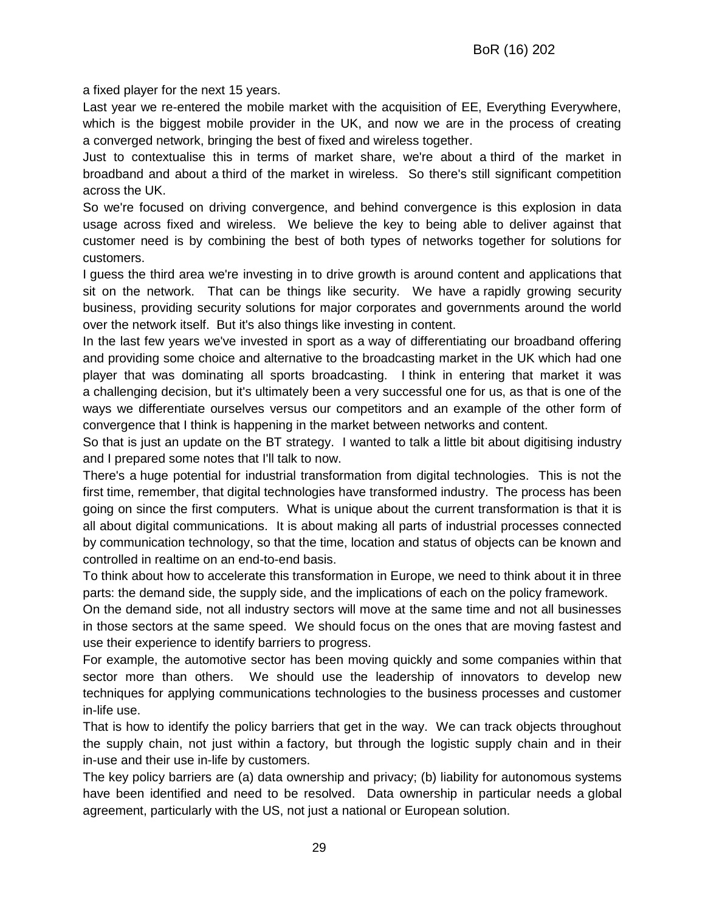a fixed player for the next 15 years.

Last year we re-entered the mobile market with the acquisition of EE, Everything Everywhere, which is the biggest mobile provider in the UK, and now we are in the process of creating a converged network, bringing the best of fixed and wireless together.

Just to contextualise this in terms of market share, we're about a third of the market in broadband and about a third of the market in wireless. So there's still significant competition across the UK.

So we're focused on driving convergence, and behind convergence is this explosion in data usage across fixed and wireless. We believe the key to being able to deliver against that customer need is by combining the best of both types of networks together for solutions for customers.

I guess the third area we're investing in to drive growth is around content and applications that sit on the network. That can be things like security. We have a rapidly growing security business, providing security solutions for major corporates and governments around the world over the network itself. But it's also things like investing in content.

In the last few years we've invested in sport as a way of differentiating our broadband offering and providing some choice and alternative to the broadcasting market in the UK which had one player that was dominating all sports broadcasting. I think in entering that market it was a challenging decision, but it's ultimately been a very successful one for us, as that is one of the ways we differentiate ourselves versus our competitors and an example of the other form of convergence that I think is happening in the market between networks and content.

So that is just an update on the BT strategy. I wanted to talk a little bit about digitising industry and I prepared some notes that I'll talk to now.

There's a huge potential for industrial transformation from digital technologies. This is not the first time, remember, that digital technologies have transformed industry. The process has been going on since the first computers. What is unique about the current transformation is that it is all about digital communications. It is about making all parts of industrial processes connected by communication technology, so that the time, location and status of objects can be known and controlled in realtime on an end-to-end basis.

To think about how to accelerate this transformation in Europe, we need to think about it in three parts: the demand side, the supply side, and the implications of each on the policy framework.

On the demand side, not all industry sectors will move at the same time and not all businesses in those sectors at the same speed. We should focus on the ones that are moving fastest and use their experience to identify barriers to progress.

For example, the automotive sector has been moving quickly and some companies within that sector more than others. We should use the leadership of innovators to develop new techniques for applying communications technologies to the business processes and customer in-life use.

That is how to identify the policy barriers that get in the way. We can track objects throughout the supply chain, not just within a factory, but through the logistic supply chain and in their in-use and their use in-life by customers.

The key policy barriers are (a) data ownership and privacy; (b) liability for autonomous systems have been identified and need to be resolved. Data ownership in particular needs a global agreement, particularly with the US, not just a national or European solution.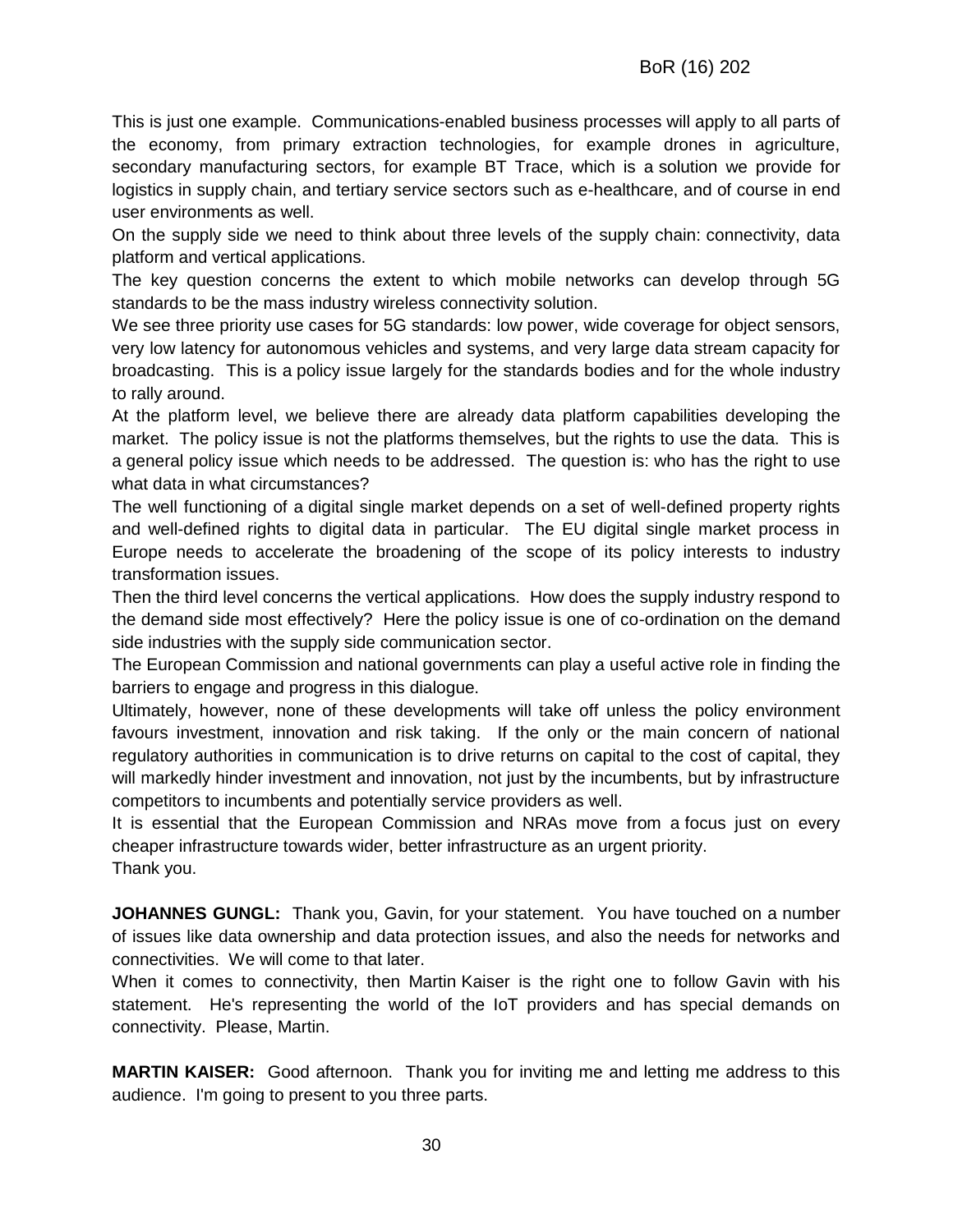This is just one example. Communications-enabled business processes will apply to all parts of the economy, from primary extraction technologies, for example drones in agriculture, secondary manufacturing sectors, for example BT Trace, which is a solution we provide for logistics in supply chain, and tertiary service sectors such as e-healthcare, and of course in end user environments as well.

On the supply side we need to think about three levels of the supply chain: connectivity, data platform and vertical applications.

The key question concerns the extent to which mobile networks can develop through 5G standards to be the mass industry wireless connectivity solution.

We see three priority use cases for 5G standards: low power, wide coverage for object sensors, very low latency for autonomous vehicles and systems, and very large data stream capacity for broadcasting. This is a policy issue largely for the standards bodies and for the whole industry to rally around.

At the platform level, we believe there are already data platform capabilities developing the market. The policy issue is not the platforms themselves, but the rights to use the data. This is a general policy issue which needs to be addressed. The question is: who has the right to use what data in what circumstances?

The well functioning of a digital single market depends on a set of well-defined property rights and well-defined rights to digital data in particular. The EU digital single market process in Europe needs to accelerate the broadening of the scope of its policy interests to industry transformation issues.

Then the third level concerns the vertical applications. How does the supply industry respond to the demand side most effectively? Here the policy issue is one of co-ordination on the demand side industries with the supply side communication sector.

The European Commission and national governments can play a useful active role in finding the barriers to engage and progress in this dialogue.

Ultimately, however, none of these developments will take off unless the policy environment favours investment, innovation and risk taking. If the only or the main concern of national regulatory authorities in communication is to drive returns on capital to the cost of capital, they will markedly hinder investment and innovation, not just by the incumbents, but by infrastructure competitors to incumbents and potentially service providers as well.

It is essential that the European Commission and NRAs move from a focus just on every cheaper infrastructure towards wider, better infrastructure as an urgent priority.

Thank you.

**JOHANNES GUNGL:** Thank you, Gavin, for your statement. You have touched on a number of issues like data ownership and data protection issues, and also the needs for networks and connectivities. We will come to that later.

When it comes to connectivity, then Martin Kaiser is the right one to follow Gavin with his statement. He's representing the world of the IoT providers and has special demands on connectivity. Please, Martin.

**MARTIN KAISER:** Good afternoon. Thank you for inviting me and letting me address to this audience. I'm going to present to you three parts.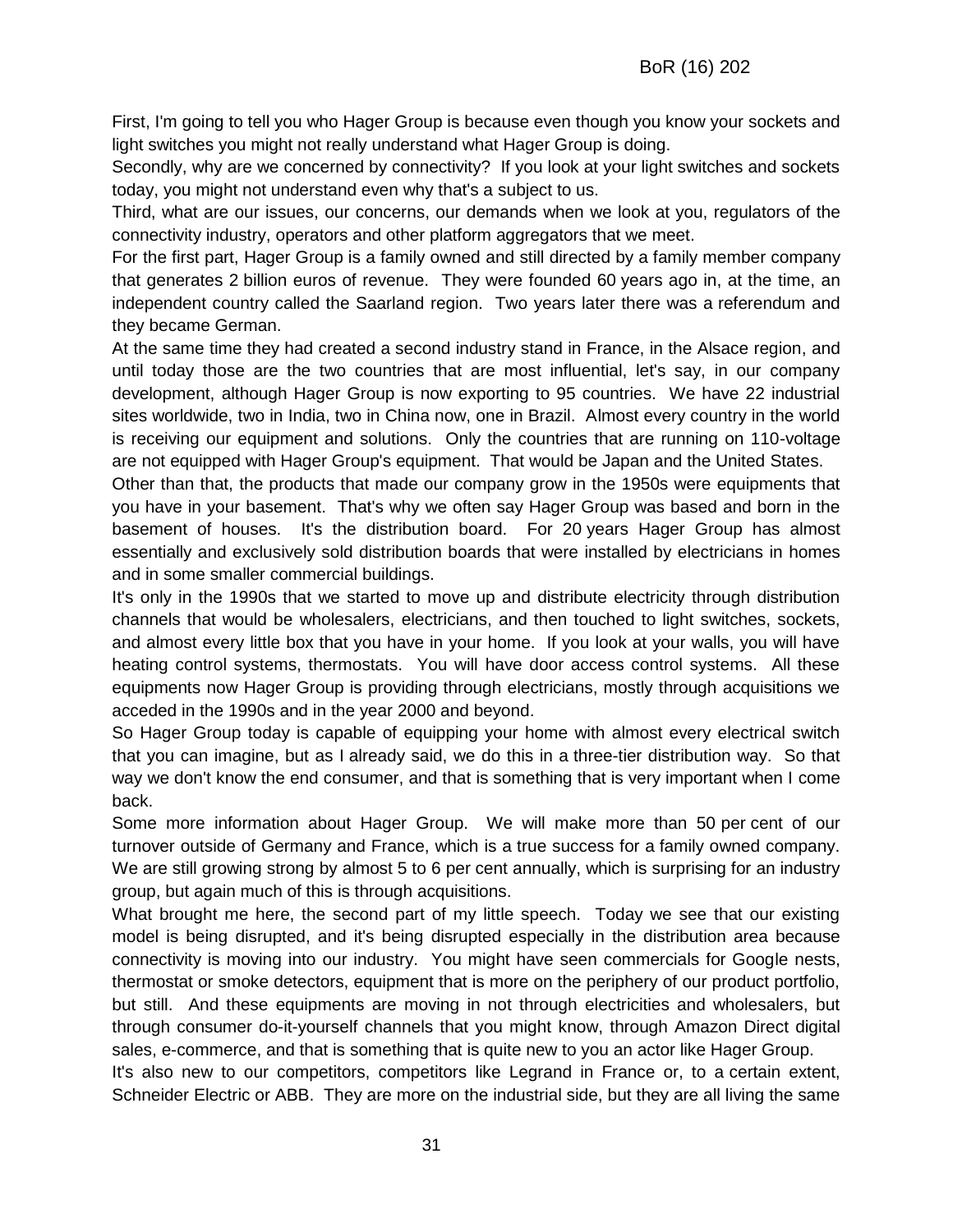First, I'm going to tell you who Hager Group is because even though you know your sockets and light switches you might not really understand what Hager Group is doing.

Secondly, why are we concerned by connectivity? If you look at your light switches and sockets today, you might not understand even why that's a subject to us.

Third, what are our issues, our concerns, our demands when we look at you, regulators of the connectivity industry, operators and other platform aggregators that we meet.

For the first part, Hager Group is a family owned and still directed by a family member company that generates 2 billion euros of revenue. They were founded 60 years ago in, at the time, an independent country called the Saarland region. Two years later there was a referendum and they became German.

At the same time they had created a second industry stand in France, in the Alsace region, and until today those are the two countries that are most influential, let's say, in our company development, although Hager Group is now exporting to 95 countries. We have 22 industrial sites worldwide, two in India, two in China now, one in Brazil. Almost every country in the world is receiving our equipment and solutions. Only the countries that are running on 110-voltage are not equipped with Hager Group's equipment. That would be Japan and the United States.

Other than that, the products that made our company grow in the 1950s were equipments that you have in your basement. That's why we often say Hager Group was based and born in the basement of houses. It's the distribution board. For 20 years Hager Group has almost essentially and exclusively sold distribution boards that were installed by electricians in homes and in some smaller commercial buildings.

It's only in the 1990s that we started to move up and distribute electricity through distribution channels that would be wholesalers, electricians, and then touched to light switches, sockets, and almost every little box that you have in your home. If you look at your walls, you will have heating control systems, thermostats. You will have door access control systems. All these equipments now Hager Group is providing through electricians, mostly through acquisitions we acceded in the 1990s and in the year 2000 and beyond.

So Hager Group today is capable of equipping your home with almost every electrical switch that you can imagine, but as I already said, we do this in a three-tier distribution way. So that way we don't know the end consumer, and that is something that is very important when I come back.

Some more information about Hager Group. We will make more than 50 per cent of our turnover outside of Germany and France, which is a true success for a family owned company. We are still growing strong by almost 5 to 6 per cent annually, which is surprising for an industry group, but again much of this is through acquisitions.

What brought me here, the second part of my little speech. Today we see that our existing model is being disrupted, and it's being disrupted especially in the distribution area because connectivity is moving into our industry. You might have seen commercials for Google nests, thermostat or smoke detectors, equipment that is more on the periphery of our product portfolio, but still. And these equipments are moving in not through electricities and wholesalers, but through consumer do-it-yourself channels that you might know, through Amazon Direct digital sales, e-commerce, and that is something that is quite new to you an actor like Hager Group.

It's also new to our competitors, competitors like Legrand in France or, to a certain extent, Schneider Electric or ABB. They are more on the industrial side, but they are all living the same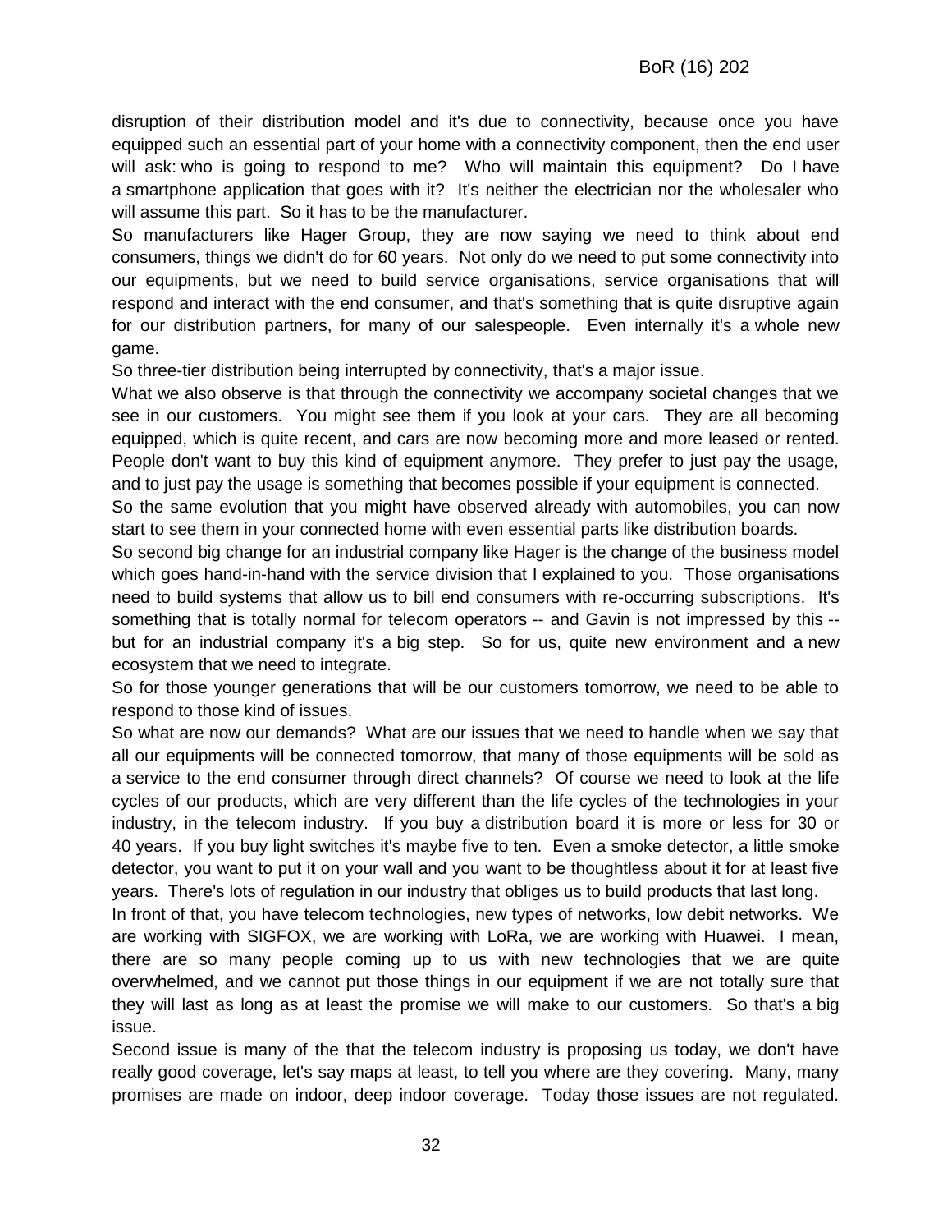disruption of their distribution model and it's due to connectivity, because once you have equipped such an essential part of your home with a connectivity component, then the end user will ask: who is going to respond to me? Who will maintain this equipment? Do I have a smartphone application that goes with it? It's neither the electrician nor the wholesaler who will assume this part. So it has to be the manufacturer.

So manufacturers like Hager Group, they are now saying we need to think about end consumers, things we didn't do for 60 years. Not only do we need to put some connectivity into our equipments, but we need to build service organisations, service organisations that will respond and interact with the end consumer, and that's something that is quite disruptive again for our distribution partners, for many of our salespeople. Even internally it's a whole new game.

So three-tier distribution being interrupted by connectivity, that's a major issue.

What we also observe is that through the connectivity we accompany societal changes that we see in our customers. You might see them if you look at your cars. They are all becoming equipped, which is quite recent, and cars are now becoming more and more leased or rented. People don't want to buy this kind of equipment anymore. They prefer to just pay the usage, and to just pay the usage is something that becomes possible if your equipment is connected.

So the same evolution that you might have observed already with automobiles, you can now start to see them in your connected home with even essential parts like distribution boards.

So second big change for an industrial company like Hager is the change of the business model which goes hand-in-hand with the service division that I explained to you. Those organisations need to build systems that allow us to bill end consumers with re-occurring subscriptions. It's something that is totally normal for telecom operators -- and Gavin is not impressed by this -- but for an industrial company it's a big step. So for us, quite new environment and a new ecosystem that we need to integrate.

So for those younger generations that will be our customers tomorrow, we need to be able to respond to those kind of issues.

So what are now our demands? What are our issues that we need to handle when we say that all our equipments will be connected tomorrow, that many of those equipments will be sold as a service to the end consumer through direct channels? Of course we need to look at the life cycles of our products, which are very different than the life cycles of the technologies in your industry, in the telecom industry. If you buy a distribution board it is more or less for 30 or 40 years. If you buy light switches it's maybe five to ten. Even a smoke detector, a little smoke detector, you want to put it on your wall and you want to be thoughtless about it for at least five years. There's lots of regulation in our industry that obliges us to build products that last long.

In front of that, you have telecom technologies, new types of networks, low debit networks. We are working with SIGFOX, we are working with LoRa, we are working with Huawei. I mean, there are so many people coming up to us with new technologies that we are quite overwhelmed, and we cannot put those things in our equipment if we are not totally sure that they will last as long as at least the promise we will make to our customers. So that's a big issue.

Second issue is many of the that the telecom industry is proposing us today, we don't have really good coverage, let's say maps at least, to tell you where are they covering. Many, many promises are made on indoor, deep indoor coverage. Today those issues are not regulated.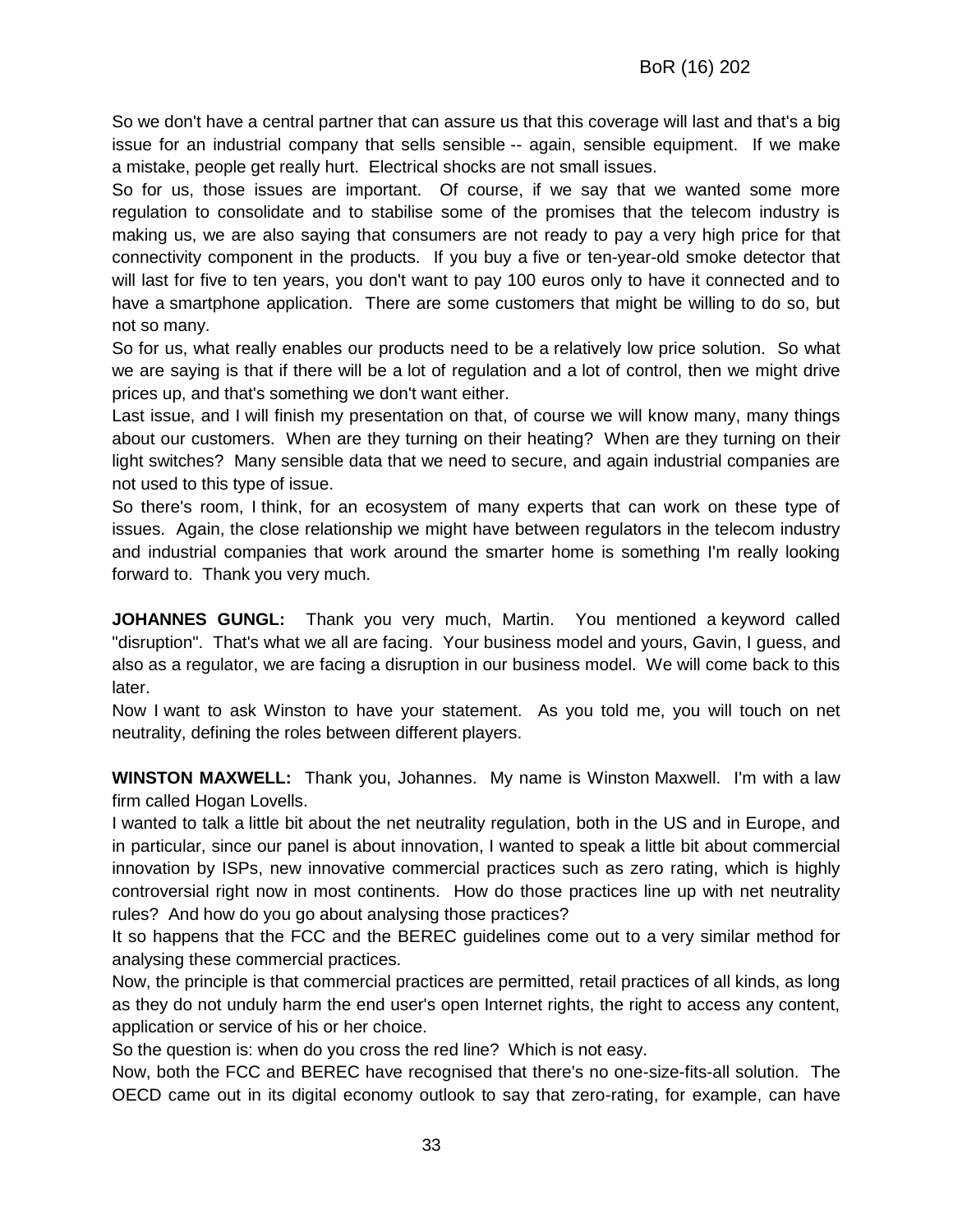So we don't have a central partner that can assure us that this coverage will last and that's a big issue for an industrial company that sells sensible -- again, sensible equipment. If we make a mistake, people get really hurt. Electrical shocks are not small issues.

So for us, those issues are important. Of course, if we say that we wanted some more regulation to consolidate and to stabilise some of the promises that the telecom industry is making us, we are also saying that consumers are not ready to pay a very high price for that connectivity component in the products. If you buy a five or ten-year-old smoke detector that will last for five to ten years, you don't want to pay 100 euros only to have it connected and to have a smartphone application. There are some customers that might be willing to do so, but not so many.

So for us, what really enables our products need to be a relatively low price solution. So what we are saying is that if there will be a lot of regulation and a lot of control, then we might drive prices up, and that's something we don't want either.

Last issue, and I will finish my presentation on that, of course we will know many, many things about our customers. When are they turning on their heating? When are they turning on their light switches? Many sensible data that we need to secure, and again industrial companies are not used to this type of issue.

So there's room, I think, for an ecosystem of many experts that can work on these type of issues. Again, the close relationship we might have between regulators in the telecom industry and industrial companies that work around the smarter home is something I'm really looking forward to. Thank you very much.

**JOHANNES GUNGL:** Thank you very much, Martin. You mentioned a keyword called "disruption". That's what we all are facing. Your business model and yours, Gavin, I guess, and also as a regulator, we are facing a disruption in our business model. We will come back to this later.

Now I want to ask Winston to have your statement. As you told me, you will touch on net neutrality, defining the roles between different players.

**WINSTON MAXWELL:** Thank you, Johannes. My name is Winston Maxwell. I'm with a law firm called Hogan Lovells.

I wanted to talk a little bit about the net neutrality regulation, both in the US and in Europe, and in particular, since our panel is about innovation, I wanted to speak a little bit about commercial innovation by ISPs, new innovative commercial practices such as zero rating, which is highly controversial right now in most continents. How do those practices line up with net neutrality rules? And how do you go about analysing those practices?

It so happens that the FCC and the BEREC guidelines come out to a very similar method for analysing these commercial practices.

Now, the principle is that commercial practices are permitted, retail practices of all kinds, as long as they do not unduly harm the end user's open Internet rights, the right to access any content, application or service of his or her choice.

So the question is: when do you cross the red line? Which is not easy.

Now, both the FCC and BEREC have recognised that there's no one-size-fits-all solution. The OECD came out in its digital economy outlook to say that zero-rating, for example, can have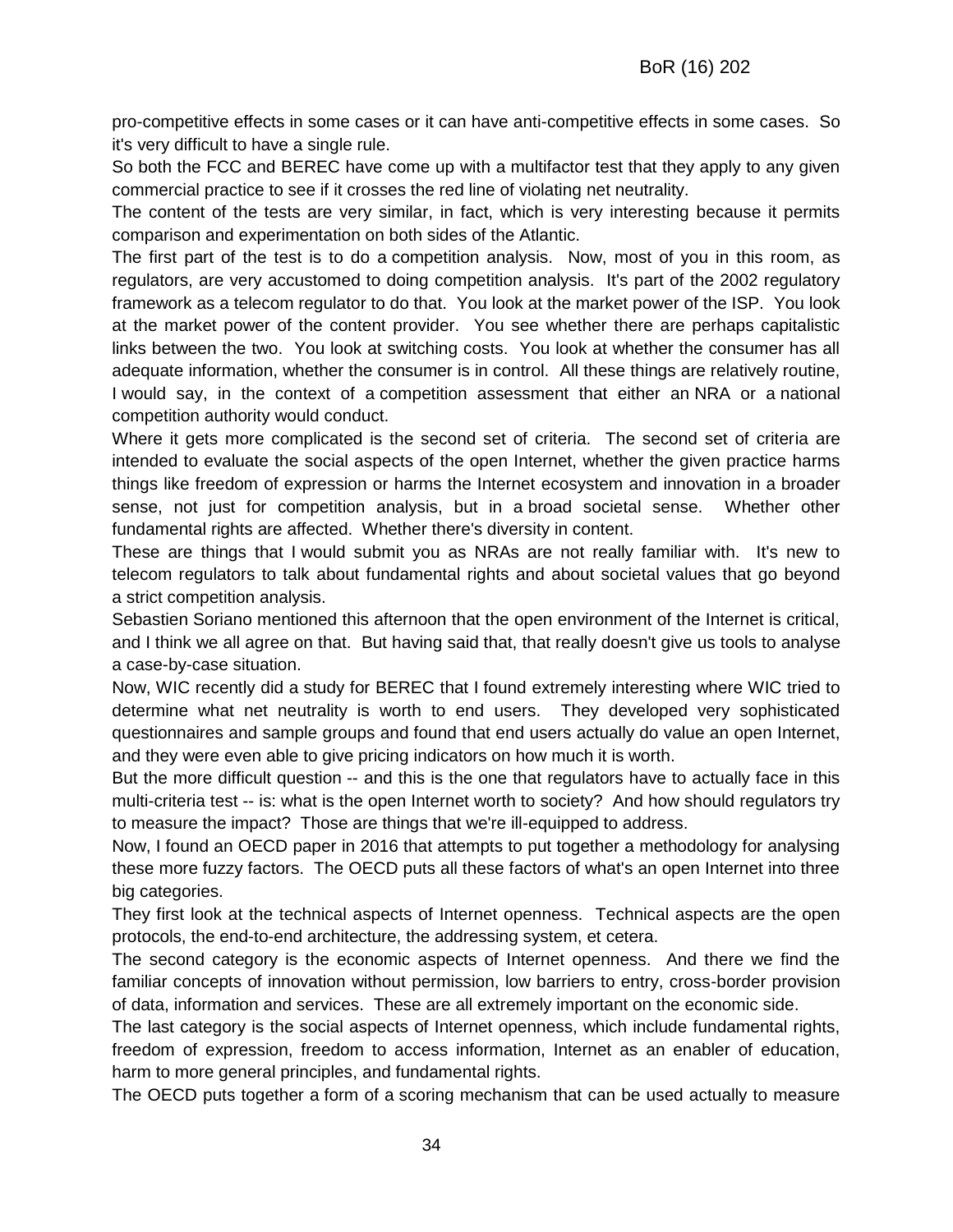pro-competitive effects in some cases or it can have anti-competitive effects in some cases. So it's very difficult to have a single rule.

So both the FCC and BEREC have come up with a multifactor test that they apply to any given commercial practice to see if it crosses the red line of violating net neutrality.

The content of the tests are very similar, in fact, which is very interesting because it permits comparison and experimentation on both sides of the Atlantic.

The first part of the test is to do a competition analysis. Now, most of you in this room, as regulators, are very accustomed to doing competition analysis. It's part of the 2002 regulatory framework as a telecom regulator to do that. You look at the market power of the ISP. You look at the market power of the content provider. You see whether there are perhaps capitalistic links between the two. You look at switching costs. You look at whether the consumer has all adequate information, whether the consumer is in control. All these things are relatively routine, I would say, in the context of a competition assessment that either an NRA or a national competition authority would conduct.

Where it gets more complicated is the second set of criteria. The second set of criteria are intended to evaluate the social aspects of the open Internet, whether the given practice harms things like freedom of expression or harms the Internet ecosystem and innovation in a broader sense, not just for competition analysis, but in a broad societal sense. Whether other fundamental rights are affected. Whether there's diversity in content.

These are things that I would submit you as NRAs are not really familiar with. It's new to telecom regulators to talk about fundamental rights and about societal values that go beyond a strict competition analysis.

Sebastien Soriano mentioned this afternoon that the open environment of the Internet is critical, and I think we all agree on that. But having said that, that really doesn't give us tools to analyse a case-by-case situation.

Now, WIC recently did a study for BEREC that I found extremely interesting where WIC tried to determine what net neutrality is worth to end users. They developed very sophisticated questionnaires and sample groups and found that end users actually do value an open Internet, and they were even able to give pricing indicators on how much it is worth.

But the more difficult question -- and this is the one that regulators have to actually face in this multi-criteria test -- is: what is the open Internet worth to society? And how should regulators try to measure the impact? Those are things that we're ill-equipped to address.

Now, I found an OECD paper in 2016 that attempts to put together a methodology for analysing these more fuzzy factors. The OECD puts all these factors of what's an open Internet into three big categories.

They first look at the technical aspects of Internet openness. Technical aspects are the open protocols, the end-to-end architecture, the addressing system, et cetera.

The second category is the economic aspects of Internet openness. And there we find the familiar concepts of innovation without permission, low barriers to entry, cross-border provision of data, information and services. These are all extremely important on the economic side.

The last category is the social aspects of Internet openness, which include fundamental rights, freedom of expression, freedom to access information, Internet as an enabler of education, harm to more general principles, and fundamental rights.

The OECD puts together a form of a scoring mechanism that can be used actually to measure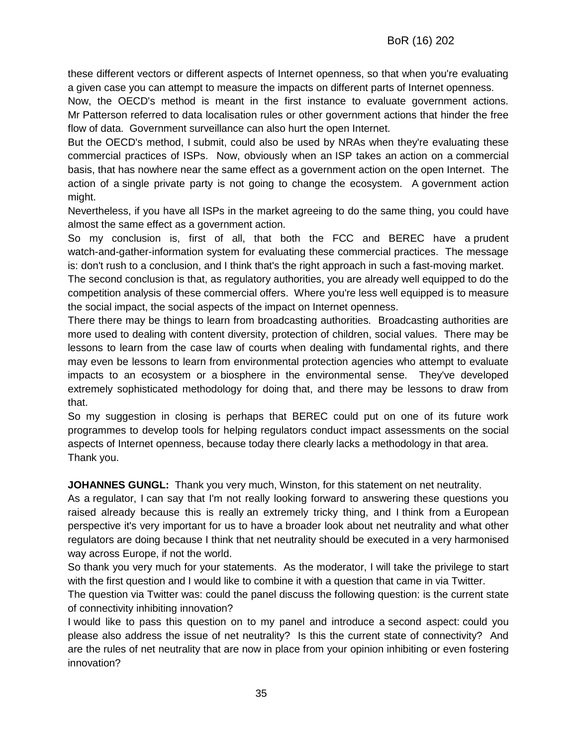these different vectors or different aspects of Internet openness, so that when you're evaluating a given case you can attempt to measure the impacts on different parts of Internet openness.

Now, the OECD's method is meant in the first instance to evaluate government actions. Mr Patterson referred to data localisation rules or other government actions that hinder the free flow of data. Government surveillance can also hurt the open Internet.

But the OECD's method, I submit, could also be used by NRAs when they're evaluating these commercial practices of ISPs. Now, obviously when an ISP takes an action on a commercial basis, that has nowhere near the same effect as a government action on the open Internet. The action of a single private party is not going to change the ecosystem. A government action might.

Nevertheless, if you have all ISPs in the market agreeing to do the same thing, you could have almost the same effect as a government action.

So my conclusion is, first of all, that both the FCC and BEREC have a prudent watch-and-gather-information system for evaluating these commercial practices. The message is: don't rush to a conclusion, and I think that's the right approach in such a fast-moving market.

The second conclusion is that, as regulatory authorities, you are already well equipped to do the competition analysis of these commercial offers. Where you're less well equipped is to measure the social impact, the social aspects of the impact on Internet openness.

There there may be things to learn from broadcasting authorities. Broadcasting authorities are more used to dealing with content diversity, protection of children, social values. There may be lessons to learn from the case law of courts when dealing with fundamental rights, and there may even be lessons to learn from environmental protection agencies who attempt to evaluate impacts to an ecosystem or a biosphere in the environmental sense. They've developed extremely sophisticated methodology for doing that, and there may be lessons to draw from that.

So my suggestion in closing is perhaps that BEREC could put on one of its future work programmes to develop tools for helping regulators conduct impact assessments on the social aspects of Internet openness, because today there clearly lacks a methodology in that area.

Thank you.

**JOHANNES GUNGL:** Thank you very much, Winston, for this statement on net neutrality.

As a regulator, I can say that I'm not really looking forward to answering these questions you raised already because this is really an extremely tricky thing, and I think from a European perspective it's very important for us to have a broader look about net neutrality and what other regulators are doing because I think that net neutrality should be executed in a very harmonised way across Europe, if not the world.

So thank you very much for your statements. As the moderator, I will take the privilege to start with the first question and I would like to combine it with a question that came in via Twitter.

The question via Twitter was: could the panel discuss the following question: is the current state of connectivity inhibiting innovation?

I would like to pass this question on to my panel and introduce a second aspect: could you please also address the issue of net neutrality? Is this the current state of connectivity? And are the rules of net neutrality that are now in place from your opinion inhibiting or even fostering innovation?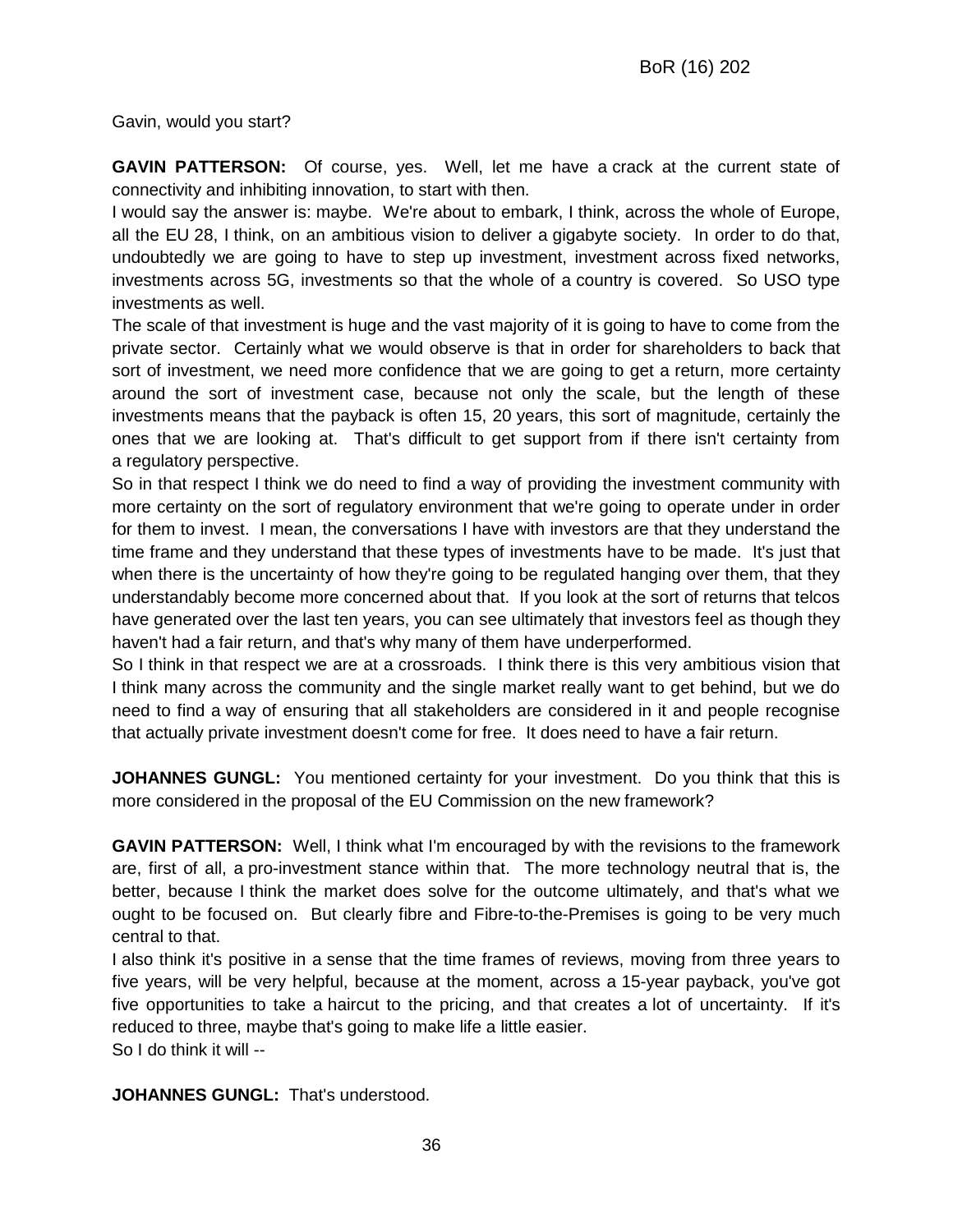Gavin, would you start?

**GAVIN PATTERSON:** Of course, yes. Well, let me have a crack at the current state of connectivity and inhibiting innovation, to start with then.

I would say the answer is: maybe. We're about to embark, I think, across the whole of Europe, all the EU 28, I think, on an ambitious vision to deliver a gigabyte society. In order to do that, undoubtedly we are going to have to step up investment, investment across fixed networks, investments across 5G, investments so that the whole of a country is covered. So USO type investments as well.

The scale of that investment is huge and the vast majority of it is going to have to come from the private sector. Certainly what we would observe is that in order for shareholders to back that sort of investment, we need more confidence that we are going to get a return, more certainty around the sort of investment case, because not only the scale, but the length of these investments means that the payback is often 15, 20 years, this sort of magnitude, certainly the ones that we are looking at. That's difficult to get support from if there isn't certainty from a regulatory perspective.

So in that respect I think we do need to find a way of providing the investment community with more certainty on the sort of regulatory environment that we're going to operate under in order for them to invest. I mean, the conversations I have with investors are that they understand the time frame and they understand that these types of investments have to be made. It's just that when there is the uncertainty of how they're going to be regulated hanging over them, that they understandably become more concerned about that. If you look at the sort of returns that telcos have generated over the last ten years, you can see ultimately that investors feel as though they haven't had a fair return, and that's why many of them have underperformed.

So I think in that respect we are at a crossroads. I think there is this very ambitious vision that I think many across the community and the single market really want to get behind, but we do need to find a way of ensuring that all stakeholders are considered in it and people recognise that actually private investment doesn't come for free. It does need to have a fair return.

**JOHANNES GUNGL:** You mentioned certainty for your investment. Do you think that this is more considered in the proposal of the EU Commission on the new framework?

**GAVIN PATTERSON:** Well, I think what I'm encouraged by with the revisions to the framework are, first of all, a pro-investment stance within that. The more technology neutral that is, the better, because I think the market does solve for the outcome ultimately, and that's what we ought to be focused on. But clearly fibre and Fibre-to-the-Premises is going to be very much central to that.

I also think it's positive in a sense that the time frames of reviews, moving from three years to five years, will be very helpful, because at the moment, across a 15-year payback, you've got five opportunities to take a haircut to the pricing, and that creates a lot of uncertainty. If it's reduced to three, maybe that's going to make life a little easier.

So I do think it will --

**JOHANNES GUNGL:** That's understood.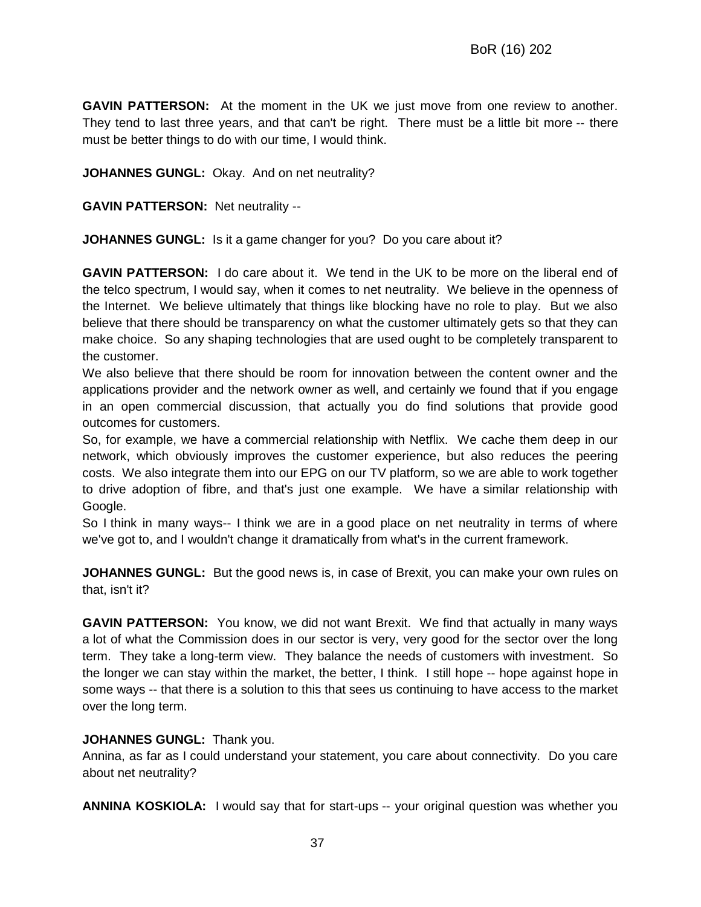**GAVIN PATTERSON:** At the moment in the UK we just move from one review to another. They tend to last three years, and that can't be right. There must be a little bit more -- there must be better things to do with our time, I would think.

**JOHANNES GUNGL:** Okay. And on net neutrality?

**GAVIN PATTERSON:** Net neutrality --

**JOHANNES GUNGL:** Is it a game changer for you? Do you care about it?

**GAVIN PATTERSON:** I do care about it. We tend in the UK to be more on the liberal end of the telco spectrum, I would say, when it comes to net neutrality. We believe in the openness of the Internet. We believe ultimately that things like blocking have no role to play. But we also believe that there should be transparency on what the customer ultimately gets so that they can make choice. So any shaping technologies that are used ought to be completely transparent to the customer.

We also believe that there should be room for innovation between the content owner and the applications provider and the network owner as well, and certainly we found that if you engage in an open commercial discussion, that actually you do find solutions that provide good outcomes for customers.

So, for example, we have a commercial relationship with Netflix. We cache them deep in our network, which obviously improves the customer experience, but also reduces the peering costs. We also integrate them into our EPG on our TV platform, so we are able to work together to drive adoption of fibre, and that's just one example. We have a similar relationship with Google.

So I think in many ways-- I think we are in a good place on net neutrality in terms of where we've got to, and I wouldn't change it dramatically from what's in the current framework.

**JOHANNES GUNGL:** But the good news is, in case of Brexit, you can make your own rules on that, isn't it?

**GAVIN PATTERSON:** You know, we did not want Brexit. We find that actually in many ways a lot of what the Commission does in our sector is very, very good for the sector over the long term. They take a long-term view. They balance the needs of customers with investment. So the longer we can stay within the market, the better, I think. I still hope -- hope against hope in some ways -- that there is a solution to this that sees us continuing to have access to the market over the long term.

**JOHANNES GUNGL:** Thank you.

Annina, as far as I could understand your statement, you care about connectivity. Do you care about net neutrality?

**ANNINA KOSKIOLA:** I would say that for start-ups -- your original question was whether you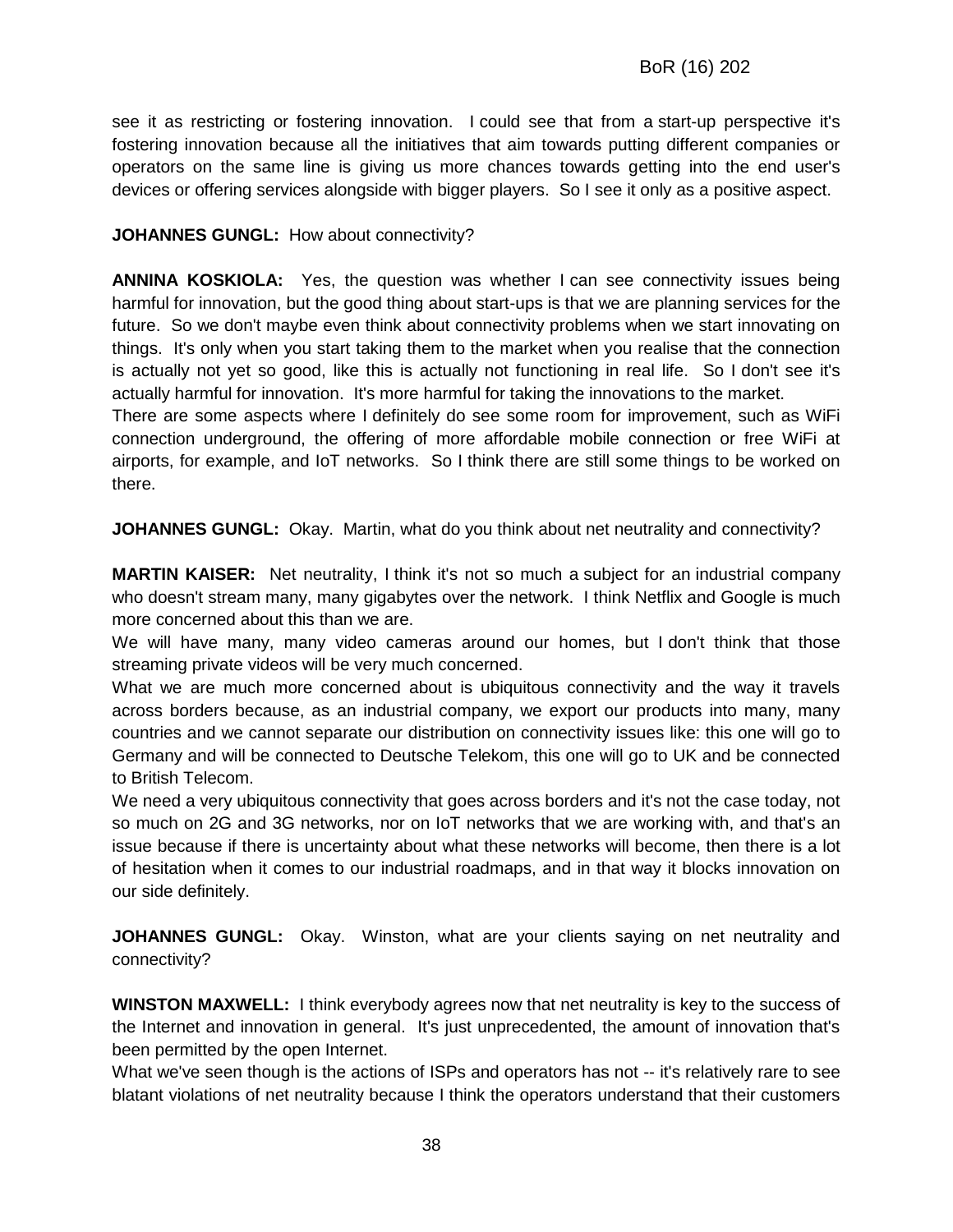see it as restricting or fostering innovation. I could see that from a start-up perspective it's fostering innovation because all the initiatives that aim towards putting different companies or operators on the same line is giving us more chances towards getting into the end user's devices or offering services alongside with bigger players. So I see it only as a positive aspect.

**JOHANNES GUNGL:** How about connectivity?

**ANNINA KOSKIOLA:** Yes, the question was whether I can see connectivity issues being harmful for innovation, but the good thing about start-ups is that we are planning services for the future. So we don't maybe even think about connectivity problems when we start innovating on things. It's only when you start taking them to the market when you realise that the connection is actually not yet so good, like this is actually not functioning in real life. So I don't see it's actually harmful for innovation. It's more harmful for taking the innovations to the market.
There are some aspects where I definitely do see some room for improvement, such as WiFi connection underground, the offering of more affordable mobile connection or free WiFi at airports, for example, and IoT networks. So I think there are still some things to be worked on there.

**JOHANNES GUNGL:** Okay. Martin, what do you think about net neutrality and connectivity?

**MARTIN KAISER:** Net neutrality, I think it's not so much a subject for an industrial company who doesn't stream many, many gigabytes over the network. I think Netflix and Google is much more concerned about this than we are.
We will have many, many video cameras around our homes, but I don't think that those streaming private videos will be very much concerned.
What we are much more concerned about is ubiquitous connectivity and the way it travels across borders because, as an industrial company, we export our products into many, many countries and we cannot separate our distribution on connectivity issues like: this one will go to Germany and will be connected to Deutsche Telekom, this one will go to UK and be connected to British Telecom.
We need a very ubiquitous connectivity that goes across borders and it's not the case today, not so much on 2G and 3G networks, nor on IoT networks that we are working with, and that's an issue because if there is uncertainty about what these networks will become, then there is a lot of hesitation when it comes to our industrial roadmaps, and in that way it blocks innovation on our side definitely.

**JOHANNES GUNGL:** Okay. Winston, what are your clients saying on net neutrality and connectivity?

**WINSTON MAXWELL:** I think everybody agrees now that net neutrality is key to the success of the Internet and innovation in general. It's just unprecedented, the amount of innovation that's been permitted by the open Internet.
What we've seen though is the actions of ISPs and operators has not -- it's relatively rare to see blatant violations of net neutrality because I think the operators understand that their customers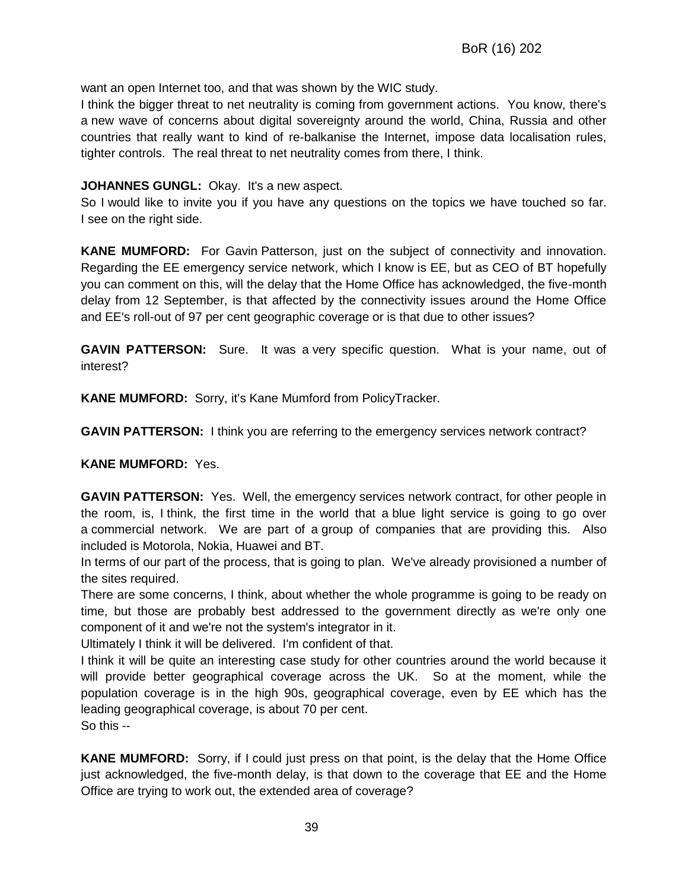want an open Internet too, and that was shown by the WIC study.

I think the bigger threat to net neutrality is coming from government actions. You know, there's a new wave of concerns about digital sovereignty around the world, China, Russia and other countries that really want to kind of re-balkanise the Internet, impose data localisation rules, tighter controls. The real threat to net neutrality comes from there, I think.

**JOHANNES GUNGL:** Okay. It's a new aspect.

So I would like to invite you if you have any questions on the topics we have touched so far. I see on the right side.

**KANE MUMFORD:** For Gavin Patterson, just on the subject of connectivity and innovation. Regarding the EE emergency service network, which I know is EE, but as CEO of BT hopefully you can comment on this, will the delay that the Home Office has acknowledged, the five-month delay from 12 September, is that affected by the connectivity issues around the Home Office and EE's roll-out of 97 per cent geographic coverage or is that due to other issues?

**GAVIN PATTERSON:** Sure. It was a very specific question. What is your name, out of interest?

**KANE MUMFORD:** Sorry, it's Kane Mumford from PolicyTracker.

**GAVIN PATTERSON:** I think you are referring to the emergency services network contract?

**KANE MUMFORD:** Yes.

**GAVIN PATTERSON:** Yes. Well, the emergency services network contract, for other people in the room, is, I think, the first time in the world that a blue light service is going to go over a commercial network. We are part of a group of companies that are providing this. Also included is Motorola, Nokia, Huawei and BT.

In terms of our part of the process, that is going to plan. We've already provisioned a number of the sites required.

There are some concerns, I think, about whether the whole programme is going to be ready on time, but those are probably best addressed to the government directly as we're only one component of it and we're not the system's integrator in it.

Ultimately I think it will be delivered. I'm confident of that.

I think it will be quite an interesting case study for other countries around the world because it will provide better geographical coverage across the UK. So at the moment, while the population coverage is in the high 90s, geographical coverage, even by EE which has the leading geographical coverage, is about 70 per cent.

So this --

**KANE MUMFORD:** Sorry, if I could just press on that point, is the delay that the Home Office just acknowledged, the five-month delay, is that down to the coverage that EE and the Home Office are trying to work out, the extended area of coverage?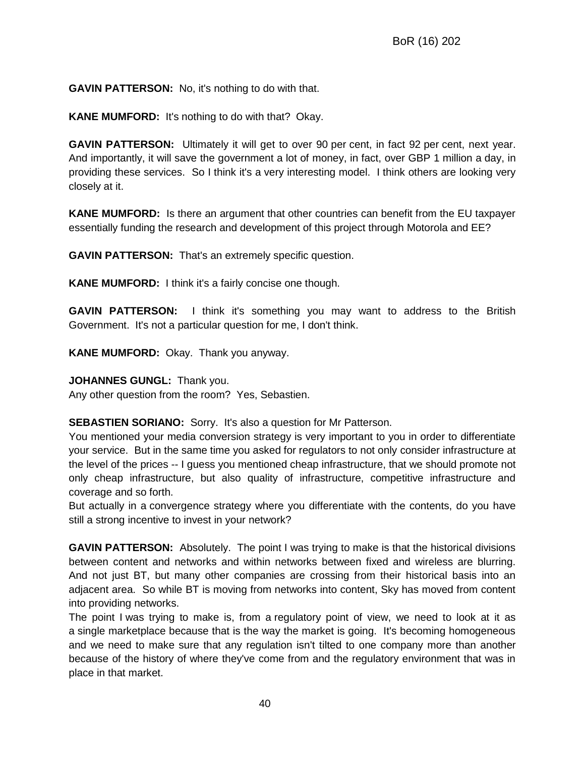**GAVIN PATTERSON:** No, it's nothing to do with that.

**KANE MUMFORD:** It's nothing to do with that? Okay.

**GAVIN PATTERSON:** Ultimately it will get to over 90 per cent, in fact 92 per cent, next year. And importantly, it will save the government a lot of money, in fact, over GBP 1 million a day, in providing these services. So I think it's a very interesting model. I think others are looking very closely at it.

**KANE MUMFORD:** Is there an argument that other countries can benefit from the EU taxpayer essentially funding the research and development of this project through Motorola and EE?

**GAVIN PATTERSON:** That's an extremely specific question.

**KANE MUMFORD:** I think it's a fairly concise one though.

**GAVIN PATTERSON:** I think it's something you may want to address to the British Government. It's not a particular question for me, I don't think.

**KANE MUMFORD:** Okay. Thank you anyway.

**JOHANNES GUNGL:** Thank you.
Any other question from the room? Yes, Sebastien.

**SEBASTIEN SORIANO:** Sorry. It's also a question for Mr Patterson.
You mentioned your media conversion strategy is very important to you in order to differentiate your service. But in the same time you asked for regulators to not only consider infrastructure at the level of the prices -- I guess you mentioned cheap infrastructure, that we should promote not only cheap infrastructure, but also quality of infrastructure, competitive infrastructure and coverage and so forth.
But actually in a convergence strategy where you differentiate with the contents, do you have still a strong incentive to invest in your network?

**GAVIN PATTERSON:** Absolutely. The point I was trying to make is that the historical divisions between content and networks and within networks between fixed and wireless are blurring. And not just BT, but many other companies are crossing from their historical basis into an adjacent area. So while BT is moving from networks into content, Sky has moved from content into providing networks.
The point I was trying to make is, from a regulatory point of view, we need to look at it as a single marketplace because that is the way the market is going. It's becoming homogeneous and we need to make sure that any regulation isn't tilted to one company more than another because of the history of where they've come from and the regulatory environment that was in place in that market.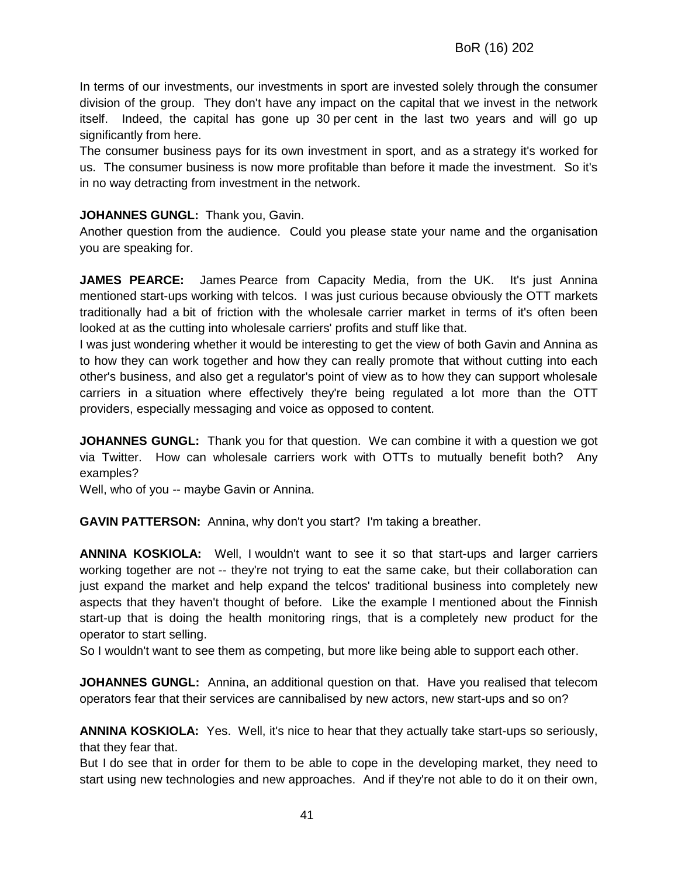In terms of our investments, our investments in sport are invested solely through the consumer division of the group. They don't have any impact on the capital that we invest in the network itself. Indeed, the capital has gone up 30 per cent in the last two years and will go up significantly from here.

The consumer business pays for its own investment in sport, and as a strategy it's worked for us. The consumer business is now more profitable than before it made the investment. So it's in no way detracting from investment in the network.

**JOHANNES GUNGL:** Thank you, Gavin.

Another question from the audience. Could you please state your name and the organisation you are speaking for.

**JAMES PEARCE:** James Pearce from Capacity Media, from the UK. It's just Annina mentioned start-ups working with telcos. I was just curious because obviously the OTT markets traditionally had a bit of friction with the wholesale carrier market in terms of it's often been looked at as the cutting into wholesale carriers' profits and stuff like that.

I was just wondering whether it would be interesting to get the view of both Gavin and Annina as to how they can work together and how they can really promote that without cutting into each other's business, and also get a regulator's point of view as to how they can support wholesale carriers in a situation where effectively they're being regulated a lot more than the OTT providers, especially messaging and voice as opposed to content.

**JOHANNES GUNGL:** Thank you for that question. We can combine it with a question we got via Twitter. How can wholesale carriers work with OTTs to mutually benefit both? Any examples?

Well, who of you -- maybe Gavin or Annina.

**GAVIN PATTERSON:** Annina, why don't you start? I'm taking a breather.

**ANNINA KOSKIOLA:** Well, I wouldn't want to see it so that start-ups and larger carriers working together are not -- they're not trying to eat the same cake, but their collaboration can just expand the market and help expand the telcos' traditional business into completely new aspects that they haven't thought of before. Like the example I mentioned about the Finnish start-up that is doing the health monitoring rings, that is a completely new product for the operator to start selling.

So I wouldn't want to see them as competing, but more like being able to support each other.

**JOHANNES GUNGL:** Annina, an additional question on that. Have you realised that telecom operators fear that their services are cannibalised by new actors, new start-ups and so on?

**ANNINA KOSKIOLA:** Yes. Well, it's nice to hear that they actually take start-ups so seriously, that they fear that.

But I do see that in order for them to be able to cope in the developing market, they need to start using new technologies and new approaches. And if they're not able to do it on their own,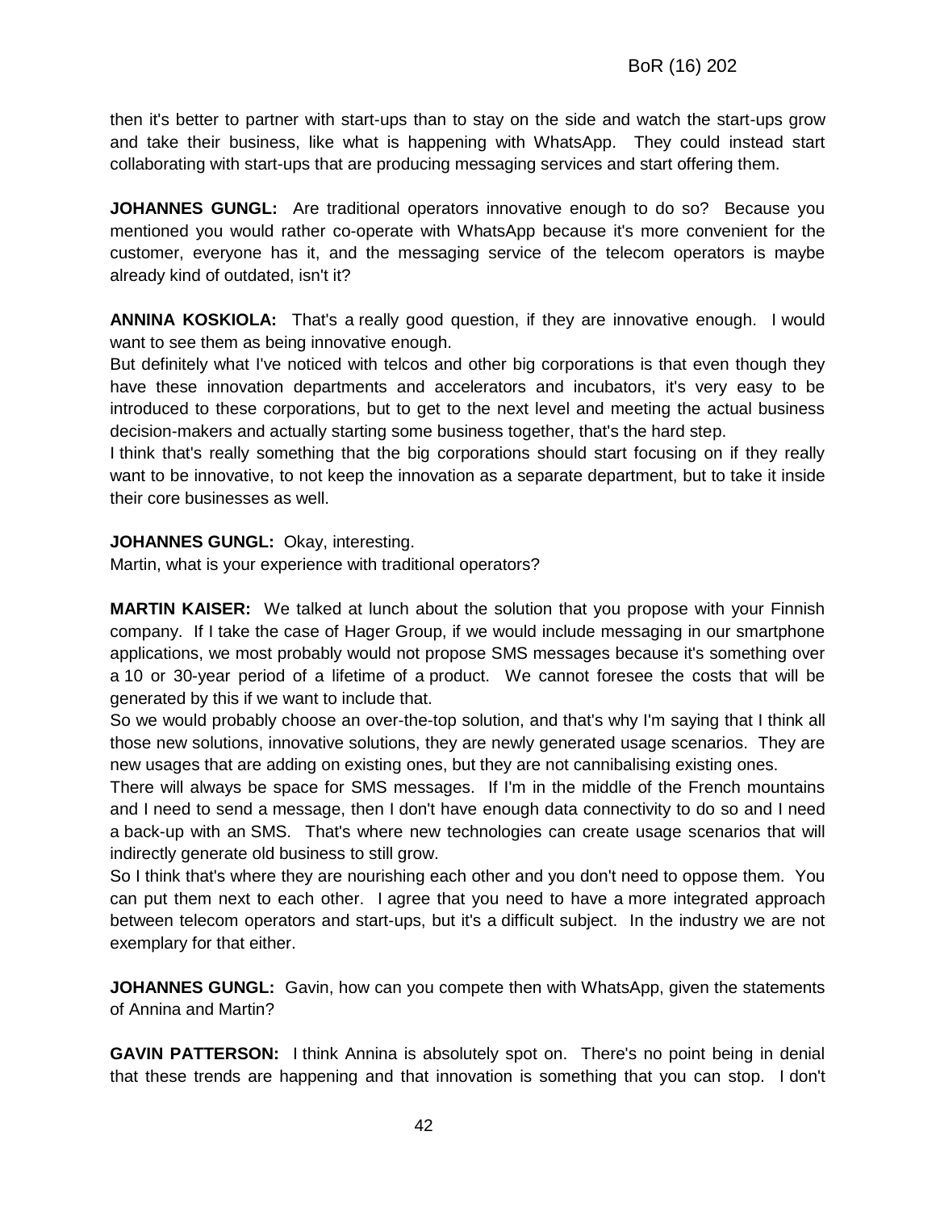then it's better to partner with start-ups than to stay on the side and watch the start-ups grow and take their business, like what is happening with WhatsApp. They could instead start collaborating with start-ups that are producing messaging services and start offering them.

**JOHANNES GUNGL:** Are traditional operators innovative enough to do so? Because you mentioned you would rather co-operate with WhatsApp because it's more convenient for the customer, everyone has it, and the messaging service of the telecom operators is maybe already kind of outdated, isn't it?

**ANNINA KOSKIOLA:** That's a really good question, if they are innovative enough. I would want to see them as being innovative enough.
But definitely what I've noticed with telcos and other big corporations is that even though they have these innovation departments and accelerators and incubators, it's very easy to be introduced to these corporations, but to get to the next level and meeting the actual business decision-makers and actually starting some business together, that's the hard step.
I think that's really something that the big corporations should start focusing on if they really want to be innovative, to not keep the innovation as a separate department, but to take it inside their core businesses as well.

**JOHANNES GUNGL:** Okay, interesting.
Martin, what is your experience with traditional operators?

**MARTIN KAISER:** We talked at lunch about the solution that you propose with your Finnish company. If I take the case of Hager Group, if we would include messaging in our smartphone applications, we most probably would not propose SMS messages because it's something over a 10 or 30-year period of a lifetime of a product. We cannot foresee the costs that will be generated by this if we want to include that.
So we would probably choose an over-the-top solution, and that's why I'm saying that I think all those new solutions, innovative solutions, they are newly generated usage scenarios. They are new usages that are adding on existing ones, but they are not cannibalising existing ones.
There will always be space for SMS messages. If I'm in the middle of the French mountains and I need to send a message, then I don't have enough data connectivity to do so and I need a back-up with an SMS. That's where new technologies can create usage scenarios that will indirectly generate old business to still grow.
So I think that's where they are nourishing each other and you don't need to oppose them. You can put them next to each other. I agree that you need to have a more integrated approach between telecom operators and start-ups, but it's a difficult subject. In the industry we are not exemplary for that either.

**JOHANNES GUNGL:** Gavin, how can you compete then with WhatsApp, given the statements of Annina and Martin?

**GAVIN PATTERSON:** I think Annina is absolutely spot on. There's no point being in denial that these trends are happening and that innovation is something that you can stop. I don't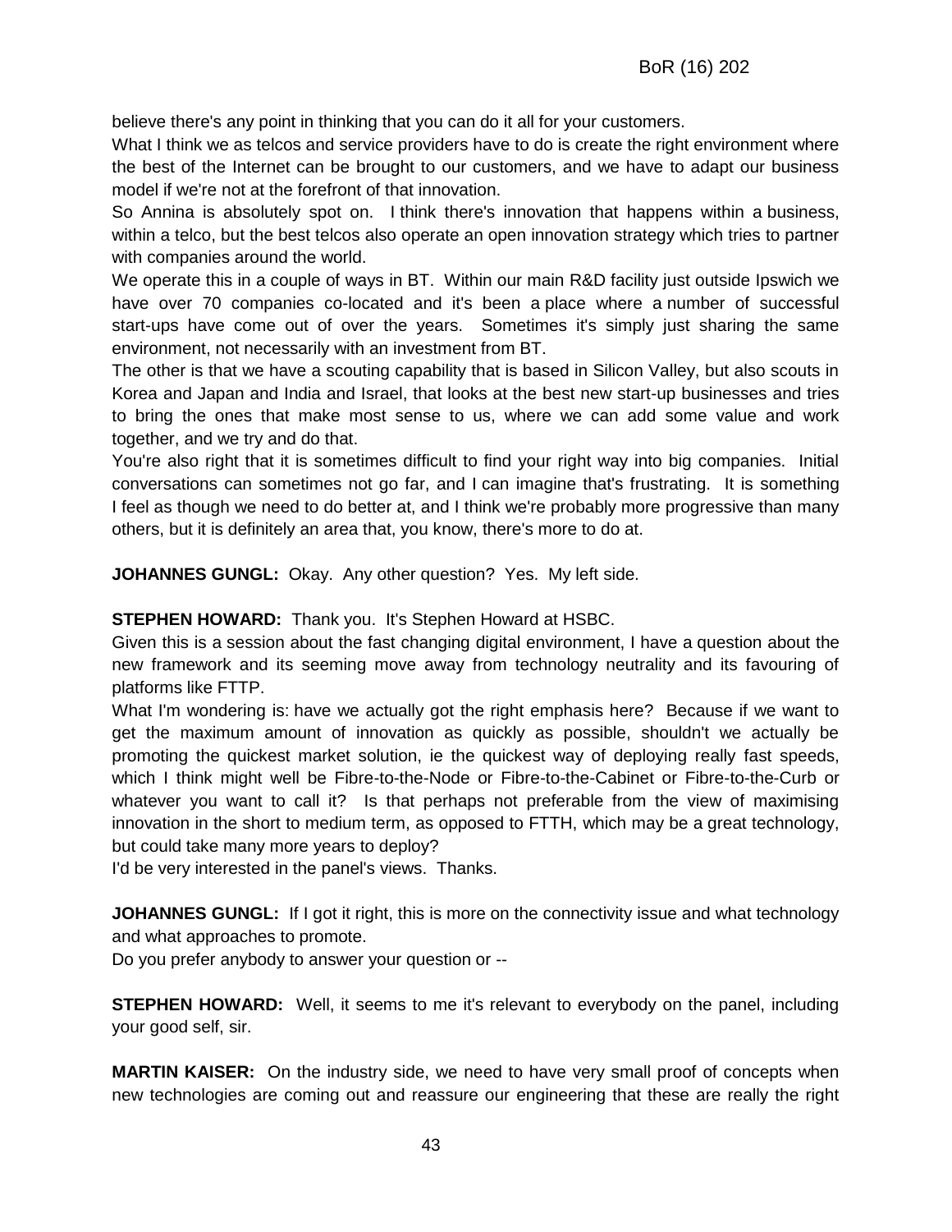believe there's any point in thinking that you can do it all for your customers.

What I think we as telcos and service providers have to do is create the right environment where the best of the Internet can be brought to our customers, and we have to adapt our business model if we're not at the forefront of that innovation.

So Annina is absolutely spot on. I think there's innovation that happens within a business, within a telco, but the best telcos also operate an open innovation strategy which tries to partner with companies around the world.

We operate this in a couple of ways in BT. Within our main R&D facility just outside Ipswich we have over 70 companies co-located and it's been a place where a number of successful start-ups have come out of over the years. Sometimes it's simply just sharing the same environment, not necessarily with an investment from BT.

The other is that we have a scouting capability that is based in Silicon Valley, but also scouts in Korea and Japan and India and Israel, that looks at the best new start-up businesses and tries to bring the ones that make most sense to us, where we can add some value and work together, and we try and do that.

You're also right that it is sometimes difficult to find your right way into big companies. Initial conversations can sometimes not go far, and I can imagine that's frustrating. It is something I feel as though we need to do better at, and I think we're probably more progressive than many others, but it is definitely an area that, you know, there's more to do at.

**JOHANNES GUNGL:** Okay. Any other question? Yes. My left side.

**STEPHEN HOWARD:** Thank you. It's Stephen Howard at HSBC.

Given this is a session about the fast changing digital environment, I have a question about the new framework and its seeming move away from technology neutrality and its favouring of platforms like FTTP.

What I'm wondering is: have we actually got the right emphasis here? Because if we want to get the maximum amount of innovation as quickly as possible, shouldn't we actually be promoting the quickest market solution, ie the quickest way of deploying really fast speeds, which I think might well be Fibre-to-the-Node or Fibre-to-the-Cabinet or Fibre-to-the-Curb or whatever you want to call it? Is that perhaps not preferable from the view of maximising innovation in the short to medium term, as opposed to FTTH, which may be a great technology, but could take many more years to deploy?

I'd be very interested in the panel's views. Thanks.

**JOHANNES GUNGL:** If I got it right, this is more on the connectivity issue and what technology and what approaches to promote.

Do you prefer anybody to answer your question or --

**STEPHEN HOWARD:** Well, it seems to me it's relevant to everybody on the panel, including your good self, sir.

**MARTIN KAISER:** On the industry side, we need to have very small proof of concepts when new technologies are coming out and reassure our engineering that these are really the right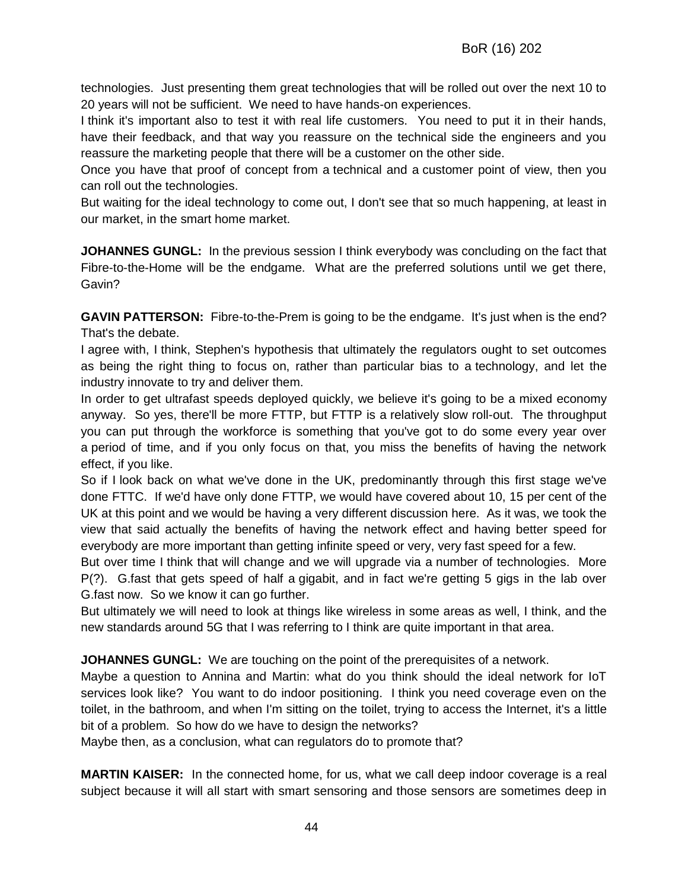technologies. Just presenting them great technologies that will be rolled out over the next 10 to 20 years will not be sufficient. We need to have hands-on experiences.

I think it's important also to test it with real life customers. You need to put it in their hands, have their feedback, and that way you reassure on the technical side the engineers and you reassure the marketing people that there will be a customer on the other side.

Once you have that proof of concept from a technical and a customer point of view, then you can roll out the technologies.

But waiting for the ideal technology to come out, I don't see that so much happening, at least in our market, in the smart home market.

**JOHANNES GUNGL:** In the previous session I think everybody was concluding on the fact that Fibre-to-the-Home will be the endgame. What are the preferred solutions until we get there, Gavin?

**GAVIN PATTERSON:** Fibre-to-the-Prem is going to be the endgame. It's just when is the end? That's the debate.

I agree with, I think, Stephen's hypothesis that ultimately the regulators ought to set outcomes as being the right thing to focus on, rather than particular bias to a technology, and let the industry innovate to try and deliver them.

In order to get ultrafast speeds deployed quickly, we believe it's going to be a mixed economy anyway. So yes, there'll be more FTTP, but FTTP is a relatively slow roll-out. The throughput you can put through the workforce is something that you've got to do some every year over a period of time, and if you only focus on that, you miss the benefits of having the network effect, if you like.

So if I look back on what we've done in the UK, predominantly through this first stage we've done FTTC. If we'd have only done FTTP, we would have covered about 10, 15 per cent of the UK at this point and we would be having a very different discussion here. As it was, we took the view that said actually the benefits of having the network effect and having better speed for everybody are more important than getting infinite speed or very, very fast speed for a few.

But over time I think that will change and we will upgrade via a number of technologies. More P(?). G.fast that gets speed of half a gigabit, and in fact we're getting 5 gigs in the lab over G.fast now. So we know it can go further.

But ultimately we will need to look at things like wireless in some areas as well, I think, and the new standards around 5G that I was referring to I think are quite important in that area.

**JOHANNES GUNGL:** We are touching on the point of the prerequisites of a network.

Maybe a question to Annina and Martin: what do you think should the ideal network for IoT services look like? You want to do indoor positioning. I think you need coverage even on the toilet, in the bathroom, and when I'm sitting on the toilet, trying to access the Internet, it's a little bit of a problem. So how do we have to design the networks?

Maybe then, as a conclusion, what can regulators do to promote that?

**MARTIN KAISER:** In the connected home, for us, what we call deep indoor coverage is a real subject because it will all start with smart sensoring and those sensors are sometimes deep in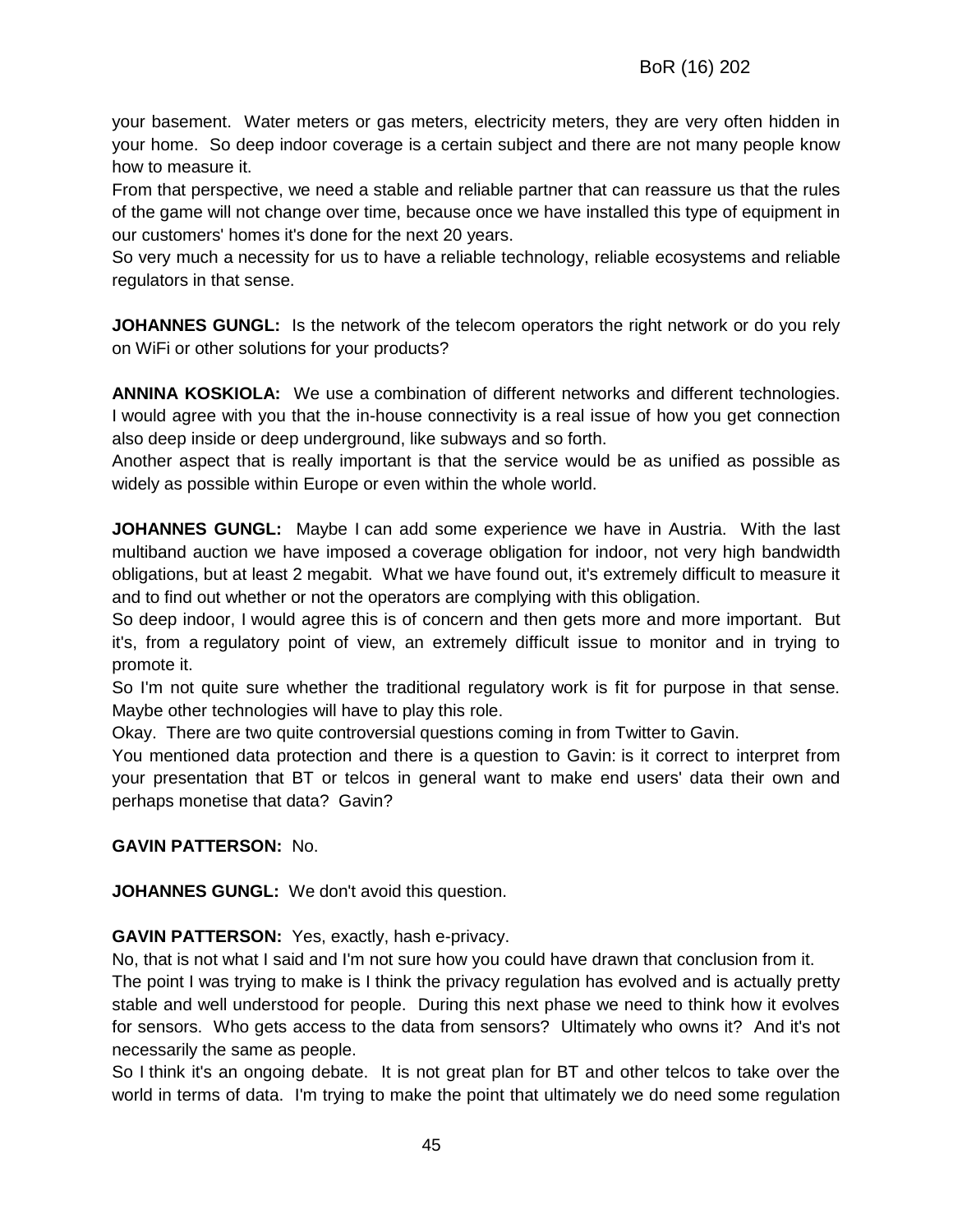your basement. Water meters or gas meters, electricity meters, they are very often hidden in your home. So deep indoor coverage is a certain subject and there are not many people know how to measure it.

From that perspective, we need a stable and reliable partner that can reassure us that the rules of the game will not change over time, because once we have installed this type of equipment in our customers' homes it's done for the next 20 years.

So very much a necessity for us to have a reliable technology, reliable ecosystems and reliable regulators in that sense.

**JOHANNES GUNGL:** Is the network of the telecom operators the right network or do you rely on WiFi or other solutions for your products?

**ANNINA KOSKIOLA:** We use a combination of different networks and different technologies. I would agree with you that the in-house connectivity is a real issue of how you get connection also deep inside or deep underground, like subways and so forth.

Another aspect that is really important is that the service would be as unified as possible as widely as possible within Europe or even within the whole world.

**JOHANNES GUNGL:** Maybe I can add some experience we have in Austria. With the last multiband auction we have imposed a coverage obligation for indoor, not very high bandwidth obligations, but at least 2 megabit. What we have found out, it's extremely difficult to measure it and to find out whether or not the operators are complying with this obligation.

So deep indoor, I would agree this is of concern and then gets more and more important. But it's, from a regulatory point of view, an extremely difficult issue to monitor and in trying to promote it.

So I'm not quite sure whether the traditional regulatory work is fit for purpose in that sense. Maybe other technologies will have to play this role.

Okay. There are two quite controversial questions coming in from Twitter to Gavin.

You mentioned data protection and there is a question to Gavin: is it correct to interpret from your presentation that BT or telcos in general want to make end users' data their own and perhaps monetise that data? Gavin?

**GAVIN PATTERSON:** No.

**JOHANNES GUNGL:** We don't avoid this question.

**GAVIN PATTERSON:** Yes, exactly, hash e-privacy.

No, that is not what I said and I'm not sure how you could have drawn that conclusion from it.

The point I was trying to make is I think the privacy regulation has evolved and is actually pretty stable and well understood for people. During this next phase we need to think how it evolves for sensors. Who gets access to the data from sensors? Ultimately who owns it? And it's not necessarily the same as people.

So I think it's an ongoing debate. It is not great plan for BT and other telcos to take over the world in terms of data. I'm trying to make the point that ultimately we do need some regulation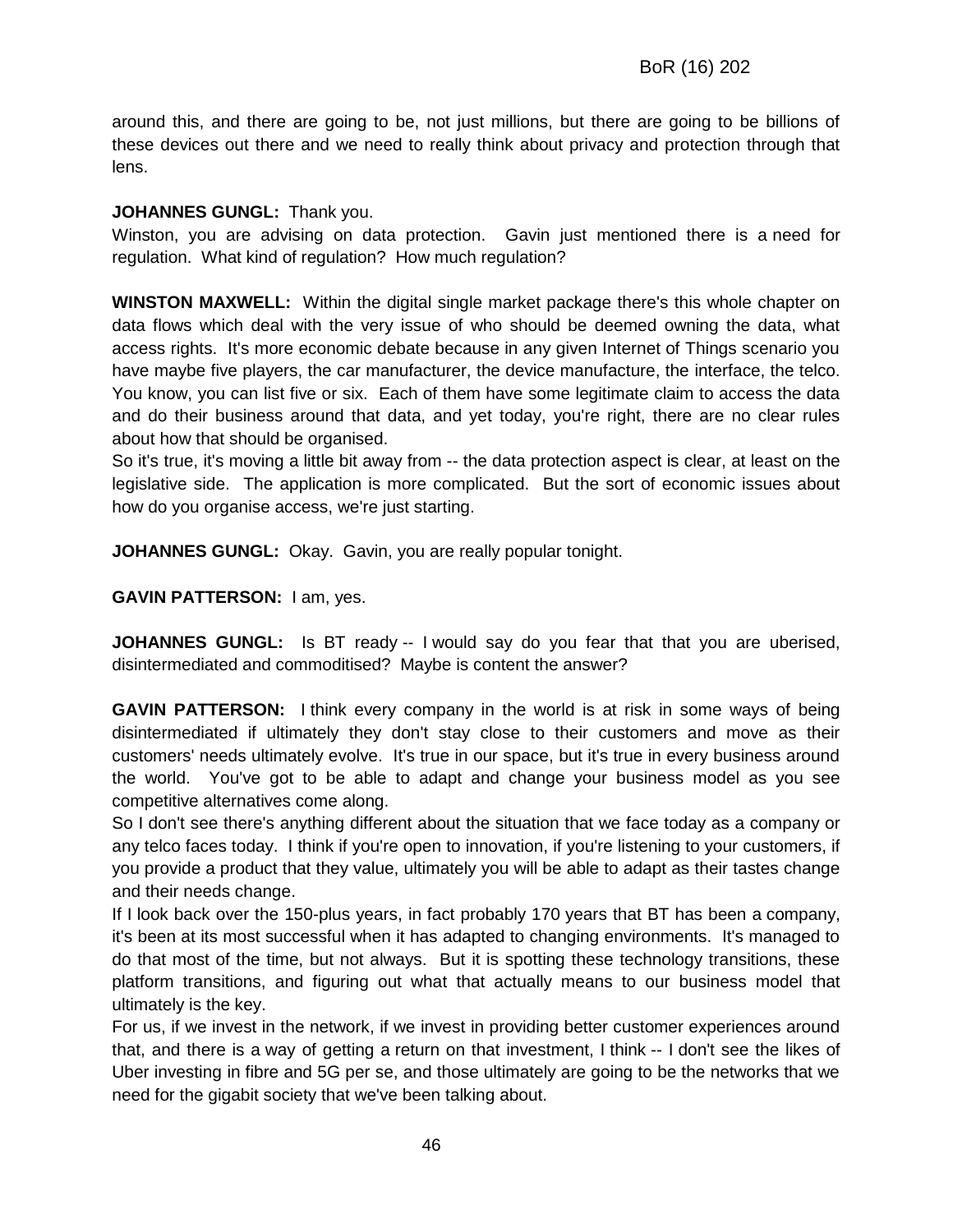around this, and there are going to be, not just millions, but there are going to be billions of these devices out there and we need to really think about privacy and protection through that lens.

**JOHANNES GUNGL:** Thank you.
Winston, you are advising on data protection. Gavin just mentioned there is a need for regulation. What kind of regulation? How much regulation?

**WINSTON MAXWELL:** Within the digital single market package there's this whole chapter on data flows which deal with the very issue of who should be deemed owning the data, what access rights. It's more economic debate because in any given Internet of Things scenario you have maybe five players, the car manufacturer, the device manufacture, the interface, the telco. You know, you can list five or six. Each of them have some legitimate claim to access the data and do their business around that data, and yet today, you're right, there are no clear rules about how that should be organised.
So it's true, it's moving a little bit away from -- the data protection aspect is clear, at least on the legislative side. The application is more complicated. But the sort of economic issues about how do you organise access, we're just starting.

**JOHANNES GUNGL:** Okay. Gavin, you are really popular tonight.

**GAVIN PATTERSON:** I am, yes.

**JOHANNES GUNGL:** Is BT ready -- I would say do you fear that that you are uberised, disintermediated and commoditised? Maybe is content the answer?

**GAVIN PATTERSON:** I think every company in the world is at risk in some ways of being disintermediated if ultimately they don't stay close to their customers and move as their customers' needs ultimately evolve. It's true in our space, but it's true in every business around the world. You've got to be able to adapt and change your business model as you see competitive alternatives come along.
So I don't see there's anything different about the situation that we face today as a company or any telco faces today. I think if you're open to innovation, if you're listening to your customers, if you provide a product that they value, ultimately you will be able to adapt as their tastes change and their needs change.
If I look back over the 150-plus years, in fact probably 170 years that BT has been a company, it's been at its most successful when it has adapted to changing environments. It's managed to do that most of the time, but not always. But it is spotting these technology transitions, these platform transitions, and figuring out what that actually means to our business model that ultimately is the key.
For us, if we invest in the network, if we invest in providing better customer experiences around that, and there is a way of getting a return on that investment, I think -- I don't see the likes of Uber investing in fibre and 5G per se, and those ultimately are going to be the networks that we need for the gigabit society that we've been talking about.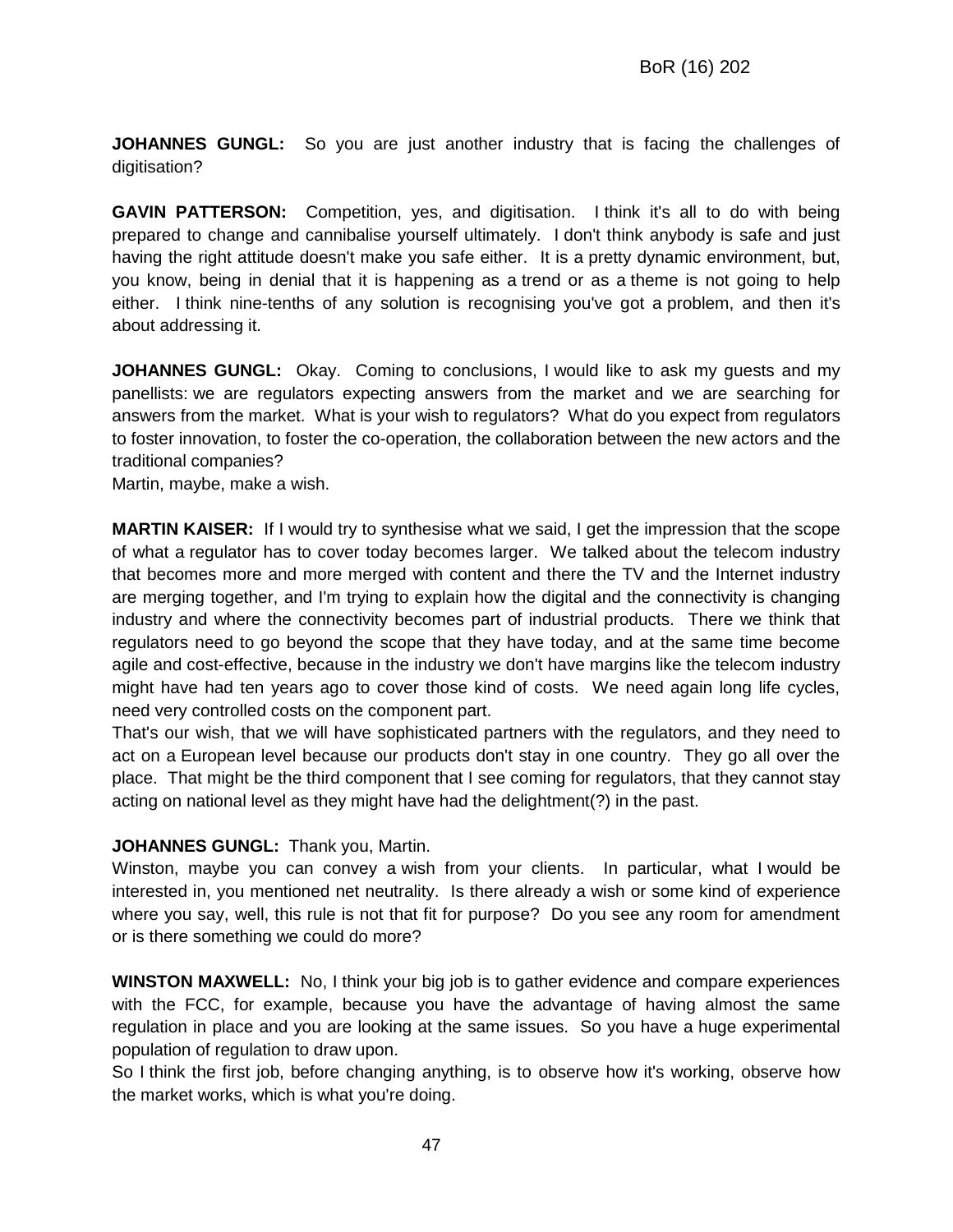**JOHANNES GUNGL:** So you are just another industry that is facing the challenges of digitisation?

**GAVIN PATTERSON:** Competition, yes, and digitisation. I think it's all to do with being prepared to change and cannibalise yourself ultimately. I don't think anybody is safe and just having the right attitude doesn't make you safe either. It is a pretty dynamic environment, but, you know, being in denial that it is happening as a trend or as a theme is not going to help either. I think nine-tenths of any solution is recognising you've got a problem, and then it's about addressing it.

**JOHANNES GUNGL:** Okay. Coming to conclusions, I would like to ask my guests and my panellists: we are regulators expecting answers from the market and we are searching for answers from the market. What is your wish to regulators? What do you expect from regulators to foster innovation, to foster the co-operation, the collaboration between the new actors and the traditional companies?
Martin, maybe, make a wish.

**MARTIN KAISER:** If I would try to synthesise what we said, I get the impression that the scope of what a regulator has to cover today becomes larger. We talked about the telecom industry that becomes more and more merged with content and there the TV and the Internet industry are merging together, and I'm trying to explain how the digital and the connectivity is changing industry and where the connectivity becomes part of industrial products. There we think that regulators need to go beyond the scope that they have today, and at the same time become agile and cost-effective, because in the industry we don't have margins like the telecom industry might have had ten years ago to cover those kind of costs. We need again long life cycles, need very controlled costs on the component part.
That's our wish, that we will have sophisticated partners with the regulators, and they need to act on a European level because our products don't stay in one country. They go all over the place. That might be the third component that I see coming for regulators, that they cannot stay acting on national level as they might have had the delightment(?) in the past.

**JOHANNES GUNGL:** Thank you, Martin.
Winston, maybe you can convey a wish from your clients. In particular, what I would be interested in, you mentioned net neutrality. Is there already a wish or some kind of experience where you say, well, this rule is not that fit for purpose? Do you see any room for amendment or is there something we could do more?

**WINSTON MAXWELL:** No, I think your big job is to gather evidence and compare experiences with the FCC, for example, because you have the advantage of having almost the same regulation in place and you are looking at the same issues. So you have a huge experimental population of regulation to draw upon.
So I think the first job, before changing anything, is to observe how it's working, observe how the market works, which is what you're doing.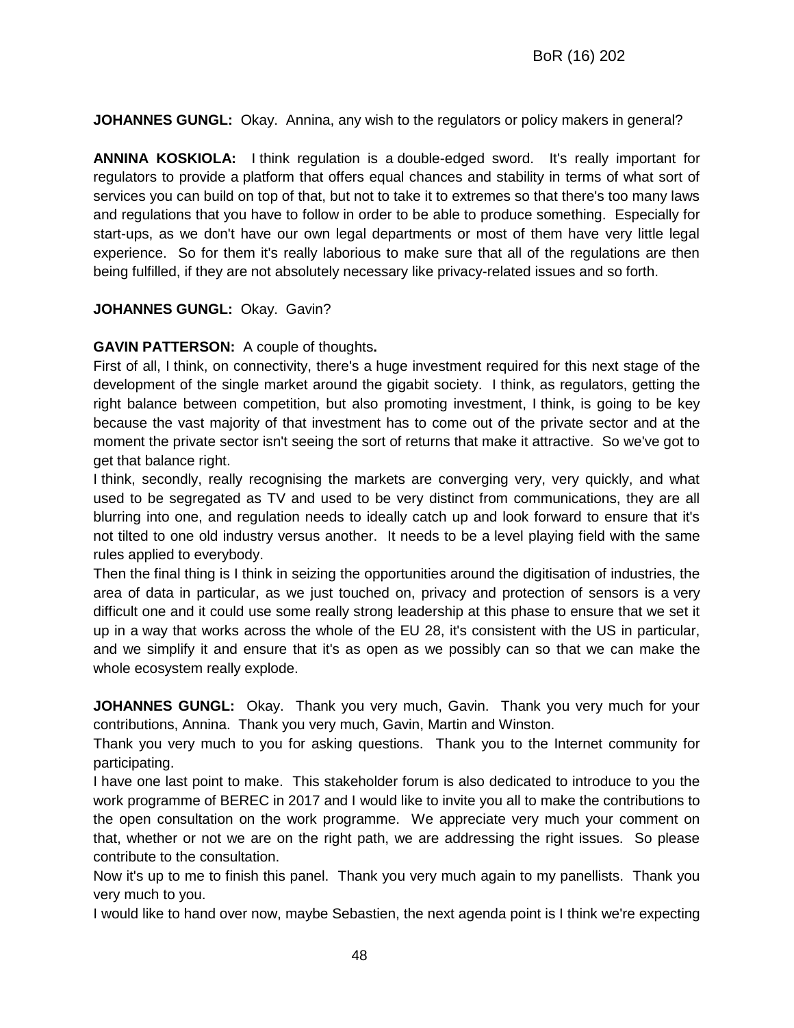**JOHANNES GUNGL:** Okay. Annina, any wish to the regulators or policy makers in general?

**ANNINA KOSKIOLA:** I think regulation is a double-edged sword. It's really important for regulators to provide a platform that offers equal chances and stability in terms of what sort of services you can build on top of that, but not to take it to extremes so that there's too many laws and regulations that you have to follow in order to be able to produce something. Especially for start-ups, as we don't have our own legal departments or most of them have very little legal experience. So for them it's really laborious to make sure that all of the regulations are then being fulfilled, if they are not absolutely necessary like privacy-related issues and so forth.

**JOHANNES GUNGL:** Okay. Gavin?

**GAVIN PATTERSON:** A couple of thoughts**.**

First of all, I think, on connectivity, there's a huge investment required for this next stage of the development of the single market around the gigabit society. I think, as regulators, getting the right balance between competition, but also promoting investment, I think, is going to be key because the vast majority of that investment has to come out of the private sector and at the moment the private sector isn't seeing the sort of returns that make it attractive. So we've got to get that balance right.

I think, secondly, really recognising the markets are converging very, very quickly, and what used to be segregated as TV and used to be very distinct from communications, they are all blurring into one, and regulation needs to ideally catch up and look forward to ensure that it's not tilted to one old industry versus another. It needs to be a level playing field with the same rules applied to everybody.

Then the final thing is I think in seizing the opportunities around the digitisation of industries, the area of data in particular, as we just touched on, privacy and protection of sensors is a very difficult one and it could use some really strong leadership at this phase to ensure that we set it up in a way that works across the whole of the EU 28, it's consistent with the US in particular, and we simplify it and ensure that it's as open as we possibly can so that we can make the whole ecosystem really explode.

**JOHANNES GUNGL:** Okay. Thank you very much, Gavin. Thank you very much for your contributions, Annina. Thank you very much, Gavin, Martin and Winston.

Thank you very much to you for asking questions. Thank you to the Internet community for participating.

I have one last point to make. This stakeholder forum is also dedicated to introduce to you the work programme of BEREC in 2017 and I would like to invite you all to make the contributions to the open consultation on the work programme. We appreciate very much your comment on that, whether or not we are on the right path, we are addressing the right issues. So please contribute to the consultation.

Now it's up to me to finish this panel. Thank you very much again to my panellists. Thank you very much to you.

I would like to hand over now, maybe Sebastien, the next agenda point is I think we're expecting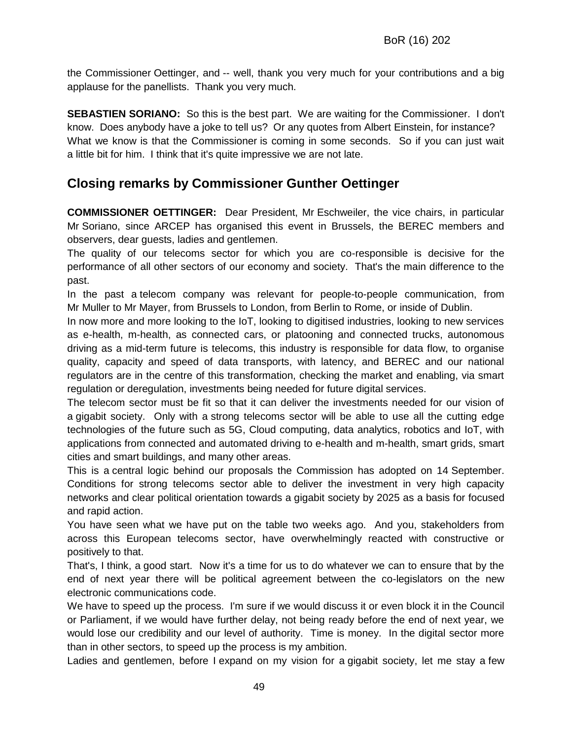the Commissioner Oettinger, and -- well, thank you very much for your contributions and a big applause for the panellists. Thank you very much.

**SEBASTIEN SORIANO:** So this is the best part. We are waiting for the Commissioner. I don't know. Does anybody have a joke to tell us? Or any quotes from Albert Einstein, for instance? What we know is that the Commissioner is coming in some seconds. So if you can just wait a little bit for him. I think that it's quite impressive we are not late.

## Closing remarks by Commissioner Gunther Oettinger

**COMMISSIONER OETTINGER:** Dear President, Mr Eschweiler, the vice chairs, in particular Mr Soriano, since ARCEP has organised this event in Brussels, the BEREC members and observers, dear guests, ladies and gentlemen.

The quality of our telecoms sector for which you are co-responsible is decisive for the performance of all other sectors of our economy and society. That's the main difference to the past.

In the past a telecom company was relevant for people-to-people communication, from Mr Muller to Mr Mayer, from Brussels to London, from Berlin to Rome, or inside of Dublin.

In now more and more looking to the IoT, looking to digitised industries, looking to new services as e-health, m-health, as connected cars, or platooning and connected trucks, autonomous driving as a mid-term future is telecoms, this industry is responsible for data flow, to organise quality, capacity and speed of data transports, with latency, and BEREC and our national regulators are in the centre of this transformation, checking the market and enabling, via smart regulation or deregulation, investments being needed for future digital services.

The telecom sector must be fit so that it can deliver the investments needed for our vision of a gigabit society. Only with a strong telecoms sector will be able to use all the cutting edge technologies of the future such as 5G, Cloud computing, data analytics, robotics and IoT, with applications from connected and automated driving to e-health and m-health, smart grids, smart cities and smart buildings, and many other areas.

This is a central logic behind our proposals the Commission has adopted on 14 September. Conditions for strong telecoms sector able to deliver the investment in very high capacity networks and clear political orientation towards a gigabit society by 2025 as a basis for focused and rapid action.

You have seen what we have put on the table two weeks ago. And you, stakeholders from across this European telecoms sector, have overwhelmingly reacted with constructive or positively to that.

That's, I think, a good start. Now it's a time for us to do whatever we can to ensure that by the end of next year there will be political agreement between the co-legislators on the new electronic communications code.

We have to speed up the process. I'm sure if we would discuss it or even block it in the Council or Parliament, if we would have further delay, not being ready before the end of next year, we would lose our credibility and our level of authority. Time is money. In the digital sector more than in other sectors, to speed up the process is my ambition.

Ladies and gentlemen, before I expand on my vision for a gigabit society, let me stay a few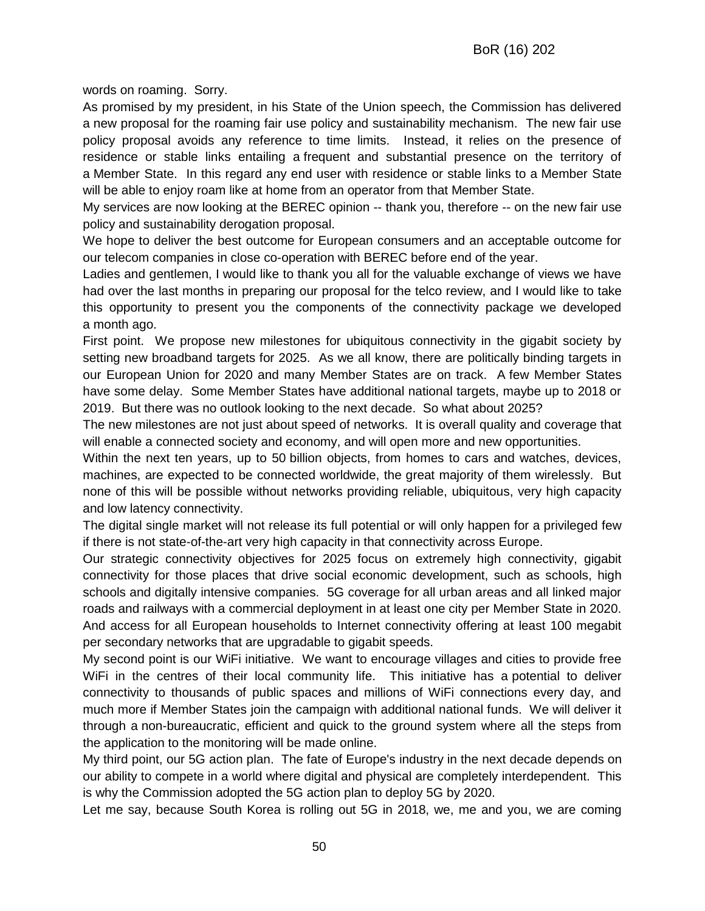words on roaming. Sorry.

As promised by my president, in his State of the Union speech, the Commission has delivered a new proposal for the roaming fair use policy and sustainability mechanism. The new fair use policy proposal avoids any reference to time limits. Instead, it relies on the presence of residence or stable links entailing a frequent and substantial presence on the territory of a Member State. In this regard any end user with residence or stable links to a Member State will be able to enjoy roam like at home from an operator from that Member State.

My services are now looking at the BEREC opinion -- thank you, therefore -- on the new fair use policy and sustainability derogation proposal.

We hope to deliver the best outcome for European consumers and an acceptable outcome for our telecom companies in close co-operation with BEREC before end of the year.

Ladies and gentlemen, I would like to thank you all for the valuable exchange of views we have had over the last months in preparing our proposal for the telco review, and I would like to take this opportunity to present you the components of the connectivity package we developed a month ago.

First point. We propose new milestones for ubiquitous connectivity in the gigabit society by setting new broadband targets for 2025. As we all know, there are politically binding targets in our European Union for 2020 and many Member States are on track. A few Member States have some delay. Some Member States have additional national targets, maybe up to 2018 or 2019. But there was no outlook looking to the next decade. So what about 2025?

The new milestones are not just about speed of networks. It is overall quality and coverage that will enable a connected society and economy, and will open more and new opportunities.

Within the next ten years, up to 50 billion objects, from homes to cars and watches, devices, machines, are expected to be connected worldwide, the great majority of them wirelessly. But none of this will be possible without networks providing reliable, ubiquitous, very high capacity and low latency connectivity.

The digital single market will not release its full potential or will only happen for a privileged few if there is not state-of-the-art very high capacity in that connectivity across Europe.

Our strategic connectivity objectives for 2025 focus on extremely high connectivity, gigabit connectivity for those places that drive social economic development, such as schools, high schools and digitally intensive companies. 5G coverage for all urban areas and all linked major roads and railways with a commercial deployment in at least one city per Member State in 2020. And access for all European households to Internet connectivity offering at least 100 megabit per secondary networks that are upgradable to gigabit speeds.

My second point is our WiFi initiative. We want to encourage villages and cities to provide free WiFi in the centres of their local community life. This initiative has a potential to deliver connectivity to thousands of public spaces and millions of WiFi connections every day, and much more if Member States join the campaign with additional national funds. We will deliver it through a non-bureaucratic, efficient and quick to the ground system where all the steps from the application to the monitoring will be made online.

My third point, our 5G action plan. The fate of Europe's industry in the next decade depends on our ability to compete in a world where digital and physical are completely interdependent. This is why the Commission adopted the 5G action plan to deploy 5G by 2020.

Let me say, because South Korea is rolling out 5G in 2018, we, me and you, we are coming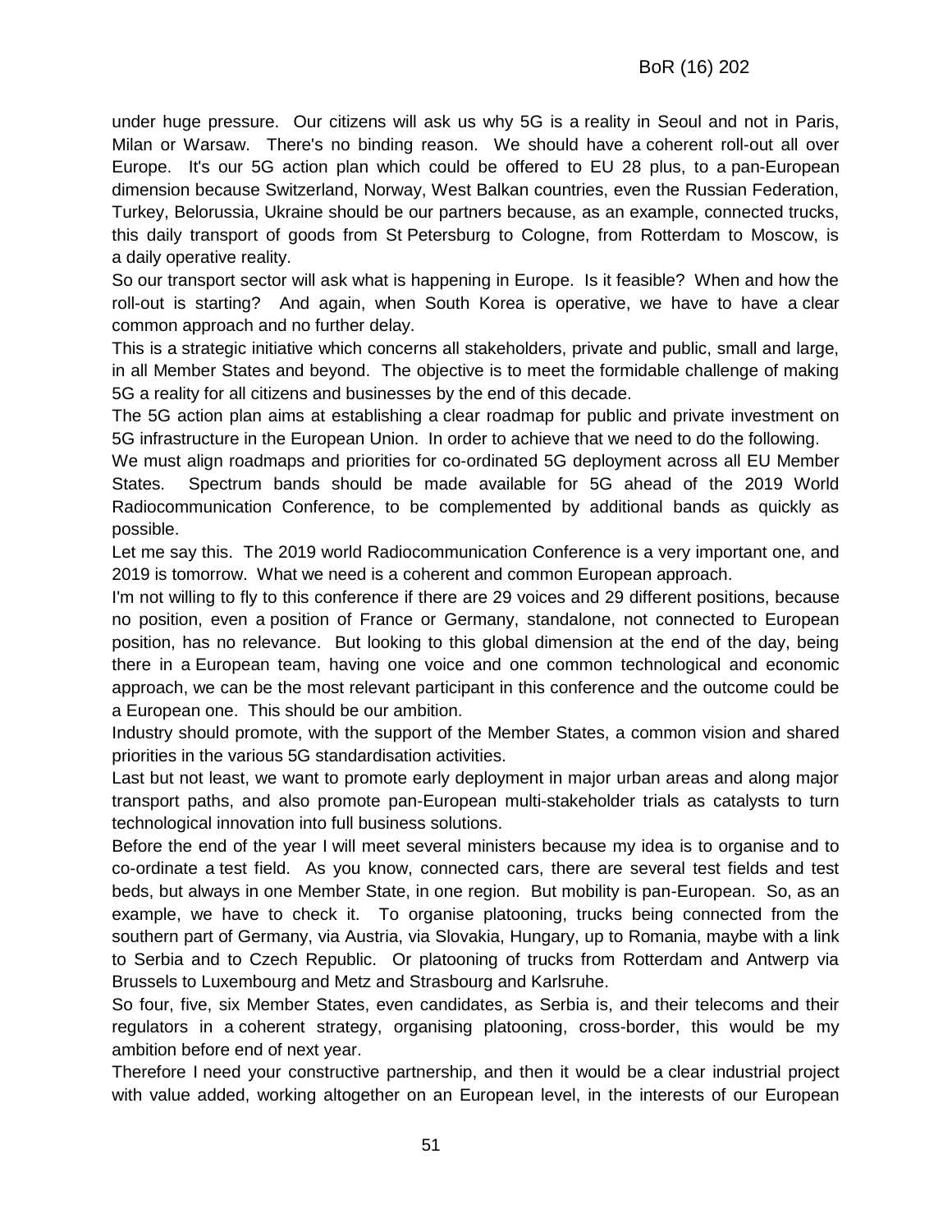under huge pressure. Our citizens will ask us why 5G is a reality in Seoul and not in Paris, Milan or Warsaw. There's no binding reason. We should have a coherent roll-out all over Europe. It's our 5G action plan which could be offered to EU 28 plus, to a pan-European dimension because Switzerland, Norway, West Balkan countries, even the Russian Federation, Turkey, Belorussia, Ukraine should be our partners because, as an example, connected trucks, this daily transport of goods from St Petersburg to Cologne, from Rotterdam to Moscow, is a daily operative reality.

So our transport sector will ask what is happening in Europe. Is it feasible? When and how the roll-out is starting? And again, when South Korea is operative, we have to have a clear common approach and no further delay.

This is a strategic initiative which concerns all stakeholders, private and public, small and large, in all Member States and beyond. The objective is to meet the formidable challenge of making 5G a reality for all citizens and businesses by the end of this decade.

The 5G action plan aims at establishing a clear roadmap for public and private investment on 5G infrastructure in the European Union. In order to achieve that we need to do the following.

We must align roadmaps and priorities for co-ordinated 5G deployment across all EU Member States. Spectrum bands should be made available for 5G ahead of the 2019 World Radiocommunication Conference, to be complemented by additional bands as quickly as possible.

Let me say this. The 2019 world Radiocommunication Conference is a very important one, and 2019 is tomorrow. What we need is a coherent and common European approach.

I'm not willing to fly to this conference if there are 29 voices and 29 different positions, because no position, even a position of France or Germany, standalone, not connected to European position, has no relevance. But looking to this global dimension at the end of the day, being there in a European team, having one voice and one common technological and economic approach, we can be the most relevant participant in this conference and the outcome could be a European one. This should be our ambition.

Industry should promote, with the support of the Member States, a common vision and shared priorities in the various 5G standardisation activities.

Last but not least, we want to promote early deployment in major urban areas and along major transport paths, and also promote pan-European multi-stakeholder trials as catalysts to turn technological innovation into full business solutions.

Before the end of the year I will meet several ministers because my idea is to organise and to co-ordinate a test field. As you know, connected cars, there are several test fields and test beds, but always in one Member State, in one region. But mobility is pan-European. So, as an example, we have to check it. To organise platooning, trucks being connected from the southern part of Germany, via Austria, via Slovakia, Hungary, up to Romania, maybe with a link to Serbia and to Czech Republic. Or platooning of trucks from Rotterdam and Antwerp via Brussels to Luxembourg and Metz and Strasbourg and Karlsruhe.

So four, five, six Member States, even candidates, as Serbia is, and their telecoms and their regulators in a coherent strategy, organising platooning, cross-border, this would be my ambition before end of next year.

Therefore I need your constructive partnership, and then it would be a clear industrial project with value added, working altogether on an European level, in the interests of our European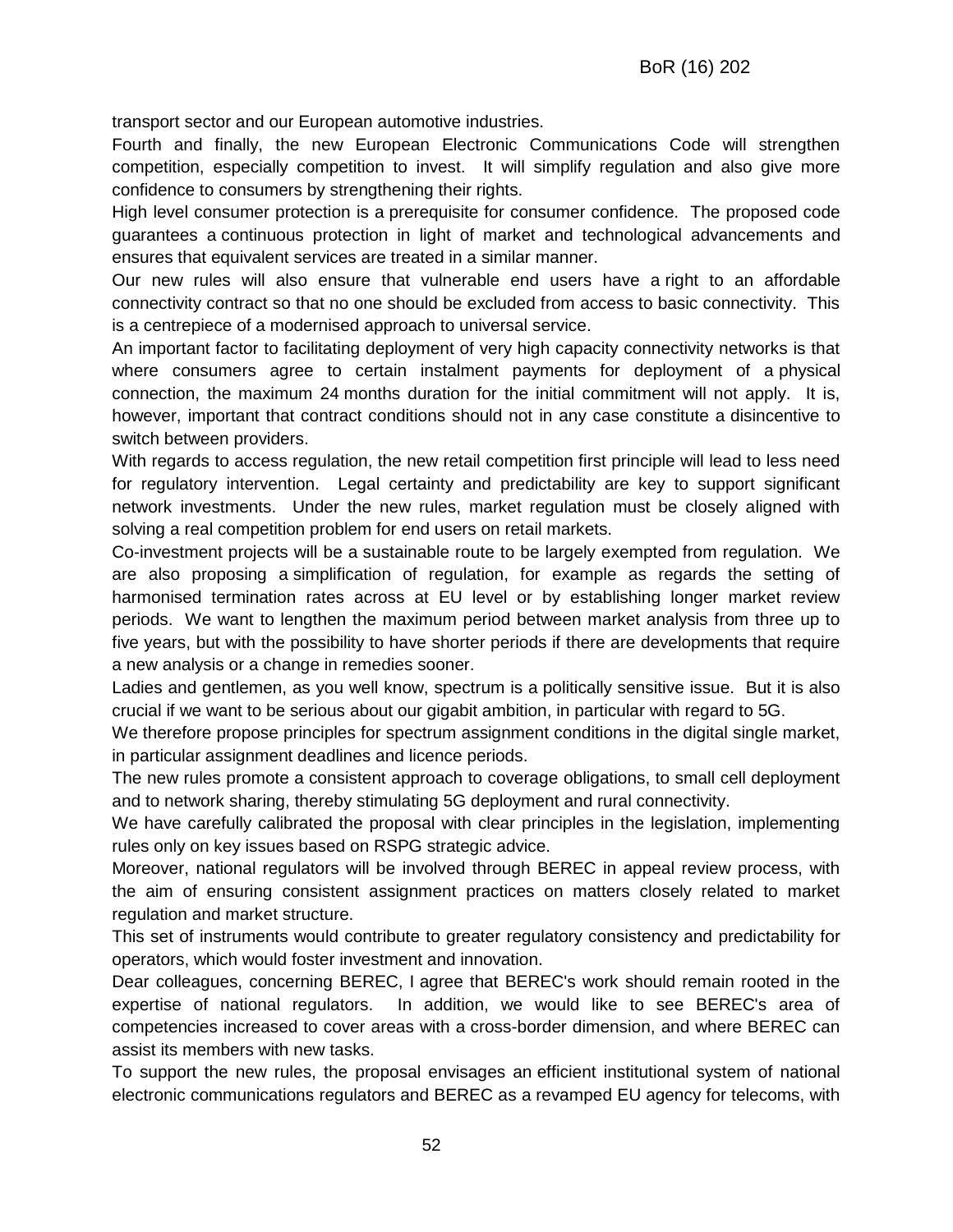transport sector and our European automotive industries.

Fourth and finally, the new European Electronic Communications Code will strengthen competition, especially competition to invest. It will simplify regulation and also give more confidence to consumers by strengthening their rights.

High level consumer protection is a prerequisite for consumer confidence. The proposed code guarantees a continuous protection in light of market and technological advancements and ensures that equivalent services are treated in a similar manner.

Our new rules will also ensure that vulnerable end users have a right to an affordable connectivity contract so that no one should be excluded from access to basic connectivity. This is a centrepiece of a modernised approach to universal service.

An important factor to facilitating deployment of very high capacity connectivity networks is that where consumers agree to certain instalment payments for deployment of a physical connection, the maximum 24 months duration for the initial commitment will not apply. It is, however, important that contract conditions should not in any case constitute a disincentive to switch between providers.

With regards to access regulation, the new retail competition first principle will lead to less need for regulatory intervention. Legal certainty and predictability are key to support significant network investments. Under the new rules, market regulation must be closely aligned with solving a real competition problem for end users on retail markets.

Co-investment projects will be a sustainable route to be largely exempted from regulation. We are also proposing a simplification of regulation, for example as regards the setting of harmonised termination rates across at EU level or by establishing longer market review periods. We want to lengthen the maximum period between market analysis from three up to five years, but with the possibility to have shorter periods if there are developments that require a new analysis or a change in remedies sooner.

Ladies and gentlemen, as you well know, spectrum is a politically sensitive issue. But it is also crucial if we want to be serious about our gigabit ambition, in particular with regard to 5G.

We therefore propose principles for spectrum assignment conditions in the digital single market, in particular assignment deadlines and licence periods.

The new rules promote a consistent approach to coverage obligations, to small cell deployment and to network sharing, thereby stimulating 5G deployment and rural connectivity.

We have carefully calibrated the proposal with clear principles in the legislation, implementing rules only on key issues based on RSPG strategic advice.

Moreover, national regulators will be involved through BEREC in appeal review process, with the aim of ensuring consistent assignment practices on matters closely related to market regulation and market structure.

This set of instruments would contribute to greater regulatory consistency and predictability for operators, which would foster investment and innovation.

Dear colleagues, concerning BEREC, I agree that BEREC's work should remain rooted in the expertise of national regulators. In addition, we would like to see BEREC's area of competencies increased to cover areas with a cross-border dimension, and where BEREC can assist its members with new tasks.

To support the new rules, the proposal envisages an efficient institutional system of national electronic communications regulators and BEREC as a revamped EU agency for telecoms, with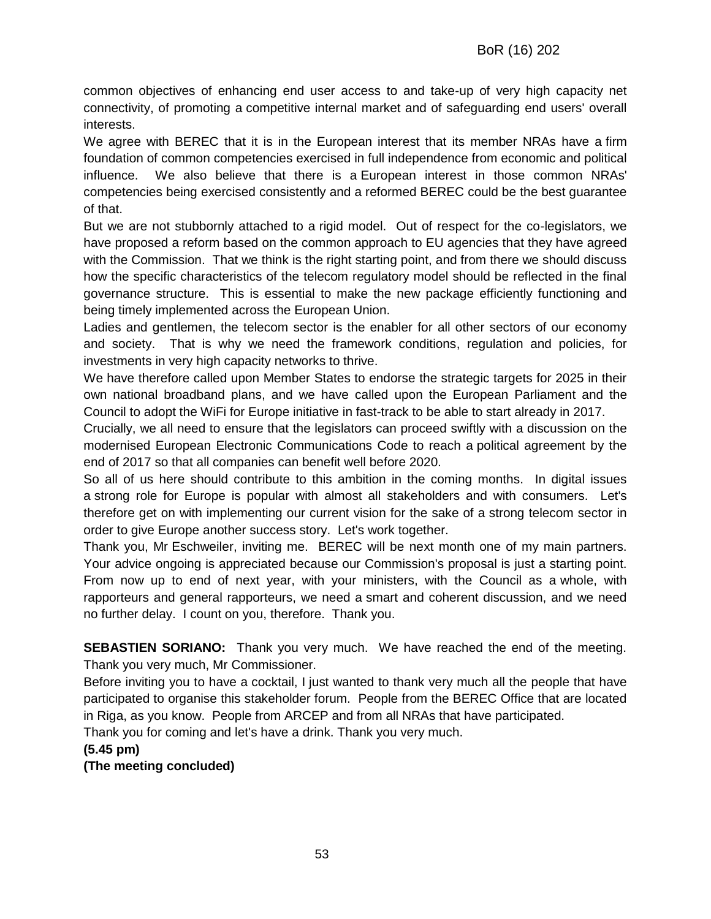common objectives of enhancing end user access to and take-up of very high capacity net connectivity, of promoting a competitive internal market and of safeguarding end users' overall interests.

We agree with BEREC that it is in the European interest that its member NRAs have a firm foundation of common competencies exercised in full independence from economic and political influence. We also believe that there is a European interest in those common NRAs' competencies being exercised consistently and a reformed BEREC could be the best guarantee of that.

But we are not stubbornly attached to a rigid model. Out of respect for the co-legislators, we have proposed a reform based on the common approach to EU agencies that they have agreed with the Commission. That we think is the right starting point, and from there we should discuss how the specific characteristics of the telecom regulatory model should be reflected in the final governance structure. This is essential to make the new package efficiently functioning and being timely implemented across the European Union.

Ladies and gentlemen, the telecom sector is the enabler for all other sectors of our economy and society. That is why we need the framework conditions, regulation and policies, for investments in very high capacity networks to thrive.

We have therefore called upon Member States to endorse the strategic targets for 2025 in their own national broadband plans, and we have called upon the European Parliament and the Council to adopt the WiFi for Europe initiative in fast-track to be able to start already in 2017.

Crucially, we all need to ensure that the legislators can proceed swiftly with a discussion on the modernised European Electronic Communications Code to reach a political agreement by the end of 2017 so that all companies can benefit well before 2020.

So all of us here should contribute to this ambition in the coming months. In digital issues a strong role for Europe is popular with almost all stakeholders and with consumers. Let's therefore get on with implementing our current vision for the sake of a strong telecom sector in order to give Europe another success story. Let's work together.

Thank you, Mr Eschweiler, inviting me. BEREC will be next month one of my main partners. Your advice ongoing is appreciated because our Commission's proposal is just a starting point. From now up to end of next year, with your ministers, with the Council as a whole, with rapporteurs and general rapporteurs, we need a smart and coherent discussion, and we need no further delay. I count on you, therefore. Thank you.

**SEBASTIEN SORIANO:** Thank you very much. We have reached the end of the meeting. Thank you very much, Mr Commissioner.

Before inviting you to have a cocktail, I just wanted to thank very much all the people that have participated to organise this stakeholder forum. People from the BEREC Office that are located in Riga, as you know. People from ARCEP and from all NRAs that have participated.

Thank you for coming and let's have a drink. Thank you very much.

**(5.45 pm)**

**(The meeting concluded)**